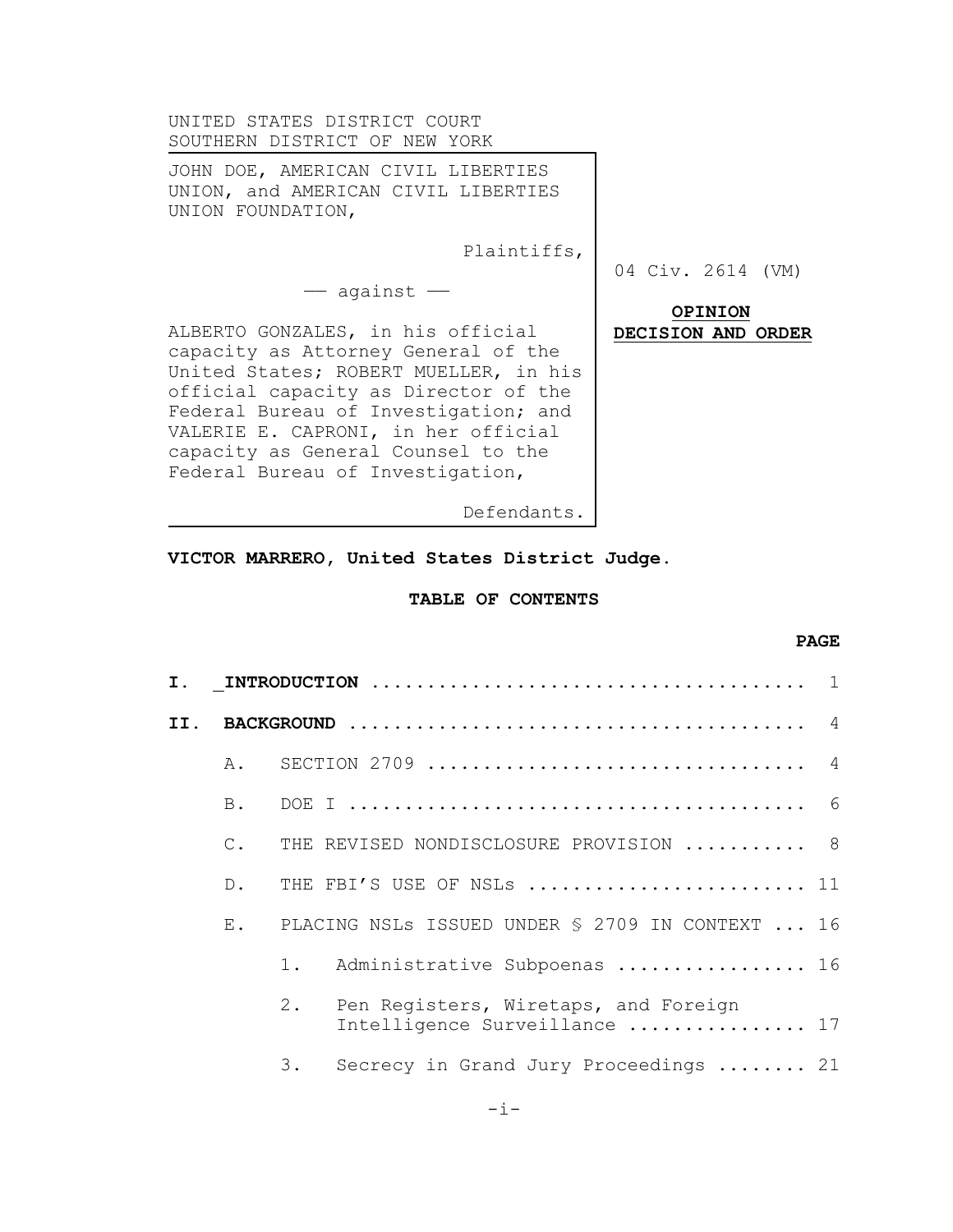UNITED STATES DISTRICT COURT
SOUTHERN DISTRICT OF NEW YORK

JOHN DOE, AMERICAN CIVIL LIBERTIES UNION, and AMERICAN CIVIL LIBERTIES UNION FOUNDATION,

Plaintiffs,

— against —

ALBERTO GONZALES, in his official capacity as Attorney General of the United States; ROBERT MUELLER, in his official capacity as Director of the Federal Bureau of Investigation; and VALERIE E. CAPRONI, in her official capacity as General Counsel to the Federal Bureau of Investigation,

Defendants.

04 Civ. 2614 (VM)

**OPINION**
**DECISION AND ORDER**

**VICTOR MARRERO, United States District Judge.**

**TABLE OF CONTENTS**

| | | | | **PAGE** |
|---|---|---|---|---|
| **I.** | **INTRODUCTION** | | | 1 |
| **II.** | **BACKGROUND** | | | 4 |
| | A. | SECTION 2709 | | 4 |
| | B. | DOE I | | 6 |
| | C. | THE REVISED NONDISCLOSURE PROVISION | | 8 |
| | D. | THE FBI'S USE OF NSLs | | 11 |
| | E. | PLACING NSLs ISSUED UNDER § 2709 IN CONTEXT | | 16 |
| | | 1. | Administrative Subpoenas | 16 |
| | | 2. | Pen Registers, Wiretaps, and Foreign Intelligence Surveillance | 17 |
| | | 3. | Secrecy in Grand Jury Proceedings | 21 |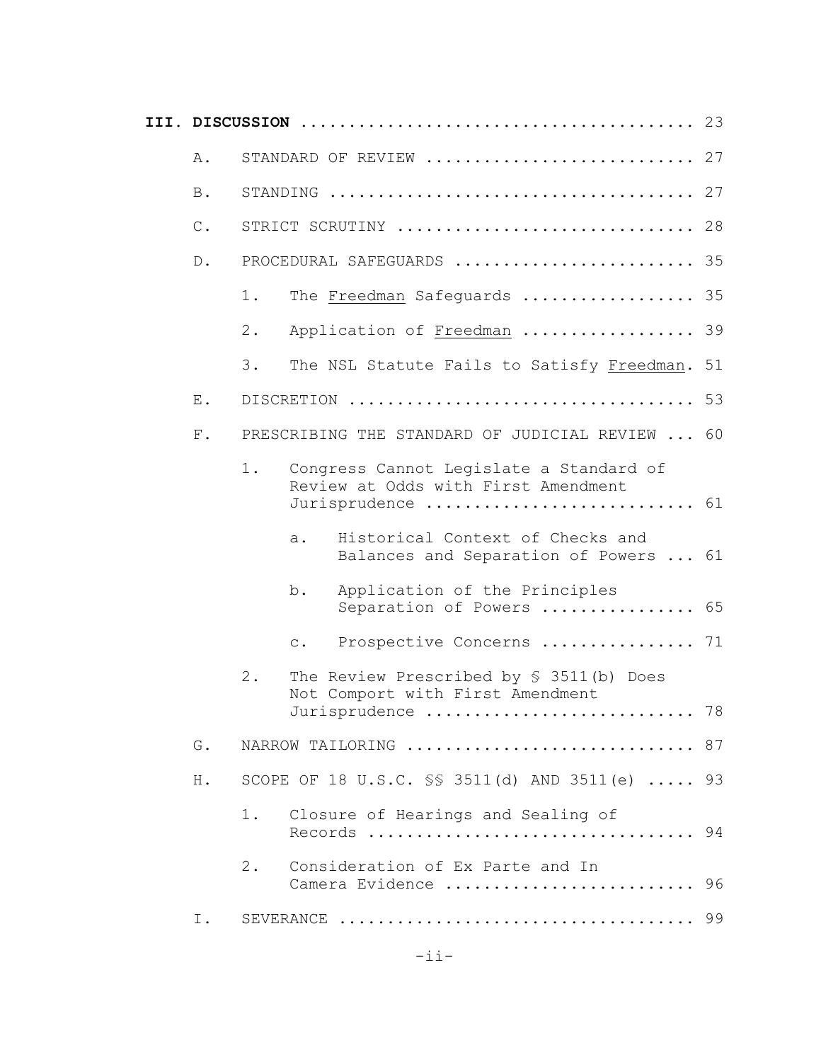**III. DISCUSSION** ........................................ 23

- A. STANDARD OF REVIEW ........................... 27
- B. STANDING ..................................... 27
- C. STRICT SCRUTINY .............................. 28
- D. PROCEDURAL SAFEGUARDS ........................ 35
  - 1. The <u>Freedman</u> Safeguards .................. 35
  - 2. Application of <u>Freedman</u> .................. 39
  - 3. The NSL Statute Fails to Satisfy <u>Freedman</u>. 51
- E. DISCRETION ................................... 53
- F. PRESCRIBING THE STANDARD OF JUDICIAL REVIEW ... 60
  - 1. Congress Cannot Legislate a Standard of Review at Odds with First Amendment Jurisprudence ........................... 61
    - a. Historical Context of Checks and Balances and Separation of Powers ... 61
    - b. Application of the Principles Separation of Powers ................ 65
    - c. Prospective Concerns ................ 71
  - 2. The Review Prescribed by § 3511(b) Does Not Comport with First Amendment Jurisprudence ........................... 78
- G. NARROW TAILORING ............................. 87
- H. SCOPE OF 18 U.S.C. §§ 3511(d) AND 3511(e) ..... 93
  - 1. Closure of Hearings and Sealing of Records ................................. 94
  - 2. Consideration of Ex Parte and In Camera Evidence ......................... 96
- I. SEVERANCE .................................... 99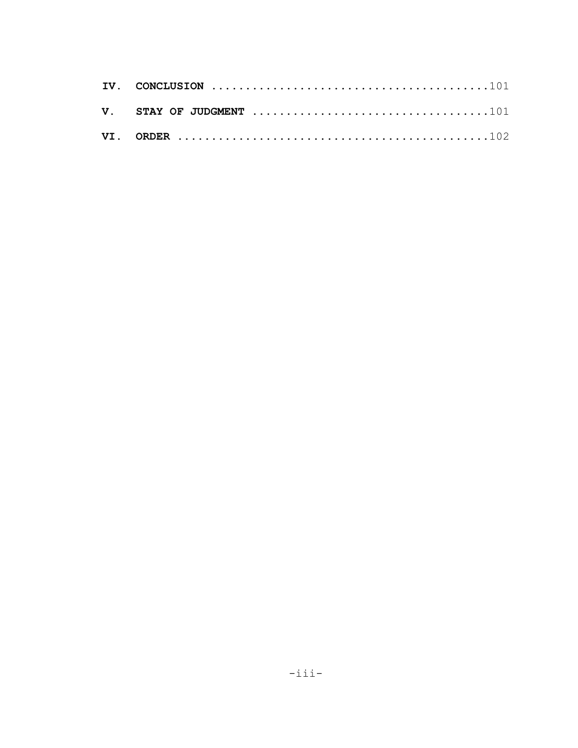**IV. CONCLUSION** ........................................101

**V. STAY OF JUDGMENT** ..................................101

**VI. ORDER** ............................................102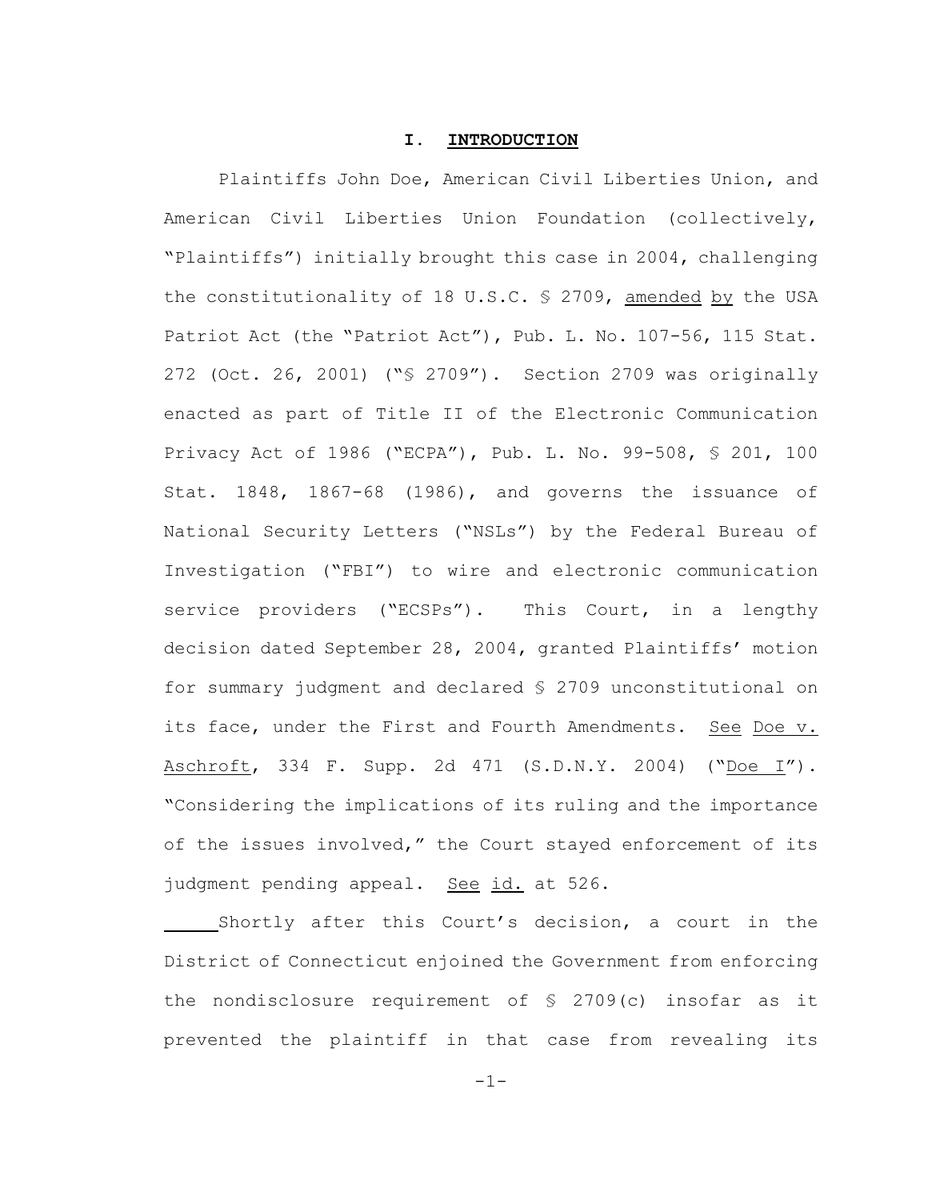## I. INTRODUCTION

Plaintiffs John Doe, American Civil Liberties Union, and American Civil Liberties Union Foundation (collectively, "Plaintiffs") initially brought this case in 2004, challenging the constitutionality of 18 U.S.C. § 2709, amended by the USA Patriot Act (the "Patriot Act"), Pub. L. No. 107-56, 115 Stat. 272 (Oct. 26, 2001) ("§ 2709"). Section 2709 was originally enacted as part of Title II of the Electronic Communication Privacy Act of 1986 ("ECPA"), Pub. L. No. 99-508, § 201, 100 Stat. 1848, 1867-68 (1986), and governs the issuance of National Security Letters ("NSLs") by the Federal Bureau of Investigation ("FBI") to wire and electronic communication service providers ("ECSPs"). This Court, in a lengthy decision dated September 28, 2004, granted Plaintiffs' motion for summary judgment and declared § 2709 unconstitutional on its face, under the First and Fourth Amendments. See Doe v. Aschroft, 334 F. Supp. 2d 471 (S.D.N.Y. 2004) ("Doe I"). "Considering the implications of its ruling and the importance of the issues involved," the Court stayed enforcement of its judgment pending appeal. See id. at 526.

Shortly after this Court's decision, a court in the District of Connecticut enjoined the Government from enforcing the nondisclosure requirement of § 2709(c) insofar as it prevented the plaintiff in that case from revealing its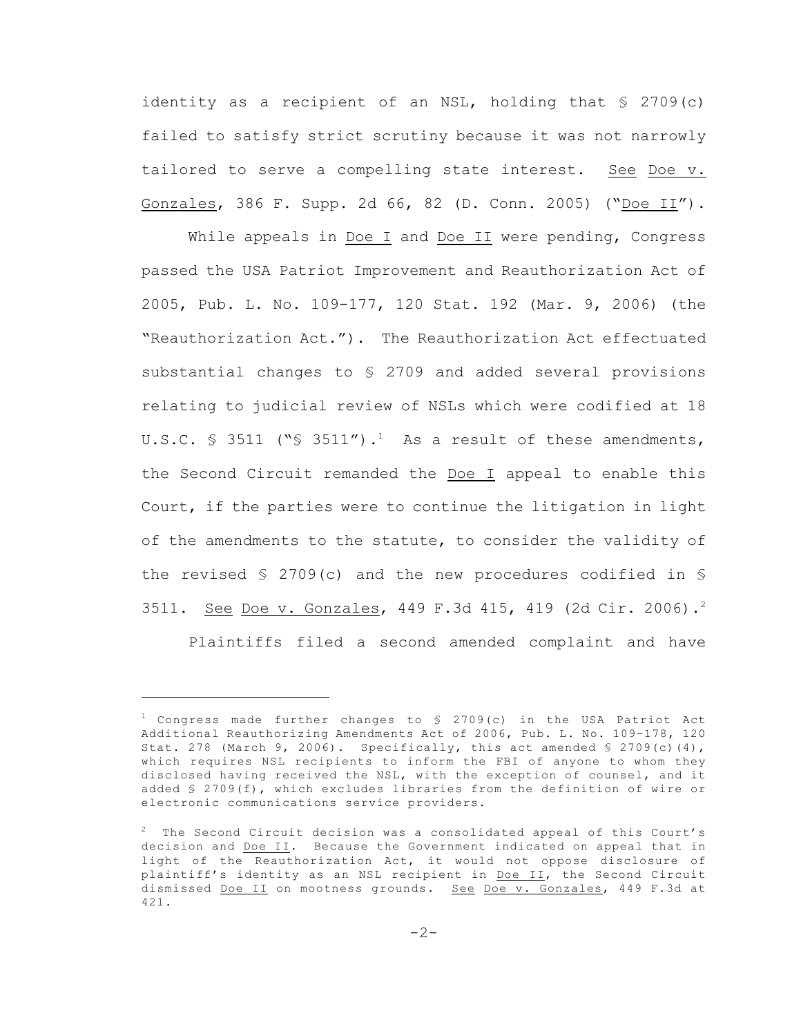identity as a recipient of an NSL, holding that § 2709(c) failed to satisfy strict scrutiny because it was not narrowly tailored to serve a compelling state interest. See Doe v. Gonzales, 386 F. Supp. 2d 66, 82 (D. Conn. 2005) ("Doe II").

While appeals in Doe I and Doe II were pending, Congress passed the USA Patriot Improvement and Reauthorization Act of 2005, Pub. L. No. 109-177, 120 Stat. 192 (Mar. 9, 2006) (the "Reauthorization Act."). The Reauthorization Act effectuated substantial changes to § 2709 and added several provisions relating to judicial review of NSLs which were codified at 18 U.S.C. § 3511 ("§ 3511").[1] As a result of these amendments, the Second Circuit remanded the Doe I appeal to enable this Court, if the parties were to continue the litigation in light of the amendments to the statute, to consider the validity of the revised § 2709(c) and the new procedures codified in § 3511. See Doe v. Gonzales, 449 F.3d 415, 419 (2d Cir. 2006).[2]

Plaintiffs filed a second amended complaint and have

---

[1] Congress made further changes to § 2709(c) in the USA Patriot Act Additional Reauthorizing Amendments Act of 2006, Pub. L. No. 109-178, 120 Stat. 278 (March 9, 2006). Specifically, this act amended § 2709(c)(4), which requires NSL recipients to inform the FBI of anyone to whom they disclosed having received the NSL, with the exception of counsel, and it added § 2709(f), which excludes libraries from the definition of wire or electronic communications service providers.

[2] The Second Circuit decision was a consolidated appeal of this Court's decision and Doe II. Because the Government indicated on appeal that in light of the Reauthorization Act, it would not oppose disclosure of plaintiff's identity as an NSL recipient in Doe II, the Second Circuit dismissed Doe II on mootness grounds. See Doe v. Gonzales, 449 F.3d at 421.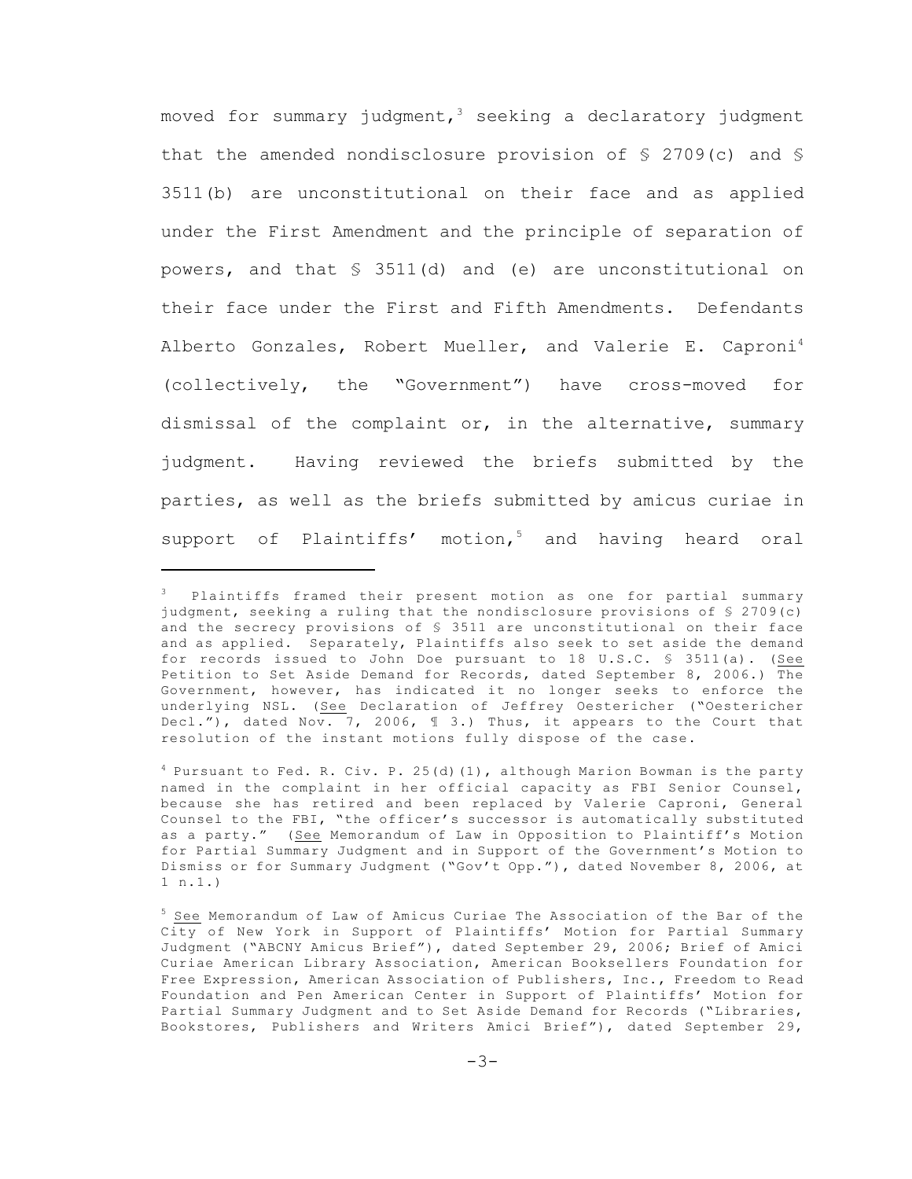moved for summary judgment,[3] seeking a declaratory judgment that the amended nondisclosure provision of § 2709(c) and § 3511(b) are unconstitutional on their face and as applied under the First Amendment and the principle of separation of powers, and that § 3511(d) and (e) are unconstitutional on their face under the First and Fifth Amendments. Defendants Alberto Gonzales, Robert Mueller, and Valerie E. Caproni[4] (collectively, the "Government") have cross-moved for dismissal of the complaint or, in the alternative, summary judgment. Having reviewed the briefs submitted by the parties, as well as the briefs submitted by amicus curiae in support of Plaintiffs' motion,[5] and having heard oral

---

[3] Plaintiffs framed their present motion as one for partial summary judgment, seeking a ruling that the nondisclosure provisions of § 2709(c) and the secrecy provisions of § 3511 are unconstitutional on their face and as applied. Separately, Plaintiffs also seek to set aside the demand for records issued to John Doe pursuant to 18 U.S.C. § 3511(a). (See Petition to Set Aside Demand for Records, dated September 8, 2006.) The Government, however, has indicated it no longer seeks to enforce the underlying NSL. (See Declaration of Jeffrey Oestericher ("Oestericher Decl."), dated Nov. 7, 2006, ¶ 3.) Thus, it appears to the Court that resolution of the instant motions fully dispose of the case.

[4] Pursuant to Fed. R. Civ. P. 25(d)(1), although Marion Bowman is the party named in the complaint in her official capacity as FBI Senior Counsel, because she has retired and been replaced by Valerie Caproni, General Counsel to the FBI, "the officer's successor is automatically substituted as a party." (See Memorandum of Law in Opposition to Plaintiff's Motion for Partial Summary Judgment and in Support of the Government's Motion to Dismiss or for Summary Judgment ("Gov't Opp."), dated November 8, 2006, at 1 n.1.)

[5] See Memorandum of Law of Amicus Curiae The Association of the Bar of the City of New York in Support of Plaintiffs' Motion for Partial Summary Judgment ("ABCNY Amicus Brief"), dated September 29, 2006; Brief of Amici Curiae American Library Association, American Booksellers Foundation for Free Expression, American Association of Publishers, Inc., Freedom to Read Foundation and Pen American Center in Support of Plaintiffs' Motion for Partial Summary Judgment and to Set Aside Demand for Records ("Libraries, Bookstores, Publishers and Writers Amici Brief"), dated September 29,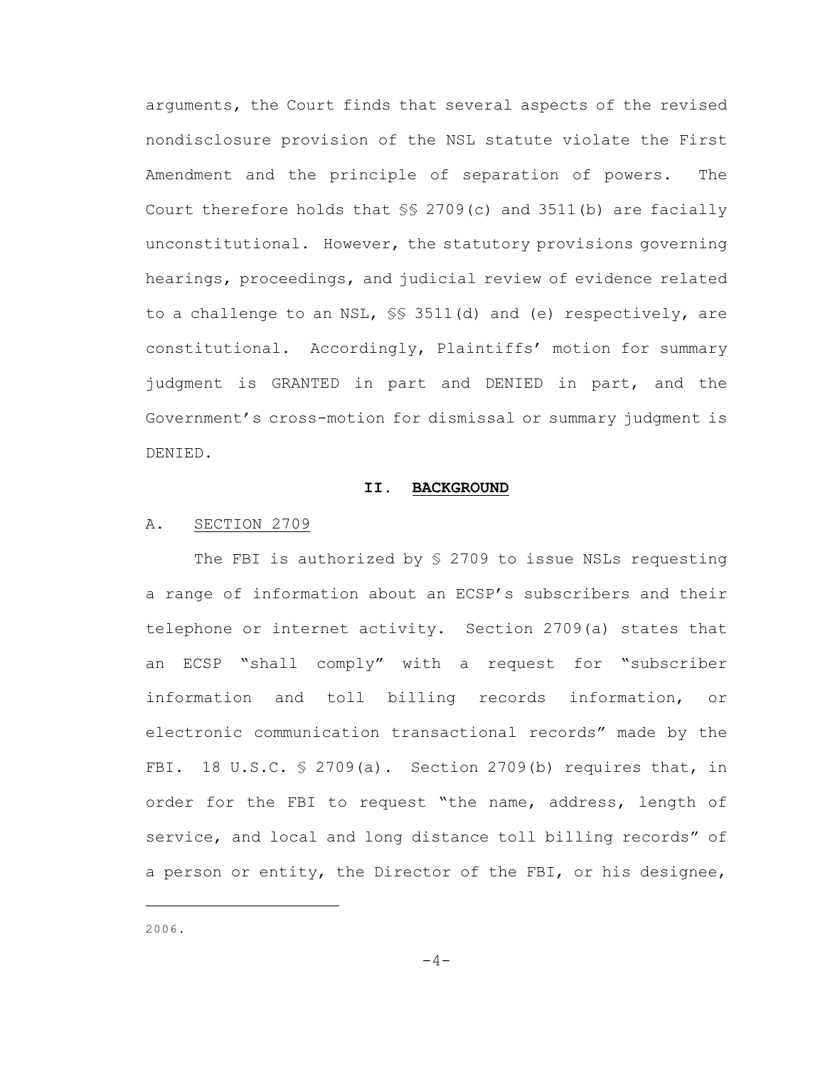arguments, the Court finds that several aspects of the revised nondisclosure provision of the NSL statute violate the First Amendment and the principle of separation of powers. The Court therefore holds that §§ 2709(c) and 3511(b) are facially unconstitutional. However, the statutory provisions governing hearings, proceedings, and judicial review of evidence related to a challenge to an NSL, §§ 3511(d) and (e) respectively, are constitutional. Accordingly, Plaintiffs' motion for summary judgment is GRANTED in part and DENIED in part, and the Government's cross-motion for dismissal or summary judgment is DENIED.

## II. BACKGROUND

### A. SECTION 2709

The FBI is authorized by § 2709 to issue NSLs requesting a range of information about an ECSP's subscribers and their telephone or internet activity. Section 2709(a) states that an ECSP "shall comply" with a request for "subscriber information and toll billing records information, or electronic communication transactional records" made by the FBI. 18 U.S.C. § 2709(a). Section 2709(b) requires that, in order for the FBI to request "the name, address, length of service, and local and long distance toll billing records" of a person or entity, the Director of the FBI, or his designee,

---

2006.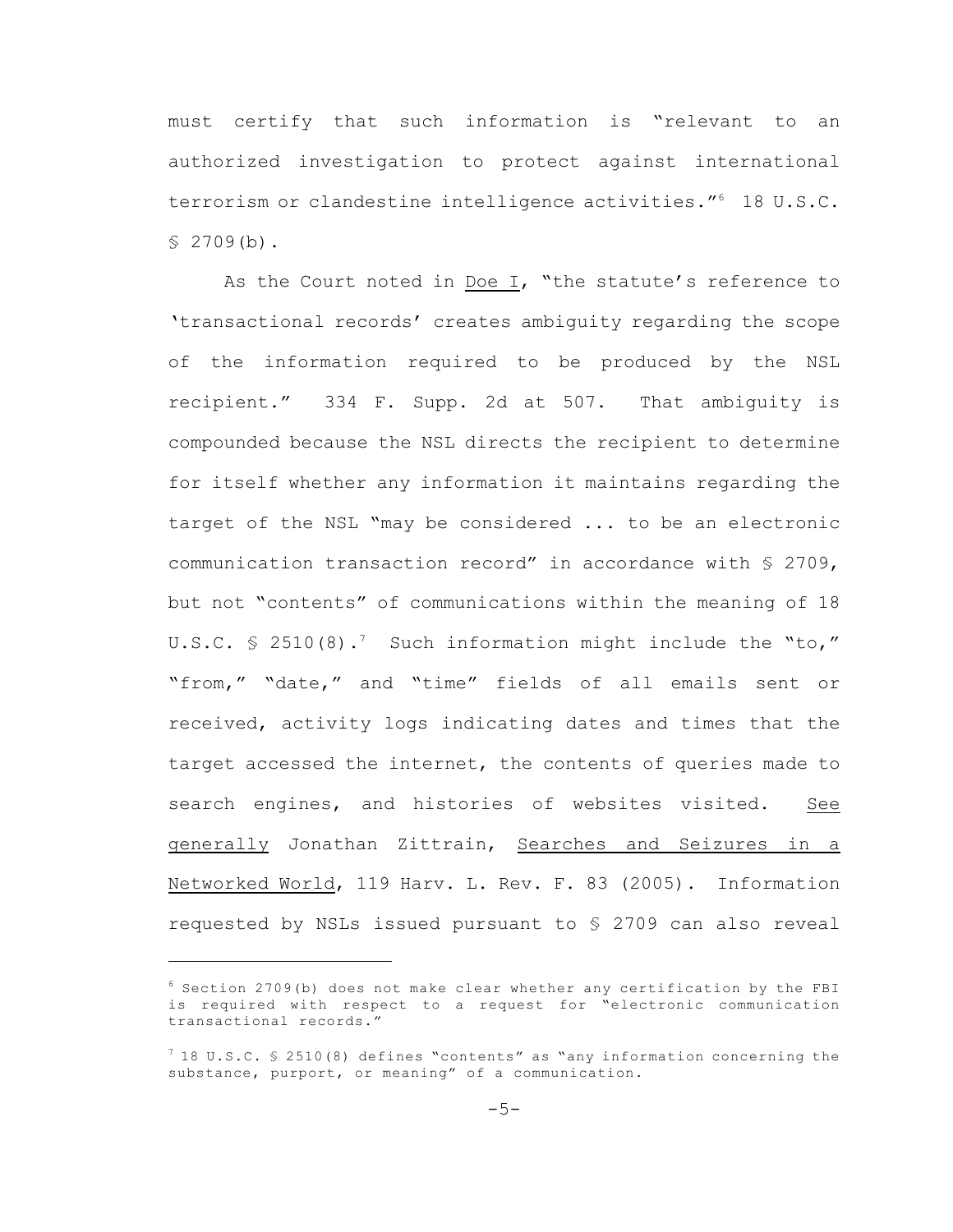must certify that such information is "relevant to an authorized investigation to protect against international terrorism or clandestine intelligence activities."[6] 18 U.S.C. § 2709(b).

As the Court noted in Doe I, "the statute's reference to 'transactional records' creates ambiguity regarding the scope of the information required to be produced by the NSL recipient." 334 F. Supp. 2d at 507. That ambiguity is compounded because the NSL directs the recipient to determine for itself whether any information it maintains regarding the target of the NSL "may be considered ... to be an electronic communication transaction record" in accordance with § 2709, but not "contents" of communications within the meaning of 18 U.S.C. § 2510(8).[7] Such information might include the "to," "from," "date," and "time" fields of all emails sent or received, activity logs indicating dates and times that the target accessed the internet, the contents of queries made to search engines, and histories of websites visited. See generally Jonathan Zittrain, Searches and Seizures in a Networked World, 119 Harv. L. Rev. F. 83 (2005). Information requested by NSLs issued pursuant to § 2709 can also reveal

---

[6] Section 2709(b) does not make clear whether any certification by the FBI is required with respect to a request for "electronic communication transactional records."

[7] 18 U.S.C. § 2510(8) defines "contents" as "any information concerning the substance, purport, or meaning" of a communication.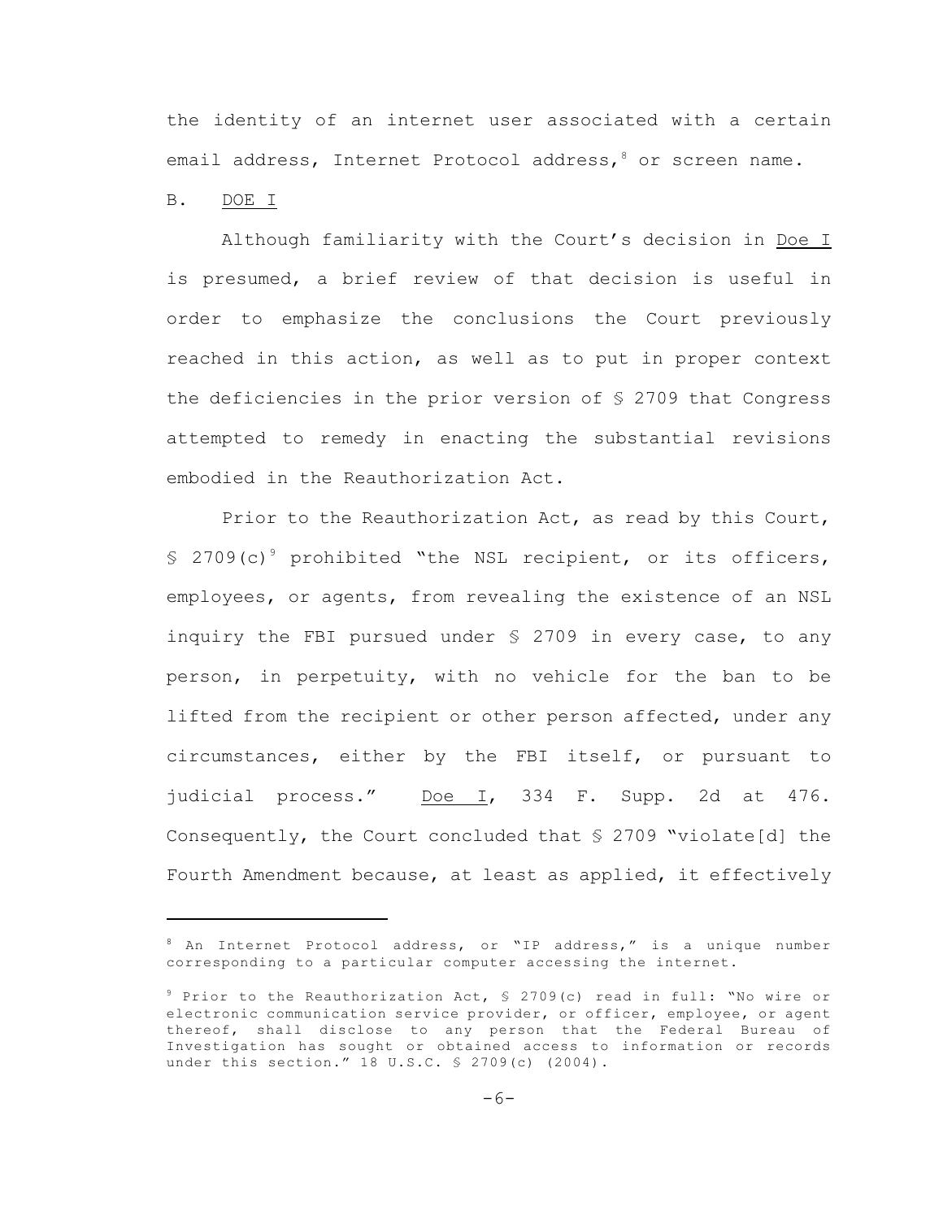the identity of an internet user associated with a certain email address, Internet Protocol address,[8] or screen name.

B. DOE I

Although familiarity with the Court's decision in Doe I is presumed, a brief review of that decision is useful in order to emphasize the conclusions the Court previously reached in this action, as well as to put in proper context the deficiencies in the prior version of § 2709 that Congress attempted to remedy in enacting the substantial revisions embodied in the Reauthorization Act.

Prior to the Reauthorization Act, as read by this Court, § 2709(c)[9] prohibited "the NSL recipient, or its officers, employees, or agents, from revealing the existence of an NSL inquiry the FBI pursued under § 2709 in every case, to any person, in perpetuity, with no vehicle for the ban to be lifted from the recipient or other person affected, under any circumstances, either by the FBI itself, or pursuant to judicial process." Doe I, 334 F. Supp. 2d at 476. Consequently, the Court concluded that § 2709 "violate[d] the Fourth Amendment because, at least as applied, it effectively

---

[8] An Internet Protocol address, or "IP address," is a unique number corresponding to a particular computer accessing the internet.

[9] Prior to the Reauthorization Act, § 2709(c) read in full: "No wire or electronic communication service provider, or officer, employee, or agent thereof, shall disclose to any person that the Federal Bureau of Investigation has sought or obtained access to information or records under this section." 18 U.S.C. § 2709(c) (2004).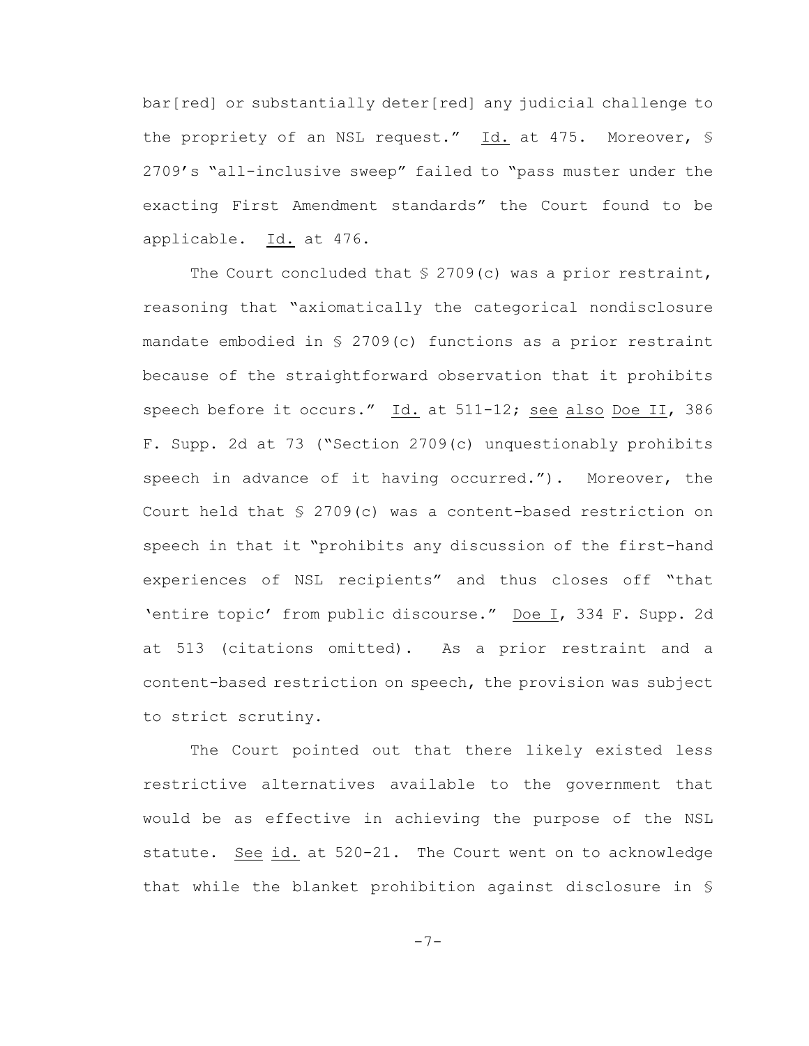bar[red] or substantially deter[red] any judicial challenge to the propriety of an NSL request." Id. at 475. Moreover, § 2709's "all-inclusive sweep" failed to "pass muster under the exacting First Amendment standards" the Court found to be applicable. Id. at 476.

The Court concluded that § 2709(c) was a prior restraint, reasoning that "axiomatically the categorical nondisclosure mandate embodied in § 2709(c) functions as a prior restraint because of the straightforward observation that it prohibits speech before it occurs." Id. at 511-12; see also Doe II, 386 F. Supp. 2d at 73 ("Section 2709(c) unquestionably prohibits speech in advance of it having occurred."). Moreover, the Court held that § 2709(c) was a content-based restriction on speech in that it "prohibits any discussion of the first-hand experiences of NSL recipients" and thus closes off "that 'entire topic' from public discourse." Doe I, 334 F. Supp. 2d at 513 (citations omitted). As a prior restraint and a content-based restriction on speech, the provision was subject to strict scrutiny.

The Court pointed out that there likely existed less restrictive alternatives available to the government that would be as effective in achieving the purpose of the NSL statute. See id. at 520-21. The Court went on to acknowledge that while the blanket prohibition against disclosure in §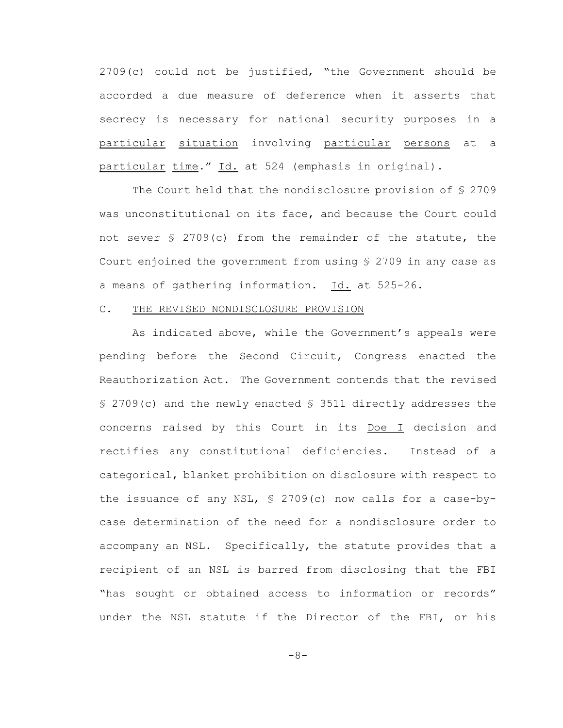2709(c) could not be justified, "the Government should be accorded a due measure of deference when it asserts that secrecy is necessary for national security purposes in a <u>particular</u> <u>situation</u> involving <u>particular</u> <u>persons</u> at a <u>particular</u> <u>time</u>." <u>Id.</u> at 524 (emphasis in original).

The Court held that the nondisclosure provision of § 2709 was unconstitutional on its face, and because the Court could not sever § 2709(c) from the remainder of the statute, the Court enjoined the government from using § 2709 in any case as a means of gathering information. <u>Id.</u> at 525-26.

### C. <u>THE REVISED NONDISCLOSURE PROVISION</u>

As indicated above, while the Government's appeals were pending before the Second Circuit, Congress enacted the Reauthorization Act. The Government contends that the revised § 2709(c) and the newly enacted § 3511 directly addresses the concerns raised by this Court in its <u>Doe I</u> decision and rectifies any constitutional deficiencies. Instead of a categorical, blanket prohibition on disclosure with respect to the issuance of any NSL, § 2709(c) now calls for a case-by-case determination of the need for a nondisclosure order to accompany an NSL. Specifically, the statute provides that a recipient of an NSL is barred from disclosing that the FBI "has sought or obtained access to information or records" under the NSL statute if the Director of the FBI, or his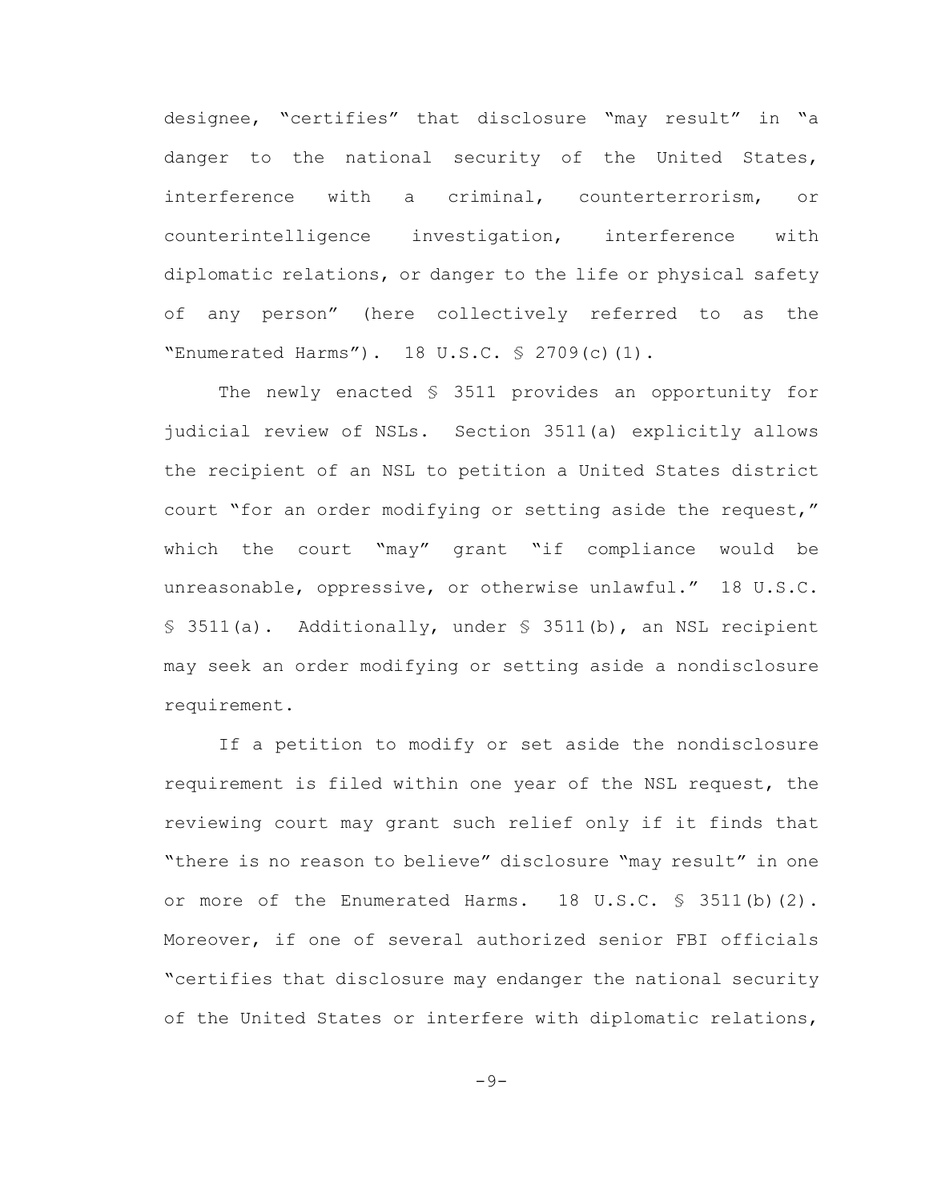designee, "certifies" that disclosure "may result" in "a danger to the national security of the United States, interference with a criminal, counterterrorism, or counterintelligence investigation, interference with diplomatic relations, or danger to the life or physical safety of any person" (here collectively referred to as the "Enumerated Harms"). 18 U.S.C. § 2709(c)(1).

The newly enacted § 3511 provides an opportunity for judicial review of NSLs. Section 3511(a) explicitly allows the recipient of an NSL to petition a United States district court "for an order modifying or setting aside the request," which the court "may" grant "if compliance would be unreasonable, oppressive, or otherwise unlawful." 18 U.S.C. § 3511(a). Additionally, under § 3511(b), an NSL recipient may seek an order modifying or setting aside a nondisclosure requirement.

If a petition to modify or set aside the nondisclosure requirement is filed within one year of the NSL request, the reviewing court may grant such relief only if it finds that "there is no reason to believe" disclosure "may result" in one or more of the Enumerated Harms. 18 U.S.C. § 3511(b)(2). Moreover, if one of several authorized senior FBI officials "certifies that disclosure may endanger the national security of the United States or interfere with diplomatic relations,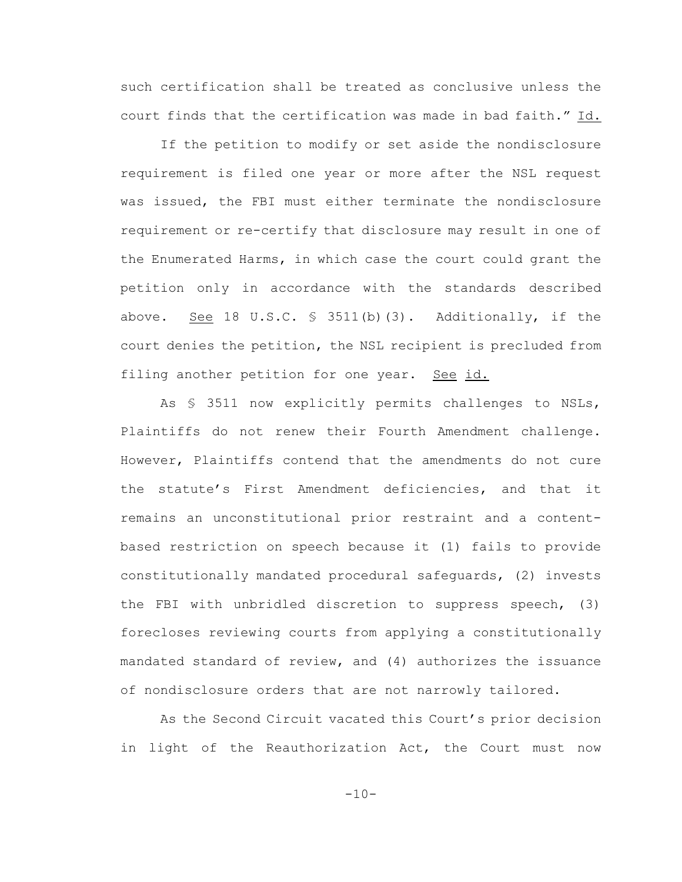such certification shall be treated as conclusive unless the court finds that the certification was made in bad faith." Id.

If the petition to modify or set aside the nondisclosure requirement is filed one year or more after the NSL request was issued, the FBI must either terminate the nondisclosure requirement or re-certify that disclosure may result in one of the Enumerated Harms, in which case the court could grant the petition only in accordance with the standards described above. See 18 U.S.C. § 3511(b)(3). Additionally, if the court denies the petition, the NSL recipient is precluded from filing another petition for one year. See id.

As § 3511 now explicitly permits challenges to NSLs, Plaintiffs do not renew their Fourth Amendment challenge. However, Plaintiffs contend that the amendments do not cure the statute's First Amendment deficiencies, and that it remains an unconstitutional prior restraint and a content-based restriction on speech because it (1) fails to provide constitutionally mandated procedural safeguards, (2) invests the FBI with unbridled discretion to suppress speech, (3) forecloses reviewing courts from applying a constitutionally mandated standard of review, and (4) authorizes the issuance of nondisclosure orders that are not narrowly tailored.

As the Second Circuit vacated this Court's prior decision in light of the Reauthorization Act, the Court must now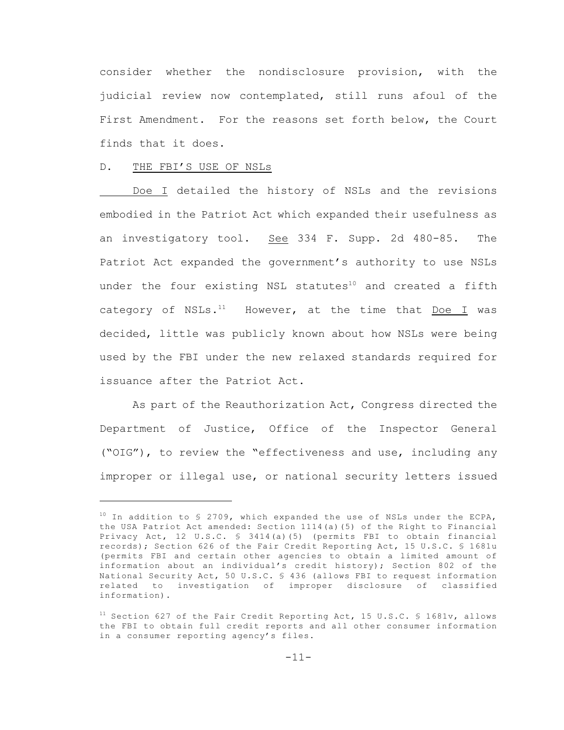consider whether the nondisclosure provision, with the judicial review now contemplated, still runs afoul of the First Amendment. For the reasons set forth below, the Court finds that it does.

D. THE FBI'S USE OF NSLs

Doe I detailed the history of NSLs and the revisions embodied in the Patriot Act which expanded their usefulness as an investigatory tool. See 334 F. Supp. 2d 480-85. The Patriot Act expanded the government's authority to use NSLs under the four existing NSL statutes[10] and created a fifth category of NSLs.[11] However, at the time that Doe I was decided, little was publicly known about how NSLs were being used by the FBI under the new relaxed standards required for issuance after the Patriot Act.

As part of the Reauthorization Act, Congress directed the Department of Justice, Office of the Inspector General ("OIG"), to review the "effectiveness and use, including any improper or illegal use, or national security letters issued

---

[10] In addition to § 2709, which expanded the use of NSLs under the ECPA, the USA Patriot Act amended: Section 1114(a)(5) of the Right to Financial Privacy Act, 12 U.S.C. § 3414(a)(5) (permits FBI to obtain financial records); Section 626 of the Fair Credit Reporting Act, 15 U.S.C. § 1681u (permits FBI and certain other agencies to obtain a limited amount of information about an individual's credit history); Section 802 of the National Security Act, 50 U.S.C. § 436 (allows FBI to request information related to investigation of improper disclosure of classified information).

[11] Section 627 of the Fair Credit Reporting Act, 15 U.S.C. § 1681v, allows the FBI to obtain full credit reports and all other consumer information in a consumer reporting agency's files.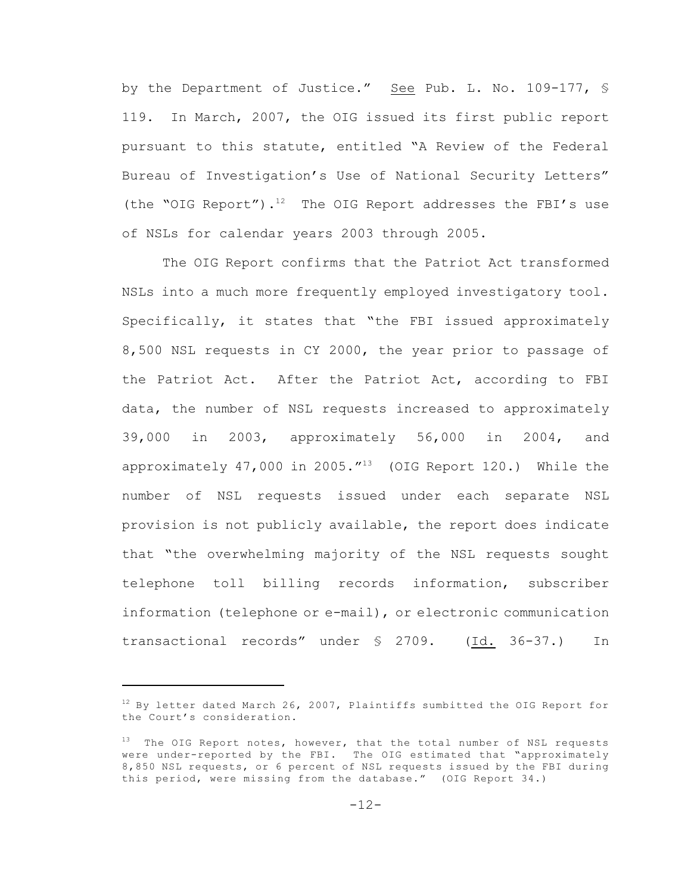by the Department of Justice." See Pub. L. No. 109-177, § 119. In March, 2007, the OIG issued its first public report pursuant to this statute, entitled "A Review of the Federal Bureau of Investigation's Use of National Security Letters" (the "OIG Report").[12] The OIG Report addresses the FBI's use of NSLs for calendar years 2003 through 2005.

The OIG Report confirms that the Patriot Act transformed NSLs into a much more frequently employed investigatory tool. Specifically, it states that "the FBI issued approximately 8,500 NSL requests in CY 2000, the year prior to passage of the Patriot Act. After the Patriot Act, according to FBI data, the number of NSL requests increased to approximately 39,000 in 2003, approximately 56,000 in 2004, and approximately 47,000 in 2005."[13] (OIG Report 120.) While the number of NSL requests issued under each separate NSL provision is not publicly available, the report does indicate that "the overwhelming majority of the NSL requests sought telephone toll billing records information, subscriber information (telephone or e-mail), or electronic communication transactional records" under § 2709. (Id. 36-37.) In

---

[12] By letter dated March 26, 2007, Plaintiffs sumbitted the OIG Report for the Court's consideration.

[13] The OIG Report notes, however, that the total number of NSL requests were under-reported by the FBI. The OIG estimated that "approximately 8,850 NSL requests, or 6 percent of NSL requests issued by the FBI during this period, were missing from the database." (OIG Report 34.)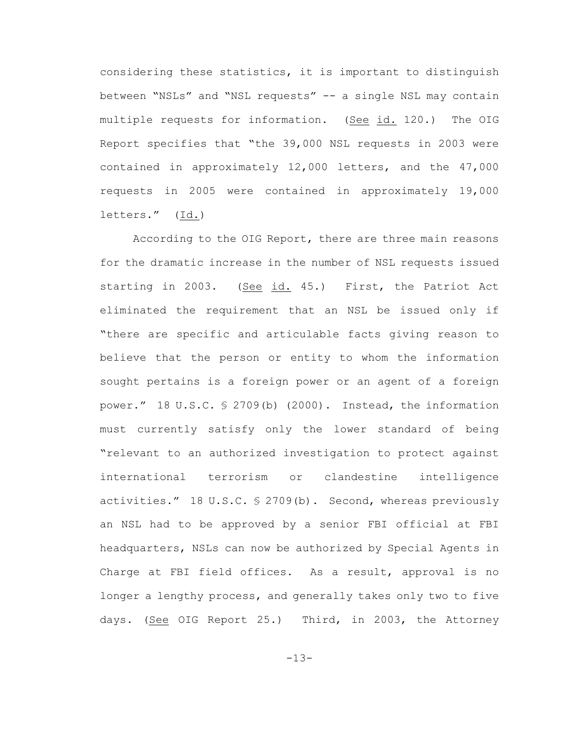considering these statistics, it is important to distinguish between "NSLs" and "NSL requests" -- a single NSL may contain multiple requests for information. (See id. 120.) The OIG Report specifies that "the 39,000 NSL requests in 2003 were contained in approximately 12,000 letters, and the 47,000 requests in 2005 were contained in approximately 19,000 letters." (Id.)

According to the OIG Report, there are three main reasons for the dramatic increase in the number of NSL requests issued starting in 2003. (See id. 45.) First, the Patriot Act eliminated the requirement that an NSL be issued only if "there are specific and articulable facts giving reason to believe that the person or entity to whom the information sought pertains is a foreign power or an agent of a foreign power." 18 U.S.C. § 2709(b) (2000). Instead, the information must currently satisfy only the lower standard of being "relevant to an authorized investigation to protect against international terrorism or clandestine intelligence activities." 18 U.S.C. § 2709(b). Second, whereas previously an NSL had to be approved by a senior FBI official at FBI headquarters, NSLs can now be authorized by Special Agents in Charge at FBI field offices. As a result, approval is no longer a lengthy process, and generally takes only two to five days. (See OIG Report 25.) Third, in 2003, the Attorney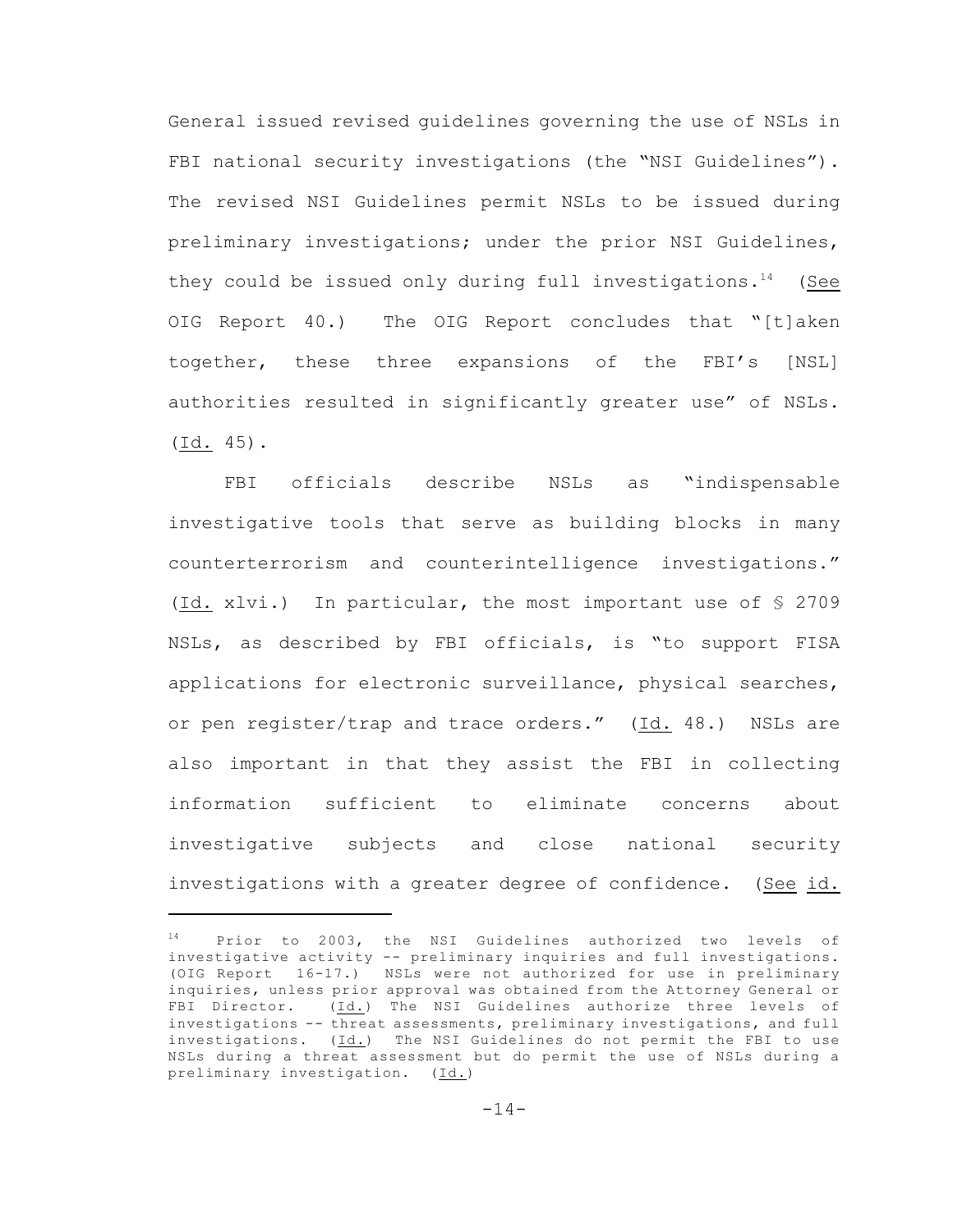General issued revised guidelines governing the use of NSLs in FBI national security investigations (the "NSI Guidelines"). The revised NSI Guidelines permit NSLs to be issued during preliminary investigations; under the prior NSI Guidelines, they could be issued only during full investigations.[14] (See OIG Report 40.) The OIG Report concludes that "[t]aken together, these three expansions of the FBI's [NSL] authorities resulted in significantly greater use" of NSLs. (Id. 45).

FBI officials describe NSLs as "indispensable investigative tools that serve as building blocks in many counterterrorism and counterintelligence investigations." (Id. xlvi.) In particular, the most important use of § 2709 NSLs, as described by FBI officials, is "to support FISA applications for electronic surveillance, physical searches, or pen register/trap and trace orders." (Id. 48.) NSLs are also important in that they assist the FBI in collecting information sufficient to eliminate concerns about investigative subjects and close national security investigations with a greater degree of confidence. (See id.

---

[14] Prior to 2003, the NSI Guidelines authorized two levels of investigative activity -- preliminary inquiries and full investigations. (OIG Report 16-17.) NSLs were not authorized for use in preliminary inquiries, unless prior approval was obtained from the Attorney General or FBI Director. (Id.) The NSI Guidelines authorize three levels of investigations -- threat assessments, preliminary investigations, and full investigations. (Id.) The NSI Guidelines do not permit the FBI to use NSLs during a threat assessment but do permit the use of NSLs during a preliminary investigation. (Id.)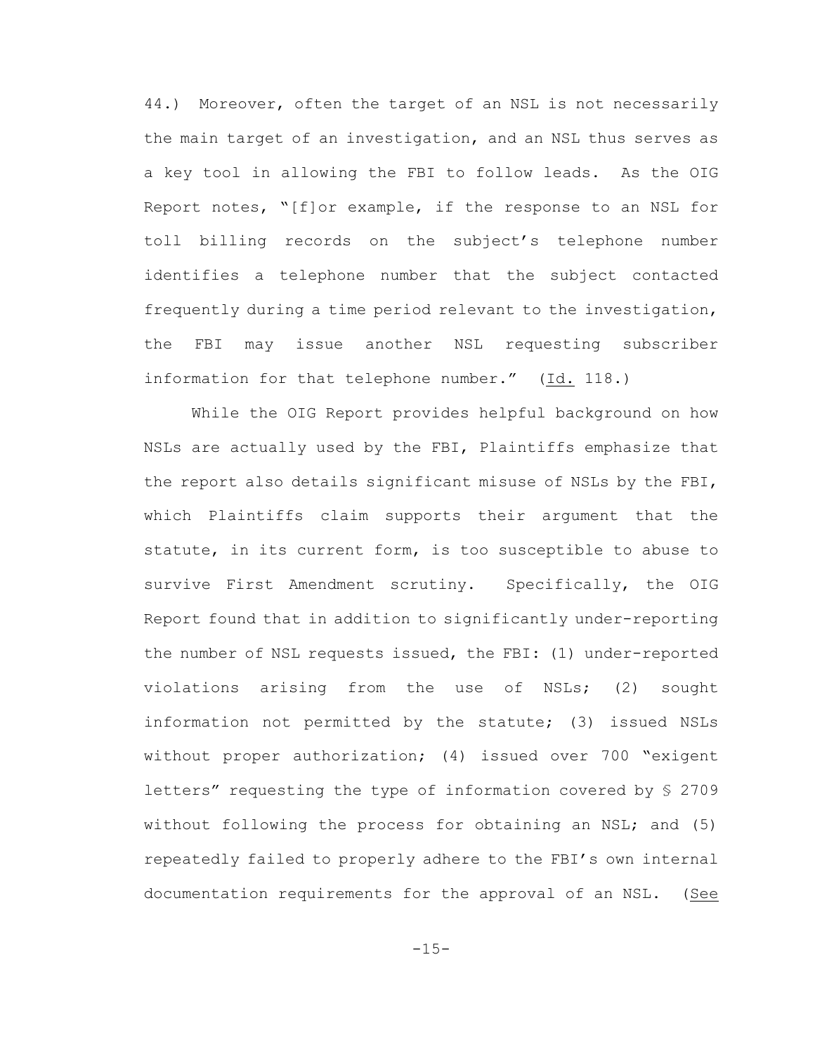44.) Moreover, often the target of an NSL is not necessarily the main target of an investigation, and an NSL thus serves as a key tool in allowing the FBI to follow leads. As the OIG Report notes, "[f]or example, if the response to an NSL for toll billing records on the subject's telephone number identifies a telephone number that the subject contacted frequently during a time period relevant to the investigation, the FBI may issue another NSL requesting subscriber information for that telephone number." (Id. 118.)

While the OIG Report provides helpful background on how NSLs are actually used by the FBI, Plaintiffs emphasize that the report also details significant misuse of NSLs by the FBI, which Plaintiffs claim supports their argument that the statute, in its current form, is too susceptible to abuse to survive First Amendment scrutiny. Specifically, the OIG Report found that in addition to significantly under-reporting the number of NSL requests issued, the FBI: (1) under-reported violations arising from the use of NSLs; (2) sought information not permitted by the statute; (3) issued NSLs without proper authorization; (4) issued over 700 "exigent letters" requesting the type of information covered by § 2709 without following the process for obtaining an NSL; and (5) repeatedly failed to properly adhere to the FBI's own internal documentation requirements for the approval of an NSL. (See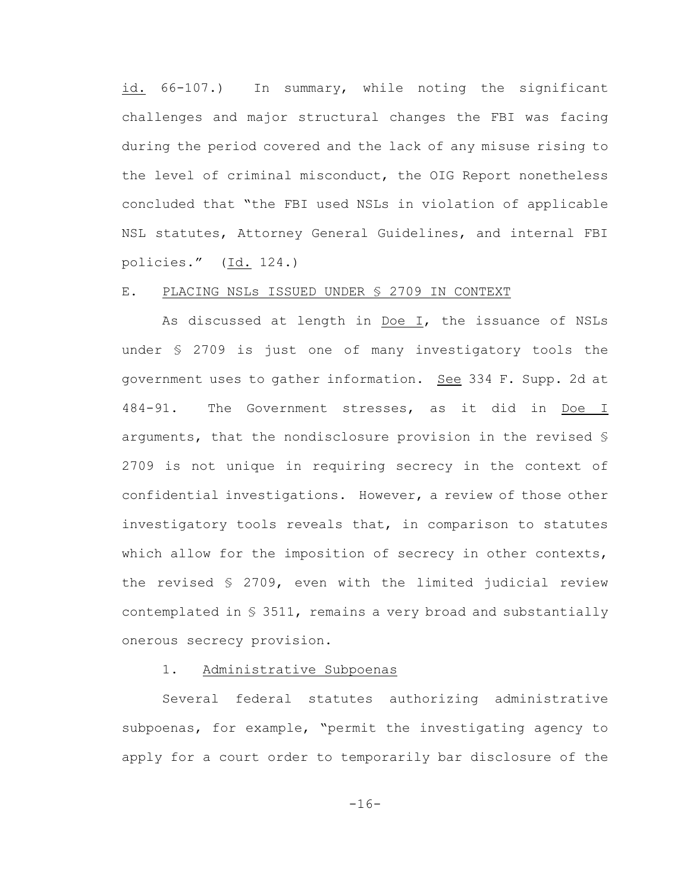id. 66-107.) In summary, while noting the significant challenges and major structural changes the FBI was facing during the period covered and the lack of any misuse rising to the level of criminal misconduct, the OIG Report nonetheless concluded that "the FBI used NSLs in violation of applicable NSL statutes, Attorney General Guidelines, and internal FBI policies." (Id. 124.)

### E. PLACING NSLs ISSUED UNDER § 2709 IN CONTEXT

As discussed at length in Doe I, the issuance of NSLs under § 2709 is just one of many investigatory tools the government uses to gather information. See 334 F. Supp. 2d at 484-91. The Government stresses, as it did in Doe I arguments, that the nondisclosure provision in the revised § 2709 is not unique in requiring secrecy in the context of confidential investigations. However, a review of those other investigatory tools reveals that, in comparison to statutes which allow for the imposition of secrecy in other contexts, the revised § 2709, even with the limited judicial review contemplated in § 3511, remains a very broad and substantially onerous secrecy provision.

#### 1. Administrative Subpoenas

Several federal statutes authorizing administrative subpoenas, for example, "permit the investigating agency to apply for a court order to temporarily bar disclosure of the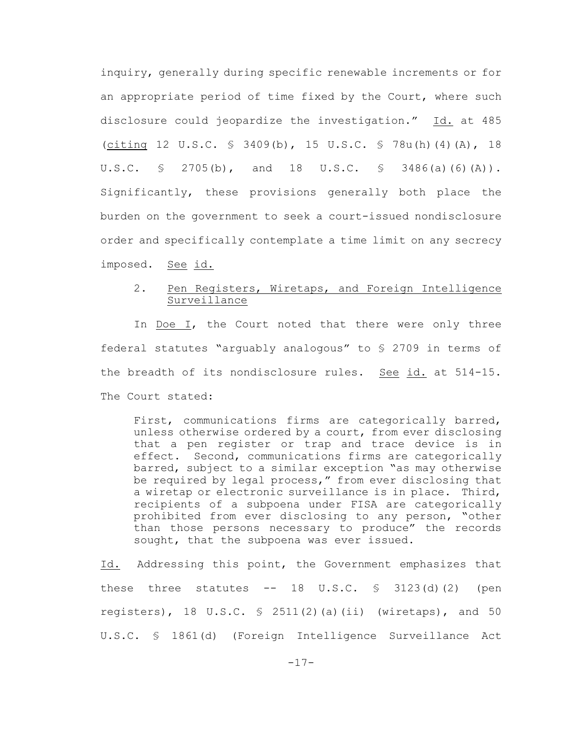inquiry, generally during specific renewable increments or for an appropriate period of time fixed by the Court, where such disclosure could jeopardize the investigation." Id. at 485 (citing 12 U.S.C. § 3409(b), 15 U.S.C. § 78u(h)(4)(A), 18 U.S.C. § 2705(b), and 18 U.S.C. § 3486(a)(6)(A)). Significantly, these provisions generally both place the burden on the government to seek a court-issued nondisclosure order and specifically contemplate a time limit on any secrecy imposed. See id.

### 2. Pen Registers, Wiretaps, and Foreign Intelligence Surveillance

In Doe I, the Court noted that there were only three federal statutes "arguably analogous" to § 2709 in terms of the breadth of its nondisclosure rules. See id. at 514-15. The Court stated:

> First, communications firms are categorically barred, unless otherwise ordered by a court, from ever disclosing that a pen register or trap and trace device is in effect. Second, communications firms are categorically barred, subject to a similar exception "as may otherwise be required by legal process," from ever disclosing that a wiretap or electronic surveillance is in place. Third, recipients of a subpoena under FISA are categorically prohibited from ever disclosing to any person, "other than those persons necessary to produce" the records sought, that the subpoena was ever issued.

Id. Addressing this point, the Government emphasizes that these three statutes -- 18 U.S.C. § 3123(d)(2) (pen registers), 18 U.S.C. § 2511(2)(a)(ii) (wiretaps), and 50 U.S.C. § 1861(d) (Foreign Intelligence Surveillance Act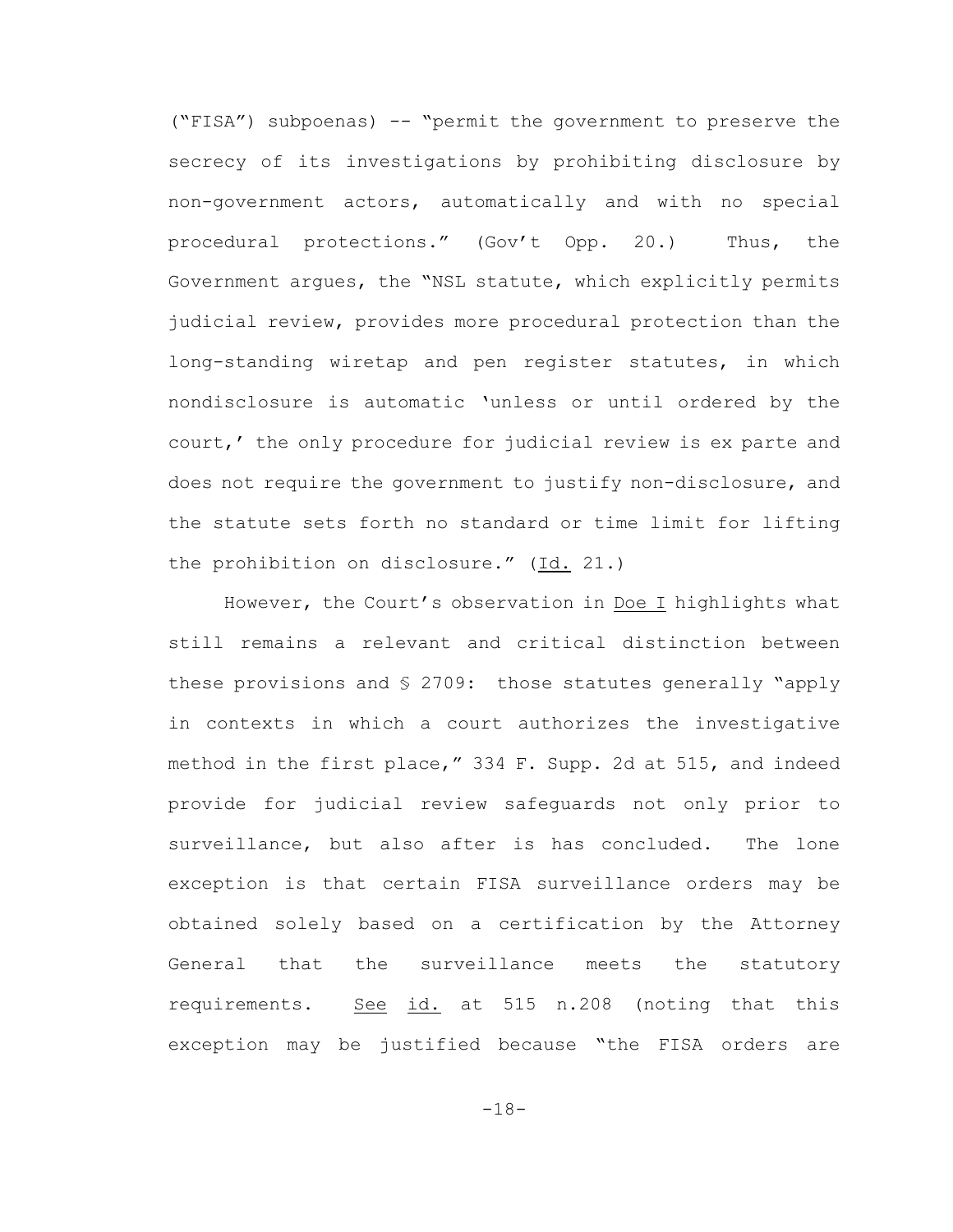("FISA") subpoenas) -- "permit the government to preserve the secrecy of its investigations by prohibiting disclosure by non-government actors, automatically and with no special procedural protections." (Gov't Opp. 20.) Thus, the Government argues, the "NSL statute, which explicitly permits judicial review, provides more procedural protection than the long-standing wiretap and pen register statutes, in which nondisclosure is automatic 'unless or until ordered by the court,' the only procedure for judicial review is ex parte and does not require the government to justify non-disclosure, and the statute sets forth no standard or time limit for lifting the prohibition on disclosure." (Id. 21.)

However, the Court's observation in Doe I highlights what still remains a relevant and critical distinction between these provisions and § 2709: those statutes generally "apply in contexts in which a court authorizes the investigative method in the first place," 334 F. Supp. 2d at 515, and indeed provide for judicial review safeguards not only prior to surveillance, but also after is has concluded. The lone exception is that certain FISA surveillance orders may be obtained solely based on a certification by the Attorney General that the surveillance meets the statutory requirements. See id. at 515 n.208 (noting that this exception may be justified because "the FISA orders are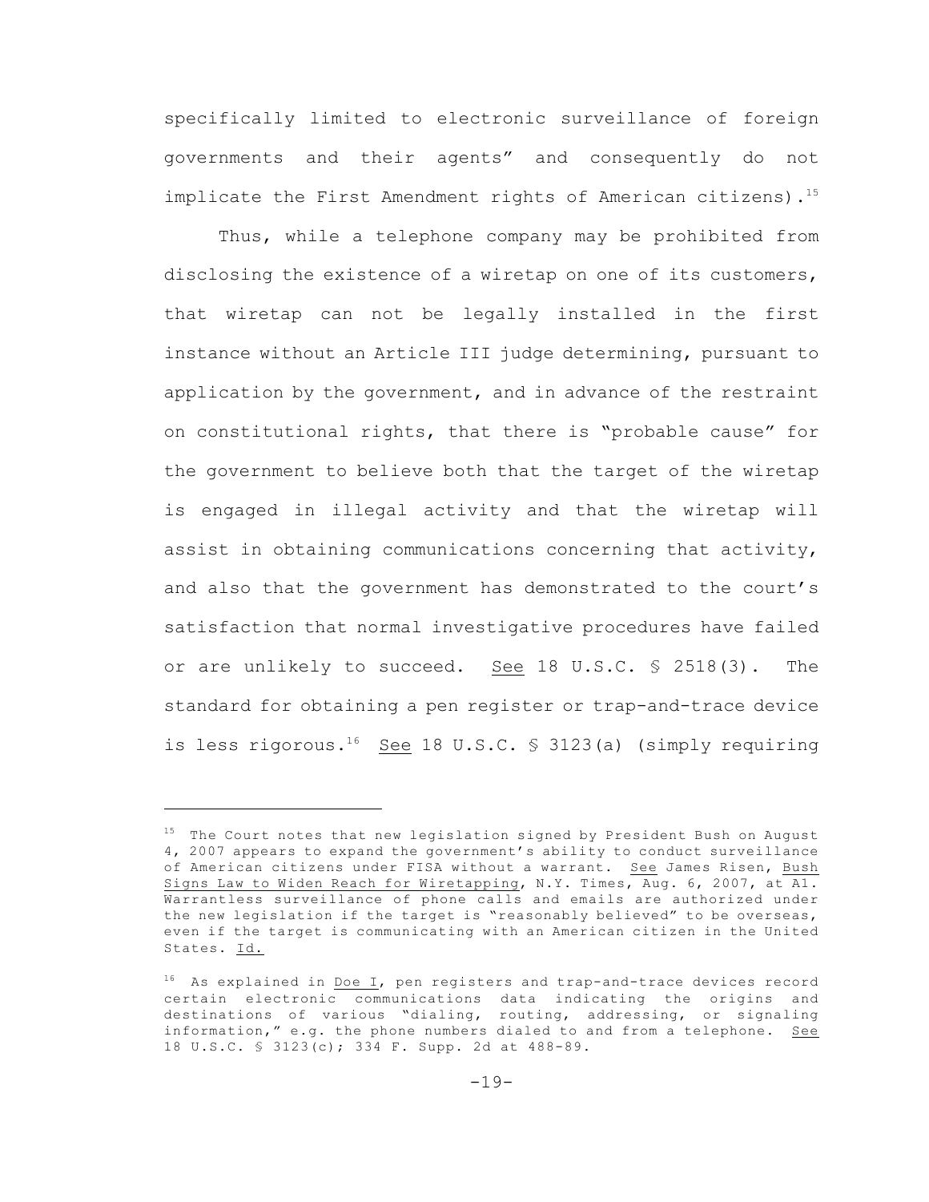specifically limited to electronic surveillance of foreign governments and their agents" and consequently do not implicate the First Amendment rights of American citizens).[15]

Thus, while a telephone company may be prohibited from disclosing the existence of a wiretap on one of its customers, that wiretap can not be legally installed in the first instance without an Article III judge determining, pursuant to application by the government, and in advance of the restraint on constitutional rights, that there is "probable cause" for the government to believe both that the target of the wiretap is engaged in illegal activity and that the wiretap will assist in obtaining communications concerning that activity, and also that the government has demonstrated to the court's satisfaction that normal investigative procedures have failed or are unlikely to succeed. See 18 U.S.C. § 2518(3). The standard for obtaining a pen register or trap-and-trace device is less rigorous.[16] See 18 U.S.C. § 3123(a) (simply requiring

---

[15] The Court notes that new legislation signed by President Bush on August 4, 2007 appears to expand the government's ability to conduct surveillance of American citizens under FISA without a warrant. See James Risen, Bush Signs Law to Widen Reach for Wiretapping, N.Y. Times, Aug. 6, 2007, at A1. Warrantless surveillance of phone calls and emails are authorized under the new legislation if the target is "reasonably believed" to be overseas, even if the target is communicating with an American citizen in the United States. Id.

[16] As explained in Doe I, pen registers and trap-and-trace devices record certain electronic communications data indicating the origins and destinations of various "dialing, routing, addressing, or signaling information," e.g. the phone numbers dialed to and from a telephone. See 18 U.S.C. § 3123(c); 334 F. Supp. 2d at 488-89.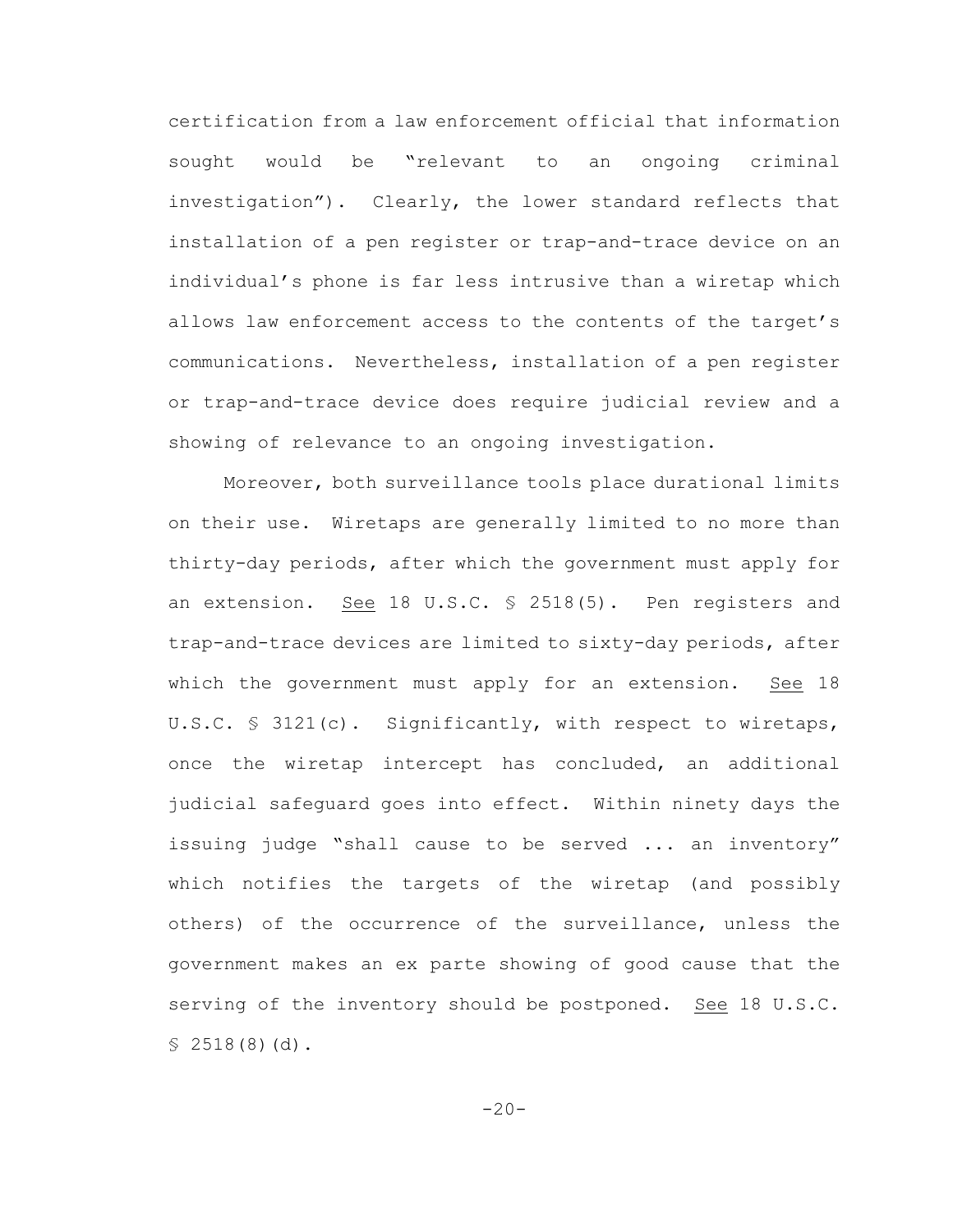certification from a law enforcement official that information sought would be "relevant to an ongoing criminal investigation"). Clearly, the lower standard reflects that installation of a pen register or trap-and-trace device on an individual's phone is far less intrusive than a wiretap which allows law enforcement access to the contents of the target's communications. Nevertheless, installation of a pen register or trap-and-trace device does require judicial review and a showing of relevance to an ongoing investigation.

Moreover, both surveillance tools place durational limits on their use. Wiretaps are generally limited to no more than thirty-day periods, after which the government must apply for an extension. <u>See</u> 18 U.S.C. § 2518(5). Pen registers and trap-and-trace devices are limited to sixty-day periods, after which the government must apply for an extension. <u>See</u> 18 U.S.C. § 3121(c). Significantly, with respect to wiretaps, once the wiretap intercept has concluded, an additional judicial safeguard goes into effect. Within ninety days the issuing judge "shall cause to be served ... an inventory" which notifies the targets of the wiretap (and possibly others) of the occurrence of the surveillance, unless the government makes an ex parte showing of good cause that the serving of the inventory should be postponed. <u>See</u> 18 U.S.C. § 2518(8)(d).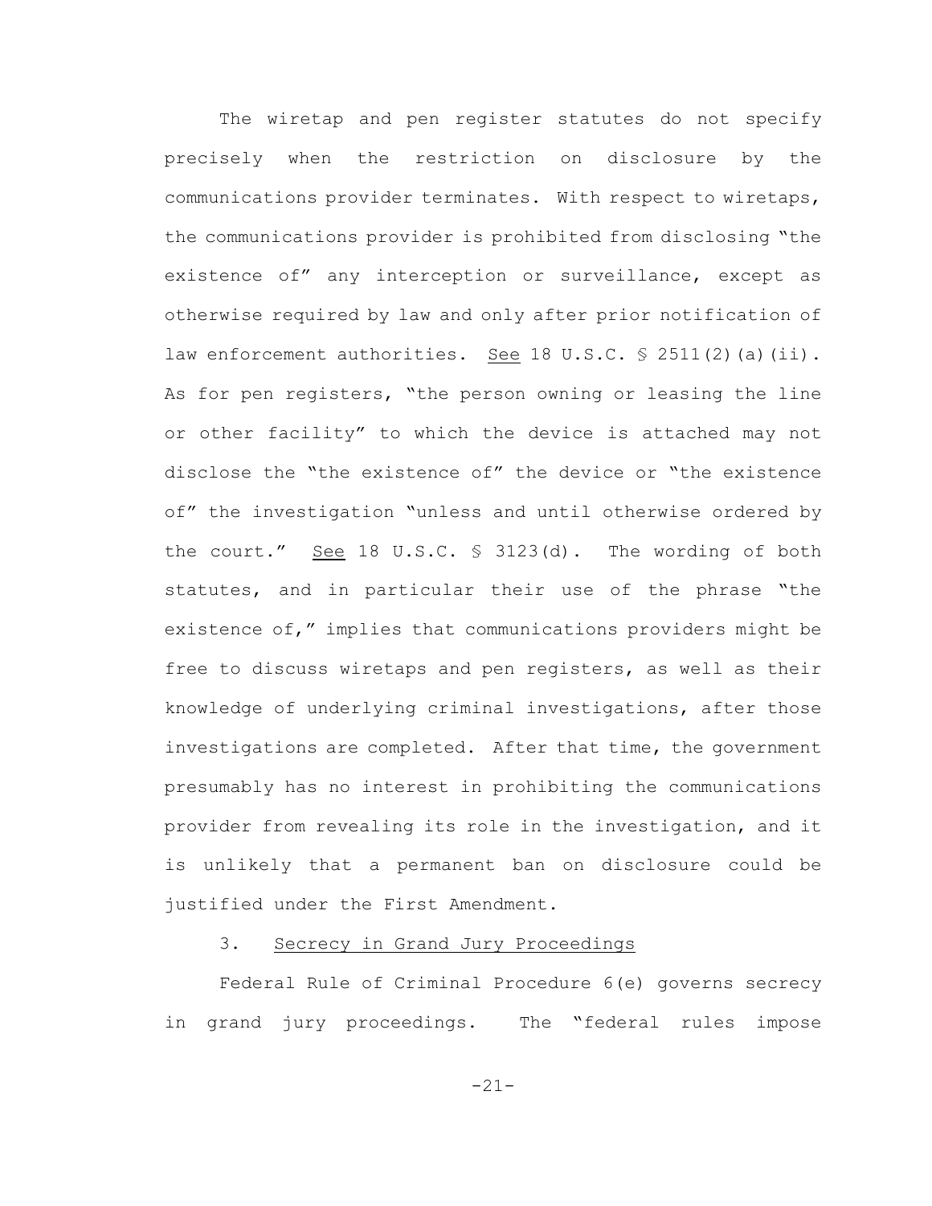The wiretap and pen register statutes do not specify precisely when the restriction on disclosure by the communications provider terminates. With respect to wiretaps, the communications provider is prohibited from disclosing "the existence of" any interception or surveillance, except as otherwise required by law and only after prior notification of law enforcement authorities. See 18 U.S.C. § 2511(2)(a)(ii). As for pen registers, "the person owning or leasing the line or other facility" to which the device is attached may not disclose the "the existence of" the device or "the existence of" the investigation "unless and until otherwise ordered by the court." See 18 U.S.C. § 3123(d). The wording of both statutes, and in particular their use of the phrase "the existence of," implies that communications providers might be free to discuss wiretaps and pen registers, as well as their knowledge of underlying criminal investigations, after those investigations are completed. After that time, the government presumably has no interest in prohibiting the communications provider from revealing its role in the investigation, and it is unlikely that a permanent ban on disclosure could be justified under the First Amendment.

### 3. Secrecy in Grand Jury Proceedings

Federal Rule of Criminal Procedure 6(e) governs secrecy in grand jury proceedings. The "federal rules impose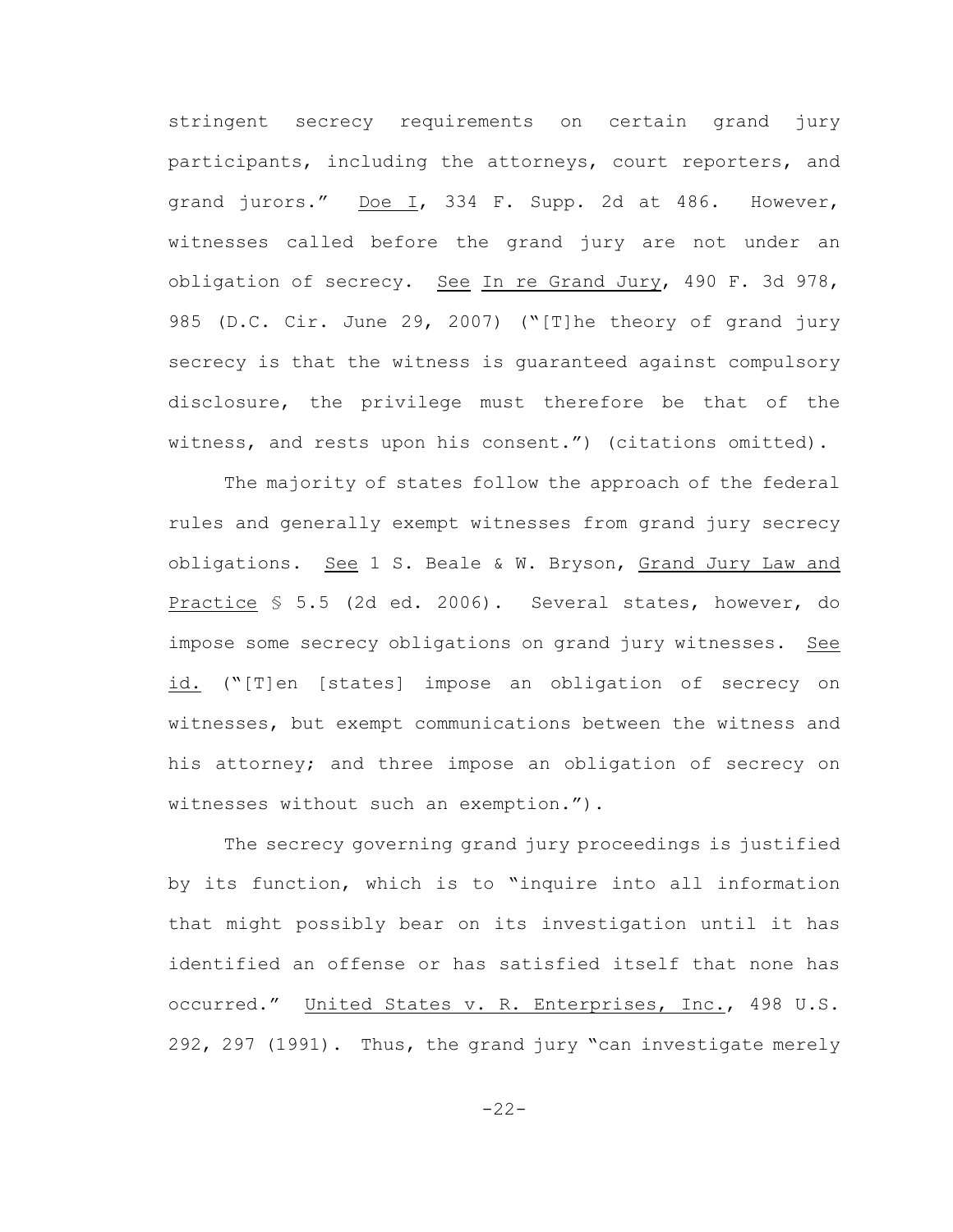stringent secrecy requirements on certain grand jury participants, including the attorneys, court reporters, and grand jurors." Doe I, 334 F. Supp. 2d at 486. However, witnesses called before the grand jury are not under an obligation of secrecy. See In re Grand Jury, 490 F. 3d 978, 985 (D.C. Cir. June 29, 2007) ("[T]he theory of grand jury secrecy is that the witness is guaranteed against compulsory disclosure, the privilege must therefore be that of the witness, and rests upon his consent.") (citations omitted).

The majority of states follow the approach of the federal rules and generally exempt witnesses from grand jury secrecy obligations. See 1 S. Beale & W. Bryson, Grand Jury Law and Practice § 5.5 (2d ed. 2006). Several states, however, do impose some secrecy obligations on grand jury witnesses. See id. ("[T]en [states] impose an obligation of secrecy on witnesses, but exempt communications between the witness and his attorney; and three impose an obligation of secrecy on witnesses without such an exemption.").

The secrecy governing grand jury proceedings is justified by its function, which is to "inquire into all information that might possibly bear on its investigation until it has identified an offense or has satisfied itself that none has occurred." United States v. R. Enterprises, Inc., 498 U.S. 292, 297 (1991). Thus, the grand jury "can investigate merely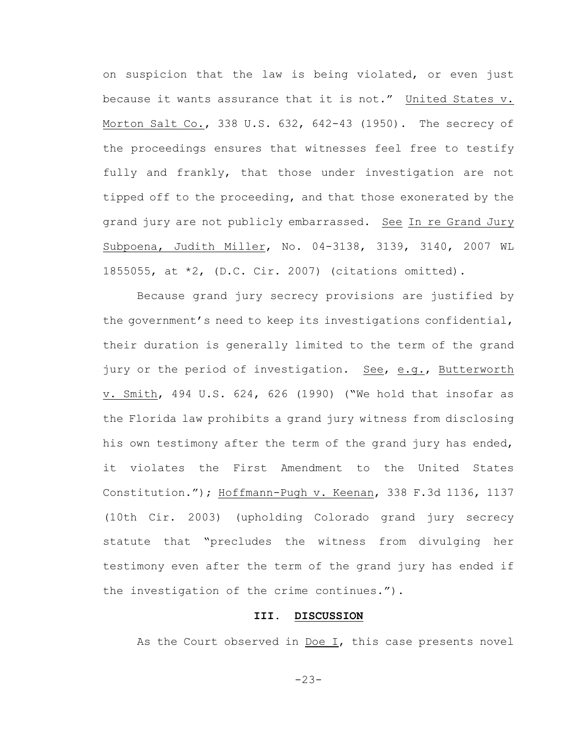on suspicion that the law is being violated, or even just because it wants assurance that it is not." United States v. Morton Salt Co., 338 U.S. 632, 642-43 (1950). The secrecy of the proceedings ensures that witnesses feel free to testify fully and frankly, that those under investigation are not tipped off to the proceeding, and that those exonerated by the grand jury are not publicly embarrassed. See In re Grand Jury Subpoena, Judith Miller, No. 04-3138, 3139, 3140, 2007 WL 1855055, at *2, (D.C. Cir. 2007) (citations omitted).

Because grand jury secrecy provisions are justified by the government's need to keep its investigations confidential, their duration is generally limited to the term of the grand jury or the period of investigation. See, e.g., Butterworth v. Smith, 494 U.S. 624, 626 (1990) ("We hold that insofar as the Florida law prohibits a grand jury witness from disclosing his own testimony after the term of the grand jury has ended, it violates the First Amendment to the United States Constitution."); Hoffmann-Pugh v. Keenan, 338 F.3d 1136, 1137 (10th Cir. 2003) (upholding Colorado grand jury secrecy statute that "precludes the witness from divulging her testimony even after the term of the grand jury has ended if the investigation of the crime continues.").

## III. DISCUSSION

As the Court observed in Doe I, this case presents novel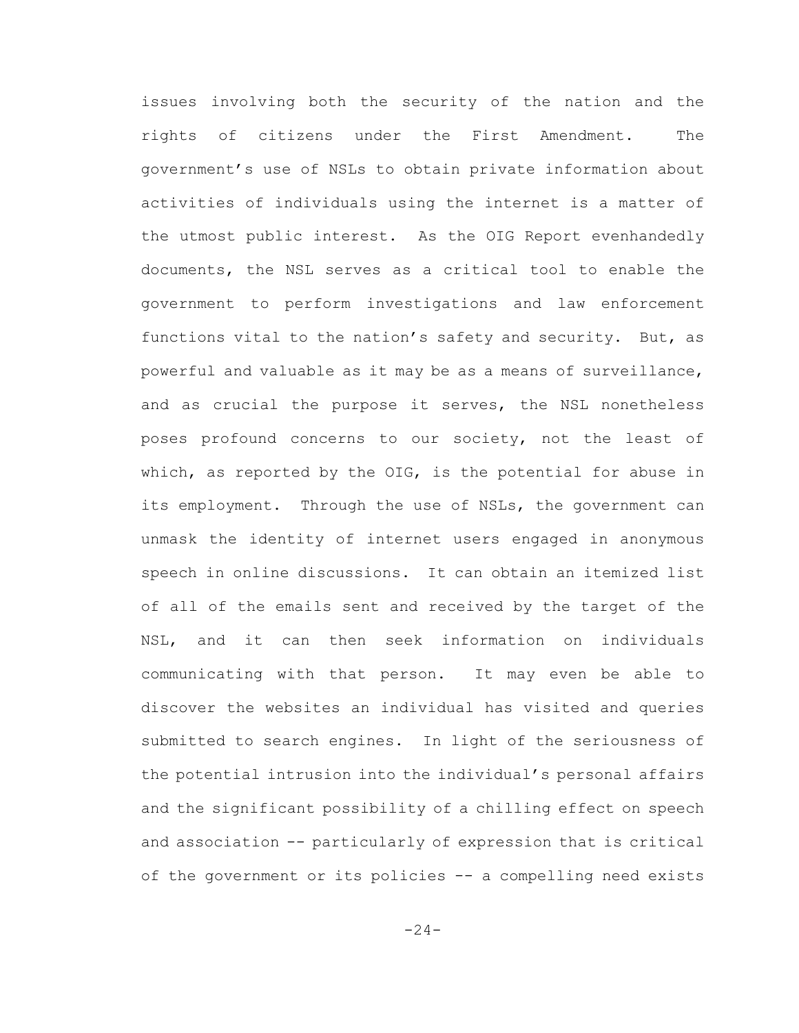issues involving both the security of the nation and the rights of citizens under the First Amendment. The government's use of NSLs to obtain private information about activities of individuals using the internet is a matter of the utmost public interest. As the OIG Report evenhandedly documents, the NSL serves as a critical tool to enable the government to perform investigations and law enforcement functions vital to the nation's safety and security. But, as powerful and valuable as it may be as a means of surveillance, and as crucial the purpose it serves, the NSL nonetheless poses profound concerns to our society, not the least of which, as reported by the OIG, is the potential for abuse in its employment. Through the use of NSLs, the government can unmask the identity of internet users engaged in anonymous speech in online discussions. It can obtain an itemized list of all of the emails sent and received by the target of the NSL, and it can then seek information on individuals communicating with that person. It may even be able to discover the websites an individual has visited and queries submitted to search engines. In light of the seriousness of the potential intrusion into the individual's personal affairs and the significant possibility of a chilling effect on speech and association -- particularly of expression that is critical of the government or its policies -- a compelling need exists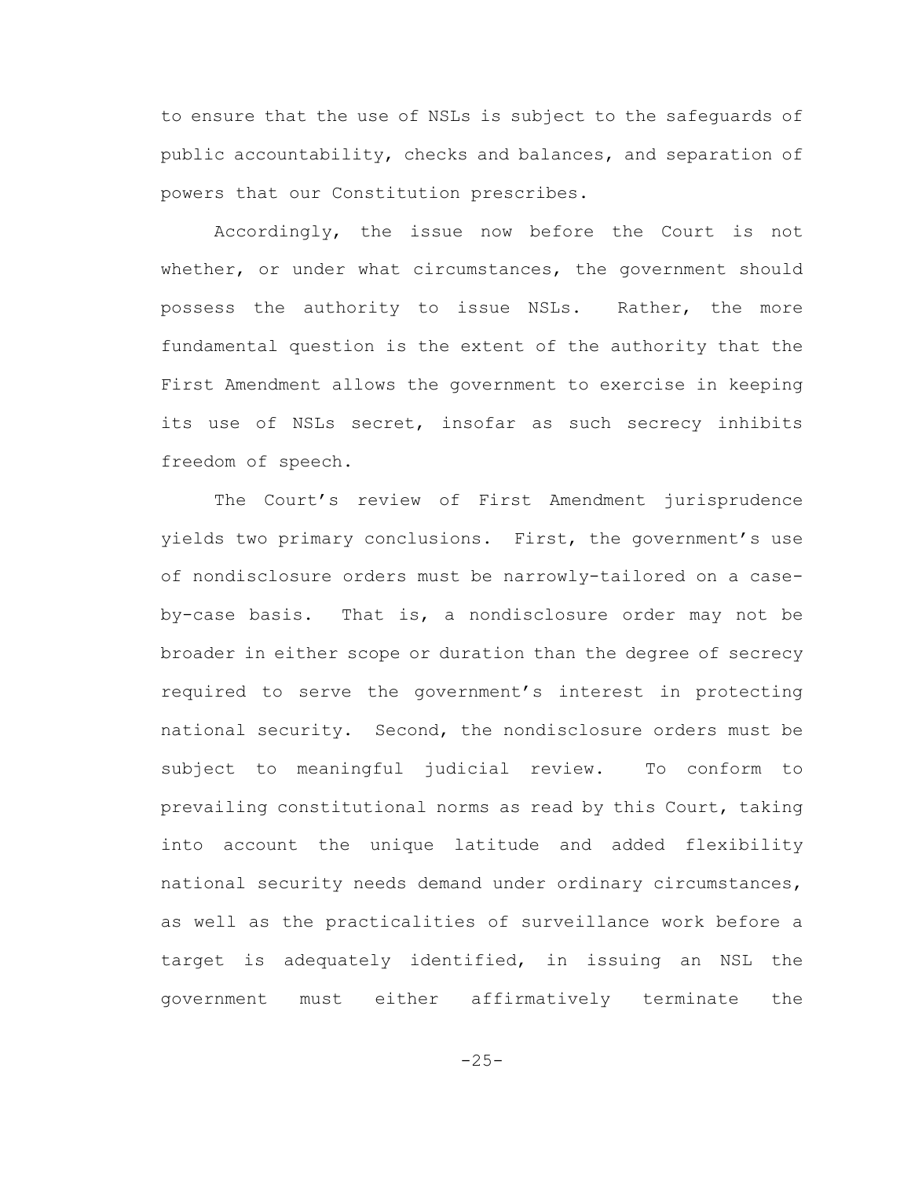to ensure that the use of NSLs is subject to the safeguards of public accountability, checks and balances, and separation of powers that our Constitution prescribes.

Accordingly, the issue now before the Court is not whether, or under what circumstances, the government should possess the authority to issue NSLs. Rather, the more fundamental question is the extent of the authority that the First Amendment allows the government to exercise in keeping its use of NSLs secret, insofar as such secrecy inhibits freedom of speech.

The Court's review of First Amendment jurisprudence yields two primary conclusions. First, the government's use of nondisclosure orders must be narrowly-tailored on a case-by-case basis. That is, a nondisclosure order may not be broader in either scope or duration than the degree of secrecy required to serve the government's interest in protecting national security. Second, the nondisclosure orders must be subject to meaningful judicial review. To conform to prevailing constitutional norms as read by this Court, taking into account the unique latitude and added flexibility national security needs demand under ordinary circumstances, as well as the practicalities of surveillance work before a target is adequately identified, in issuing an NSL the government must either affirmatively terminate the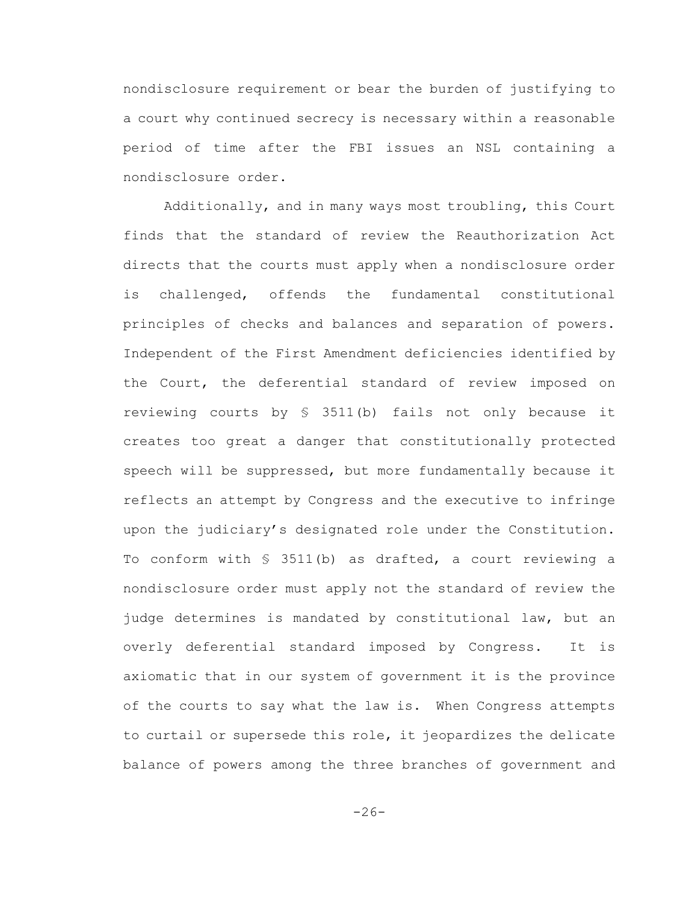nondisclosure requirement or bear the burden of justifying to a court why continued secrecy is necessary within a reasonable period of time after the FBI issues an NSL containing a nondisclosure order.

Additionally, and in many ways most troubling, this Court finds that the standard of review the Reauthorization Act directs that the courts must apply when a nondisclosure order is challenged, offends the fundamental constitutional principles of checks and balances and separation of powers. Independent of the First Amendment deficiencies identified by the Court, the deferential standard of review imposed on reviewing courts by § 3511(b) fails not only because it creates too great a danger that constitutionally protected speech will be suppressed, but more fundamentally because it reflects an attempt by Congress and the executive to infringe upon the judiciary's designated role under the Constitution. To conform with § 3511(b) as drafted, a court reviewing a nondisclosure order must apply not the standard of review the judge determines is mandated by constitutional law, but an overly deferential standard imposed by Congress. It is axiomatic that in our system of government it is the province of the courts to say what the law is. When Congress attempts to curtail or supersede this role, it jeopardizes the delicate balance of powers among the three branches of government and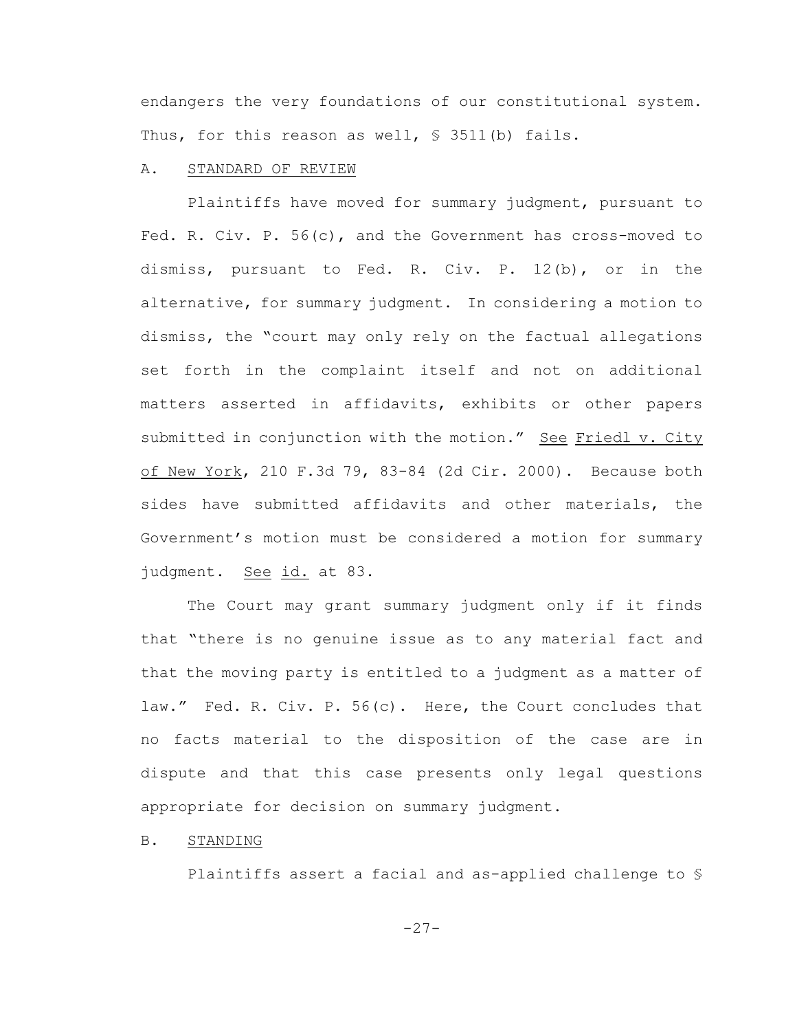endangers the very foundations of our constitutional system. Thus, for this reason as well, § 3511(b) fails.

## A. STANDARD OF REVIEW

Plaintiffs have moved for summary judgment, pursuant to Fed. R. Civ. P. 56(c), and the Government has cross-moved to dismiss, pursuant to Fed. R. Civ. P. 12(b), or in the alternative, for summary judgment. In considering a motion to dismiss, the "court may only rely on the factual allegations set forth in the complaint itself and not on additional matters asserted in affidavits, exhibits or other papers submitted in conjunction with the motion." See Friedl v. City of New York, 210 F.3d 79, 83-84 (2d Cir. 2000). Because both sides have submitted affidavits and other materials, the Government's motion must be considered a motion for summary judgment. See id. at 83.

The Court may grant summary judgment only if it finds that "there is no genuine issue as to any material fact and that the moving party is entitled to a judgment as a matter of law." Fed. R. Civ. P. 56(c). Here, the Court concludes that no facts material to the disposition of the case are in dispute and that this case presents only legal questions appropriate for decision on summary judgment.

## B. STANDING

Plaintiffs assert a facial and as-applied challenge to §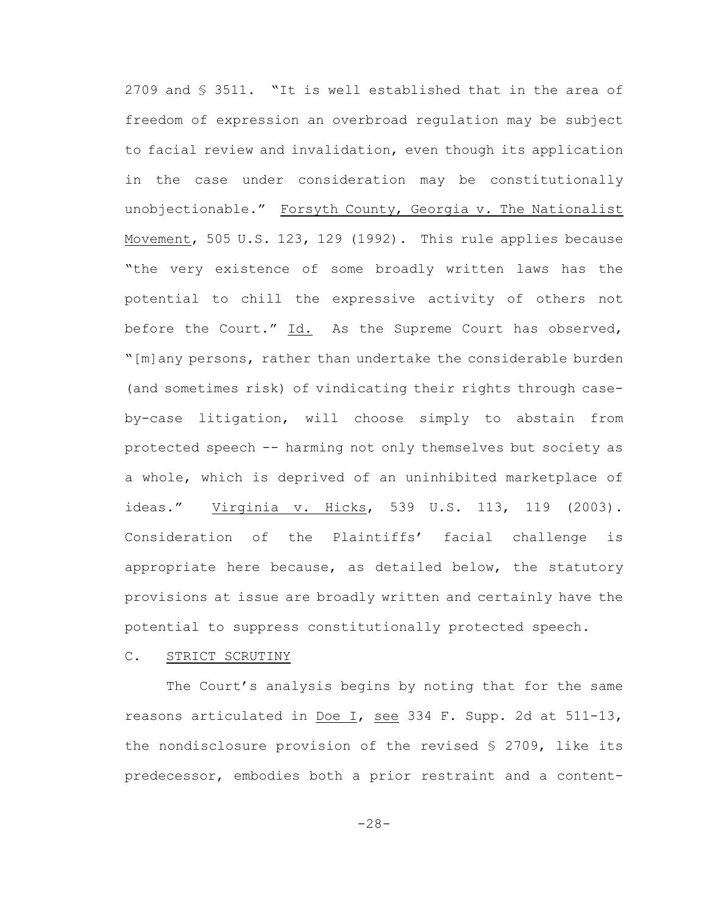2709 and § 3511. "It is well established that in the area of freedom of expression an overbroad regulation may be subject to facial review and invalidation, even though its application in the case under consideration may be constitutionally unobjectionable." Forsyth County, Georgia v. The Nationalist Movement, 505 U.S. 123, 129 (1992). This rule applies because "the very existence of some broadly written laws has the potential to chill the expressive activity of others not before the Court." Id. As the Supreme Court has observed, "[m]any persons, rather than undertake the considerable burden (and sometimes risk) of vindicating their rights through case-by-case litigation, will choose simply to abstain from protected speech -- harming not only themselves but society as a whole, which is deprived of an uninhibited marketplace of ideas." Virginia v. Hicks, 539 U.S. 113, 119 (2003). Consideration of the Plaintiffs' facial challenge is appropriate here because, as detailed below, the statutory provisions at issue are broadly written and certainly have the potential to suppress constitutionally protected speech.

C. STRICT SCRUTINY

The Court's analysis begins by noting that for the same reasons articulated in Doe I, see 334 F. Supp. 2d at 511-13, the nondisclosure provision of the revised § 2709, like its predecessor, embodies both a prior restraint and a content-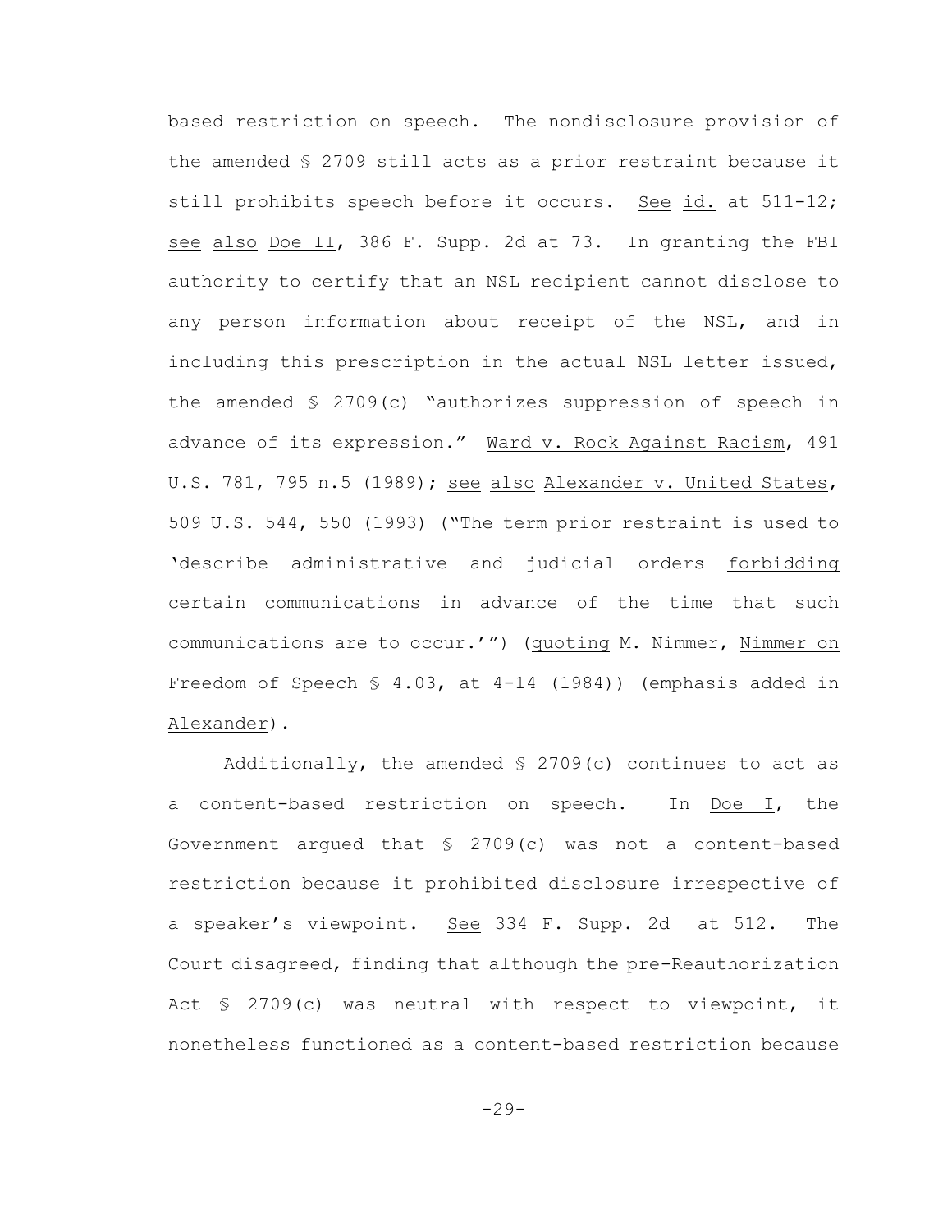based restriction on speech. The nondisclosure provision of the amended § 2709 still acts as a prior restraint because it still prohibits speech before it occurs. See id. at 511-12; see also Doe II, 386 F. Supp. 2d at 73. In granting the FBI authority to certify that an NSL recipient cannot disclose to any person information about receipt of the NSL, and in including this prescription in the actual NSL letter issued, the amended § 2709(c) "authorizes suppression of speech in advance of its expression." Ward v. Rock Against Racism, 491 U.S. 781, 795 n.5 (1989); see also Alexander v. United States, 509 U.S. 544, 550 (1993) ("The term prior restraint is used to 'describe administrative and judicial orders forbidding certain communications in advance of the time that such communications are to occur.'") (quoting M. Nimmer, Nimmer on Freedom of Speech § 4.03, at 4-14 (1984)) (emphasis added in Alexander).

Additionally, the amended § 2709(c) continues to act as a content-based restriction on speech. In Doe I, the Government argued that § 2709(c) was not a content-based restriction because it prohibited disclosure irrespective of a speaker's viewpoint. See 334 F. Supp. 2d at 512. The Court disagreed, finding that although the pre-Reauthorization Act § 2709(c) was neutral with respect to viewpoint, it nonetheless functioned as a content-based restriction because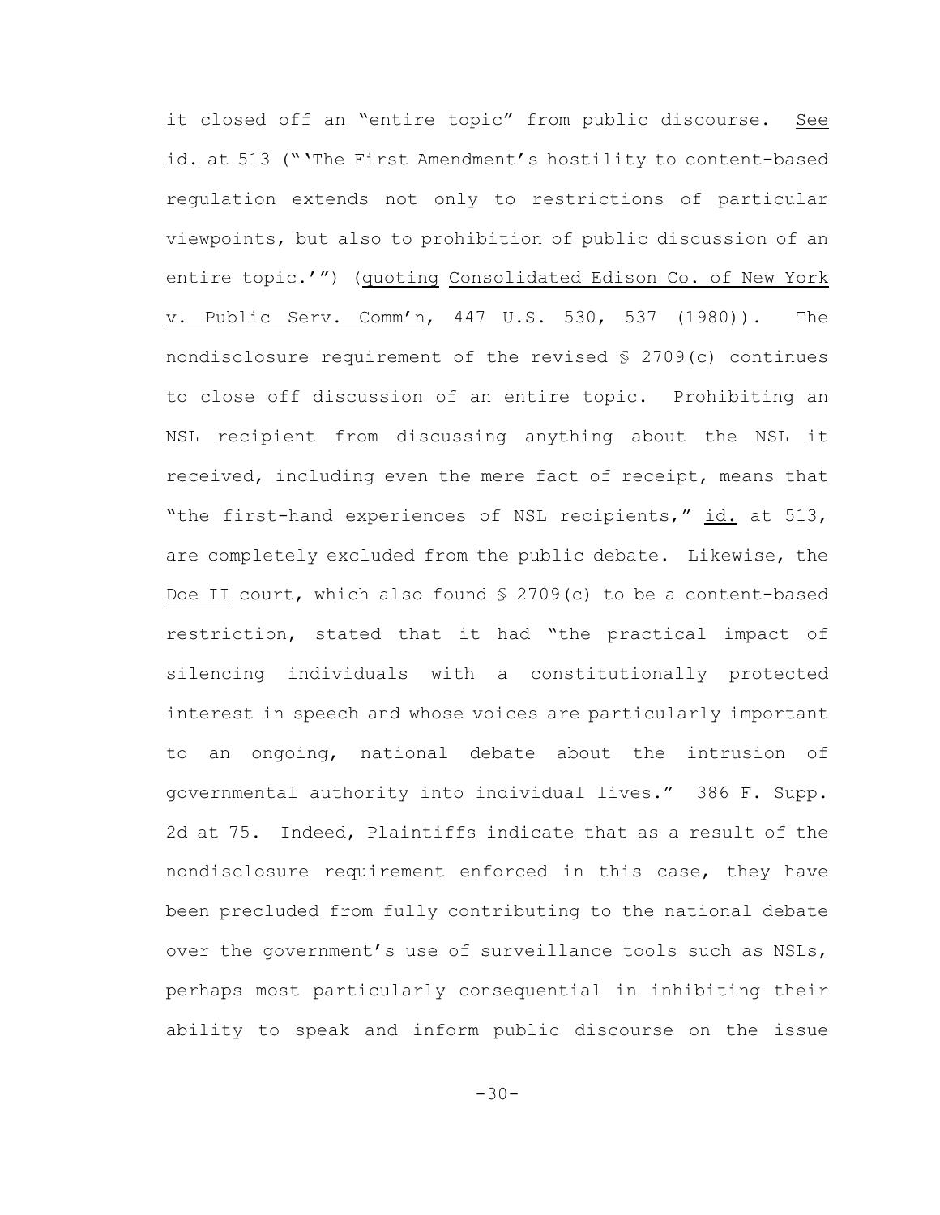it closed off an "entire topic" from public discourse. See id. at 513 ("'The First Amendment's hostility to content-based regulation extends not only to restrictions of particular viewpoints, but also to prohibition of public discussion of an entire topic.'") (quoting Consolidated Edison Co. of New York v. Public Serv. Comm'n, 447 U.S. 530, 537 (1980)). The nondisclosure requirement of the revised § 2709(c) continues to close off discussion of an entire topic. Prohibiting an NSL recipient from discussing anything about the NSL it received, including even the mere fact of receipt, means that "the first-hand experiences of NSL recipients," id. at 513, are completely excluded from the public debate. Likewise, the Doe II court, which also found § 2709(c) to be a content-based restriction, stated that it had "the practical impact of silencing individuals with a constitutionally protected interest in speech and whose voices are particularly important to an ongoing, national debate about the intrusion of governmental authority into individual lives." 386 F. Supp. 2d at 75. Indeed, Plaintiffs indicate that as a result of the nondisclosure requirement enforced in this case, they have been precluded from fully contributing to the national debate over the government's use of surveillance tools such as NSLs, perhaps most particularly consequential in inhibiting their ability to speak and inform public discourse on the issue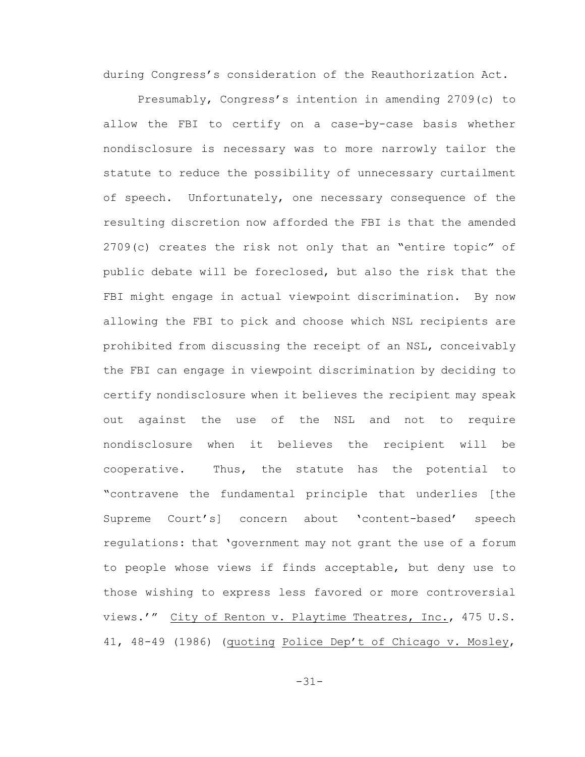during Congress's consideration of the Reauthorization Act.

Presumably, Congress's intention in amending 2709(c) to allow the FBI to certify on a case-by-case basis whether nondisclosure is necessary was to more narrowly tailor the statute to reduce the possibility of unnecessary curtailment of speech. Unfortunately, one necessary consequence of the resulting discretion now afforded the FBI is that the amended 2709(c) creates the risk not only that an "entire topic" of public debate will be foreclosed, but also the risk that the FBI might engage in actual viewpoint discrimination. By now allowing the FBI to pick and choose which NSL recipients are prohibited from discussing the receipt of an NSL, conceivably the FBI can engage in viewpoint discrimination by deciding to certify nondisclosure when it believes the recipient may speak out against the use of the NSL and not to require nondisclosure when it believes the recipient will be cooperative. Thus, the statute has the potential to "contravene the fundamental principle that underlies [the Supreme Court's] concern about 'content-based' speech regulations: that 'government may not grant the use of a forum to people whose views if finds acceptable, but deny use to those wishing to express less favored or more controversial views.'" City of Renton v. Playtime Theatres, Inc., 475 U.S. 41, 48-49 (1986) (quoting Police Dep't of Chicago v. Mosley,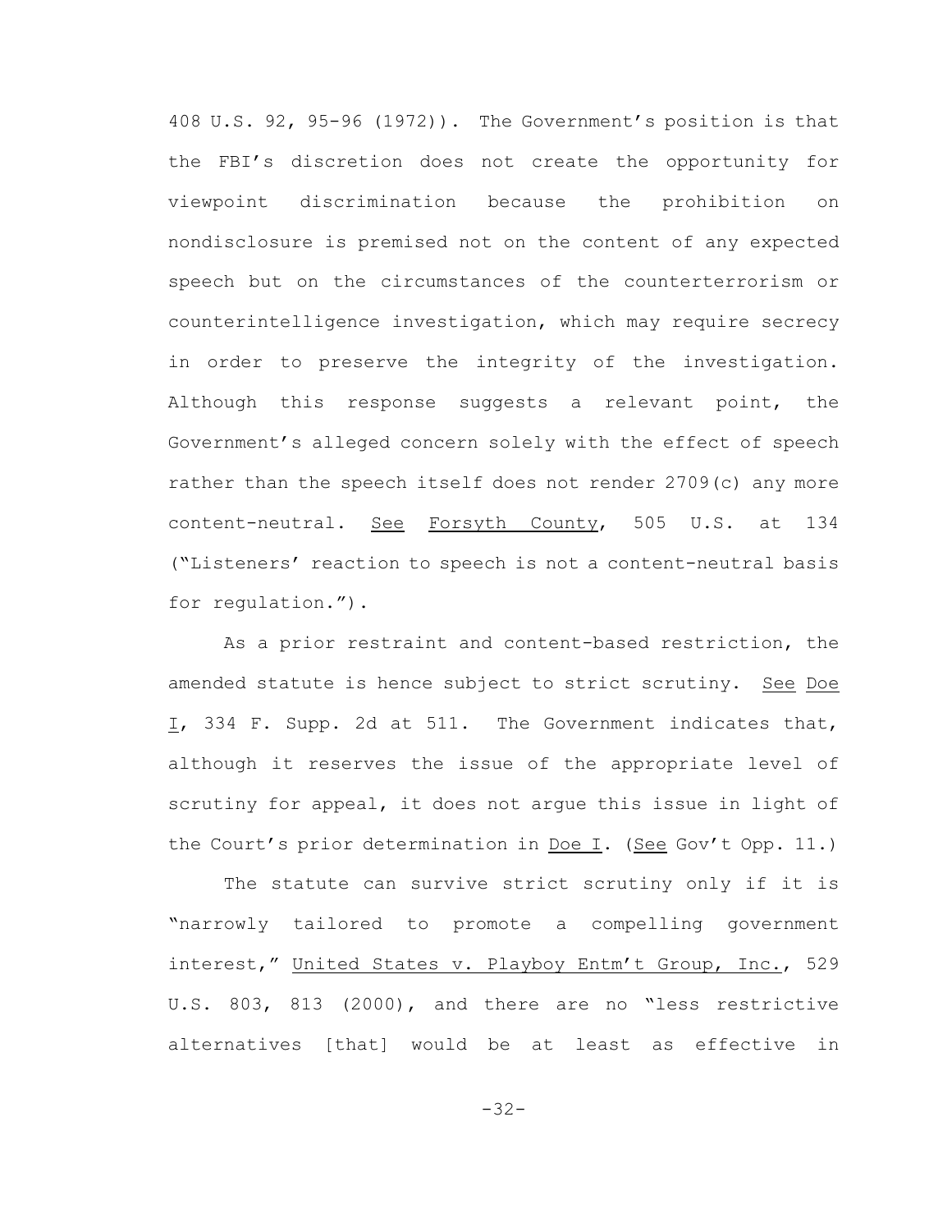408 U.S. 92, 95-96 (1972)). The Government's position is that the FBI's discretion does not create the opportunity for viewpoint discrimination because the prohibition on nondisclosure is premised not on the content of any expected speech but on the circumstances of the counterterrorism or counterintelligence investigation, which may require secrecy in order to preserve the integrity of the investigation. Although this response suggests a relevant point, the Government's alleged concern solely with the effect of speech rather than the speech itself does not render 2709(c) any more content-neutral. See Forsyth County, 505 U.S. at 134 ("Listeners' reaction to speech is not a content-neutral basis for regulation.").

As a prior restraint and content-based restriction, the amended statute is hence subject to strict scrutiny. See Doe I, 334 F. Supp. 2d at 511. The Government indicates that, although it reserves the issue of the appropriate level of scrutiny for appeal, it does not argue this issue in light of the Court's prior determination in Doe I. (See Gov't Opp. 11.)

The statute can survive strict scrutiny only if it is "narrowly tailored to promote a compelling government interest," United States v. Playboy Entm't Group, Inc., 529 U.S. 803, 813 (2000), and there are no "less restrictive alternatives [that] would be at least as effective in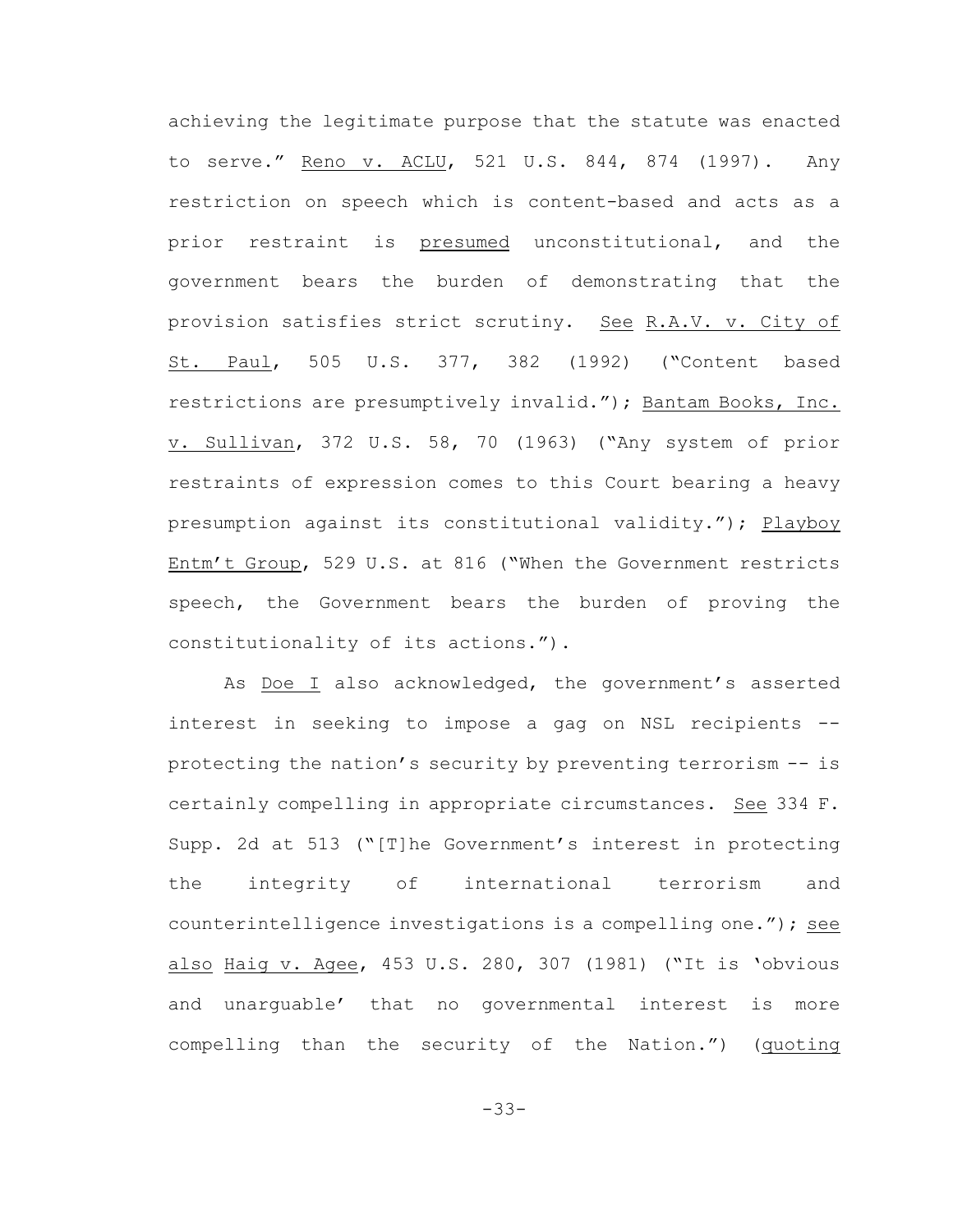achieving the legitimate purpose that the statute was enacted to serve." Reno v. ACLU, 521 U.S. 844, 874 (1997). Any restriction on speech which is content-based and acts as a prior restraint is presumed unconstitutional, and the government bears the burden of demonstrating that the provision satisfies strict scrutiny. See R.A.V. v. City of St. Paul, 505 U.S. 377, 382 (1992) ("Content based restrictions are presumptively invalid."); Bantam Books, Inc. v. Sullivan, 372 U.S. 58, 70 (1963) ("Any system of prior restraints of expression comes to this Court bearing a heavy presumption against its constitutional validity."); Playboy Entm't Group, 529 U.S. at 816 ("When the Government restricts speech, the Government bears the burden of proving the constitutionality of its actions.").

As Doe I also acknowledged, the government's asserted interest in seeking to impose a gag on NSL recipients -- protecting the nation's security by preventing terrorism -- is certainly compelling in appropriate circumstances. See 334 F. Supp. 2d at 513 ("[T]he Government's interest in protecting the integrity of international terrorism and counterintelligence investigations is a compelling one."); see also Haig v. Agee, 453 U.S. 280, 307 (1981) ("It is 'obvious and unarguable' that no governmental interest is more compelling than the security of the Nation.") (quoting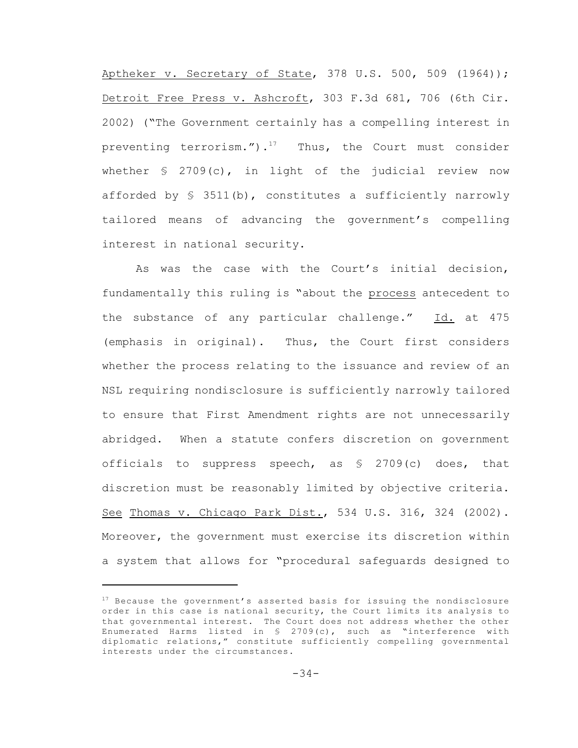Aptheker v. Secretary of State, 378 U.S. 500, 509 (1964)); Detroit Free Press v. Ashcroft, 303 F.3d 681, 706 (6th Cir. 2002) ("The Government certainly has a compelling interest in preventing terrorism.").[17] Thus, the Court must consider whether § 2709(c), in light of the judicial review now afforded by § 3511(b), constitutes a sufficiently narrowly tailored means of advancing the government's compelling interest in national security.

As was the case with the Court's initial decision, fundamentally this ruling is "about the process antecedent to the substance of any particular challenge." Id. at 475 (emphasis in original). Thus, the Court first considers whether the process relating to the issuance and review of an NSL requiring nondisclosure is sufficiently narrowly tailored to ensure that First Amendment rights are not unnecessarily abridged. When a statute confers discretion on government officials to suppress speech, as § 2709(c) does, that discretion must be reasonably limited by objective criteria. See Thomas v. Chicago Park Dist., 534 U.S. 316, 324 (2002). Moreover, the government must exercise its discretion within a system that allows for "procedural safeguards designed to

---

[17] Because the government's asserted basis for issuing the nondisclosure order in this case is national security, the Court limits its analysis to that governmental interest. The Court does not address whether the other Enumerated Harms listed in § 2709(c), such as "interference with diplomatic relations," constitute sufficiently compelling governmental interests under the circumstances.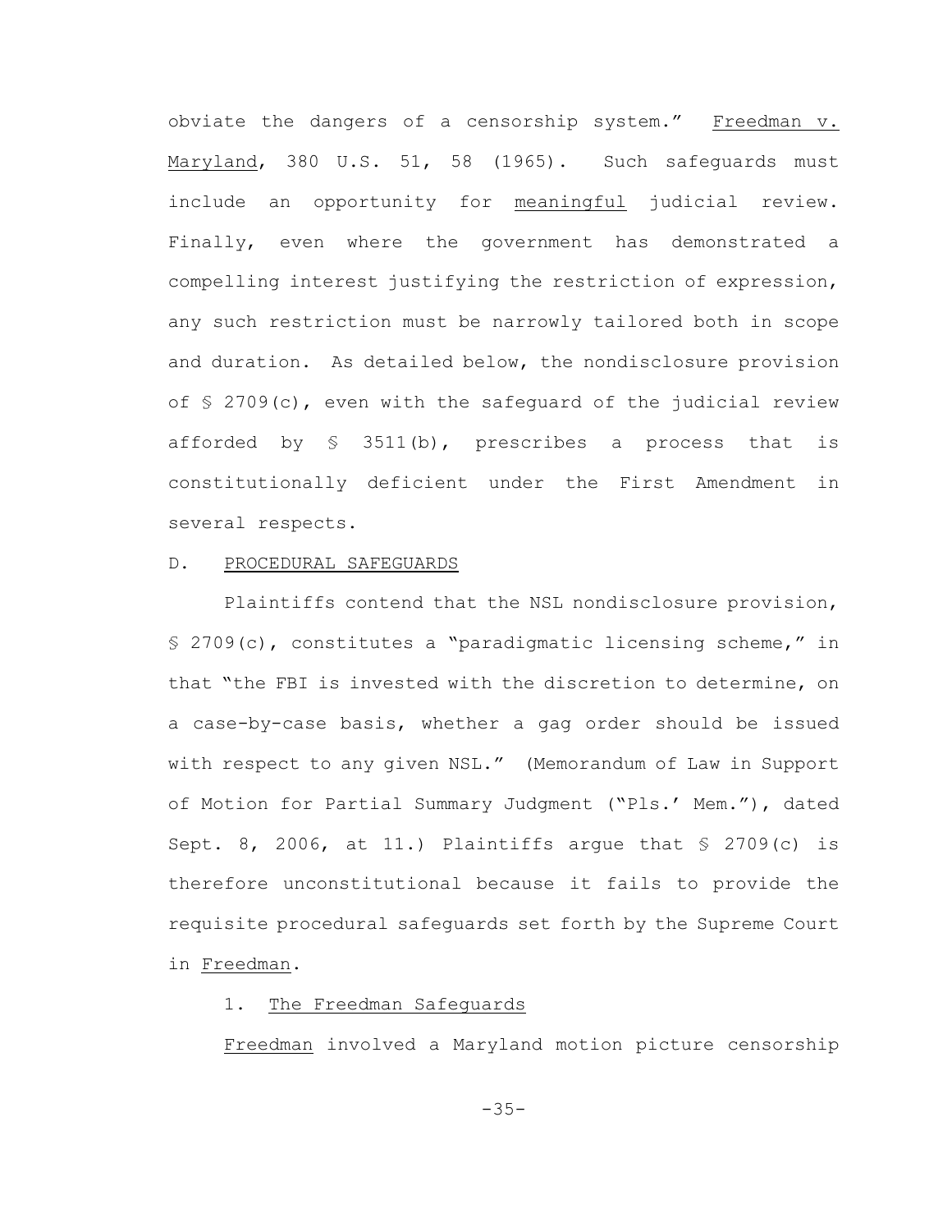obviate the dangers of a censorship system." Freedman v. Maryland, 380 U.S. 51, 58 (1965). Such safeguards must include an opportunity for meaningful judicial review. Finally, even where the government has demonstrated a compelling interest justifying the restriction of expression, any such restriction must be narrowly tailored both in scope and duration. As detailed below, the nondisclosure provision of § 2709(c), even with the safeguard of the judicial review afforded by § 3511(b), prescribes a process that is constitutionally deficient under the First Amendment in several respects.

## D. PROCEDURAL SAFEGUARDS

Plaintiffs contend that the NSL nondisclosure provision, § 2709(c), constitutes a "paradigmatic licensing scheme," in that "the FBI is invested with the discretion to determine, on a case-by-case basis, whether a gag order should be issued with respect to any given NSL." (Memorandum of Law in Support of Motion for Partial Summary Judgment ("Pls.' Mem."), dated Sept. 8, 2006, at 11.) Plaintiffs argue that § 2709(c) is therefore unconstitutional because it fails to provide the requisite procedural safeguards set forth by the Supreme Court in Freedman.

### 1. The Freedman Safeguards

Freedman involved a Maryland motion picture censorship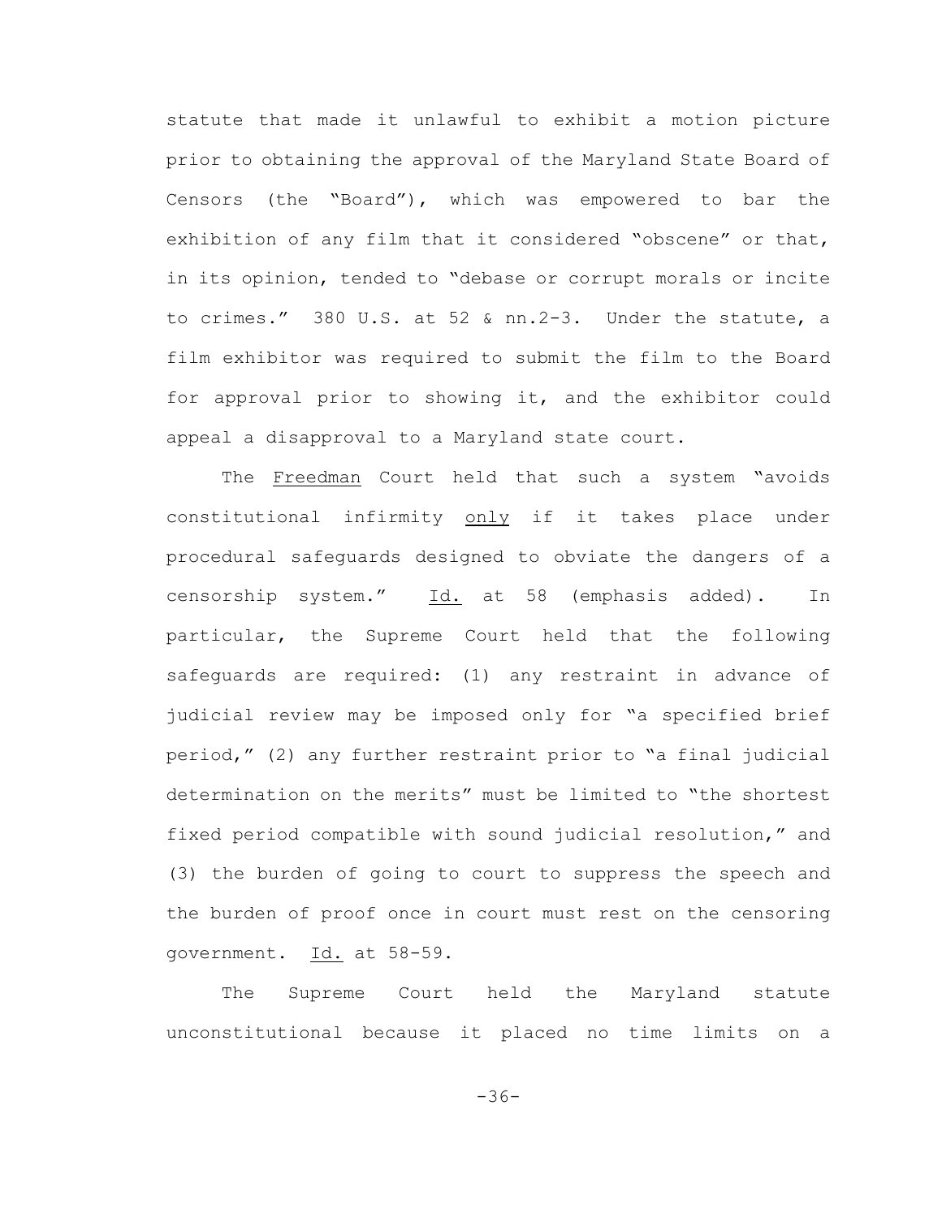statute that made it unlawful to exhibit a motion picture prior to obtaining the approval of the Maryland State Board of Censors (the "Board"), which was empowered to bar the exhibition of any film that it considered "obscene" or that, in its opinion, tended to "debase or corrupt morals or incite to crimes." 380 U.S. at 52 & nn.2-3. Under the statute, a film exhibitor was required to submit the film to the Board for approval prior to showing it, and the exhibitor could appeal a disapproval to a Maryland state court.

The Freedman Court held that such a system "avoids constitutional infirmity only if it takes place under procedural safeguards designed to obviate the dangers of a censorship system." Id. at 58 (emphasis added). In particular, the Supreme Court held that the following safeguards are required: (1) any restraint in advance of judicial review may be imposed only for "a specified brief period," (2) any further restraint prior to "a final judicial determination on the merits" must be limited to "the shortest fixed period compatible with sound judicial resolution," and (3) the burden of going to court to suppress the speech and the burden of proof once in court must rest on the censoring government. Id. at 58-59.

The Supreme Court held the Maryland statute unconstitutional because it placed no time limits on a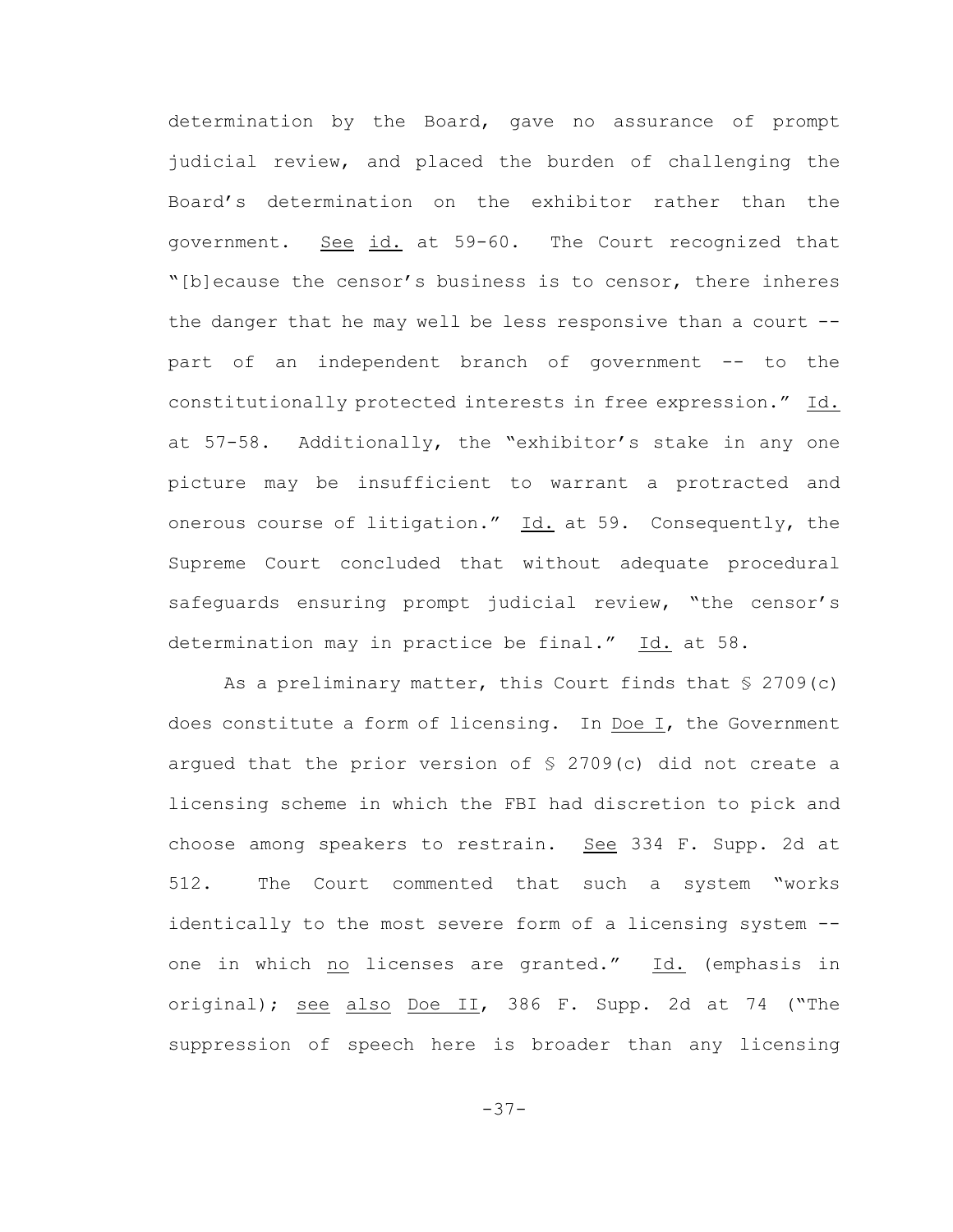determination by the Board, gave no assurance of prompt judicial review, and placed the burden of challenging the Board's determination on the exhibitor rather than the government. See id. at 59-60. The Court recognized that "[b]ecause the censor's business is to censor, there inheres the danger that he may well be less responsive than a court -- part of an independent branch of government -- to the constitutionally protected interests in free expression." Id. at 57-58. Additionally, the "exhibitor's stake in any one picture may be insufficient to warrant a protracted and onerous course of litigation." Id. at 59. Consequently, the Supreme Court concluded that without adequate procedural safeguards ensuring prompt judicial review, "the censor's determination may in practice be final." Id. at 58.

As a preliminary matter, this Court finds that § 2709(c) does constitute a form of licensing. In Doe I, the Government argued that the prior version of § 2709(c) did not create a licensing scheme in which the FBI had discretion to pick and choose among speakers to restrain. See 334 F. Supp. 2d at 512. The Court commented that such a system "works identically to the most severe form of a licensing system -- one in which no licenses are granted." Id. (emphasis in original); see also Doe II, 386 F. Supp. 2d at 74 ("The suppression of speech here is broader than any licensing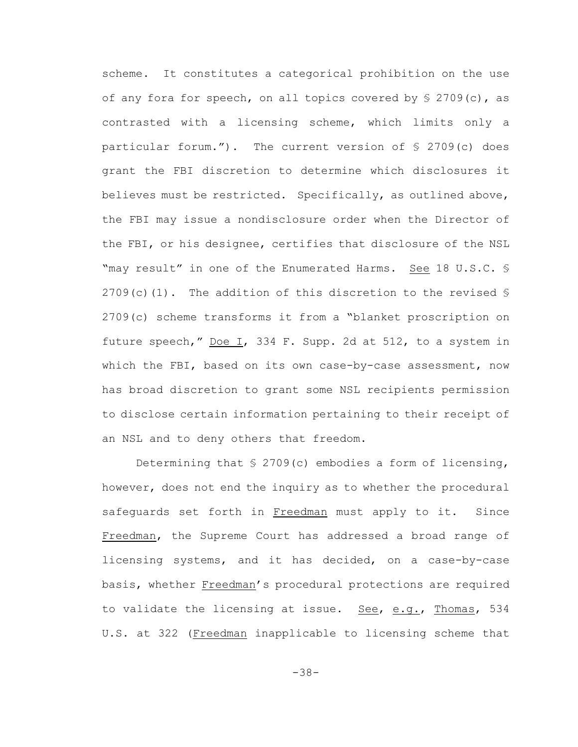scheme. It constitutes a categorical prohibition on the use of any fora for speech, on all topics covered by § 2709(c), as contrasted with a licensing scheme, which limits only a particular forum."). The current version of § 2709(c) does grant the FBI discretion to determine which disclosures it believes must be restricted. Specifically, as outlined above, the FBI may issue a nondisclosure order when the Director of the FBI, or his designee, certifies that disclosure of the NSL "may result" in one of the Enumerated Harms. See 18 U.S.C. § 2709(c)(1). The addition of this discretion to the revised § 2709(c) scheme transforms it from a "blanket proscription on future speech," Doe I, 334 F. Supp. 2d at 512, to a system in which the FBI, based on its own case-by-case assessment, now has broad discretion to grant some NSL recipients permission to disclose certain information pertaining to their receipt of an NSL and to deny others that freedom.

Determining that § 2709(c) embodies a form of licensing, however, does not end the inquiry as to whether the procedural safeguards set forth in Freedman must apply to it. Since Freedman, the Supreme Court has addressed a broad range of licensing systems, and it has decided, on a case-by-case basis, whether Freedman's procedural protections are required to validate the licensing at issue. See, e.g., Thomas, 534 U.S. at 322 (Freedman inapplicable to licensing scheme that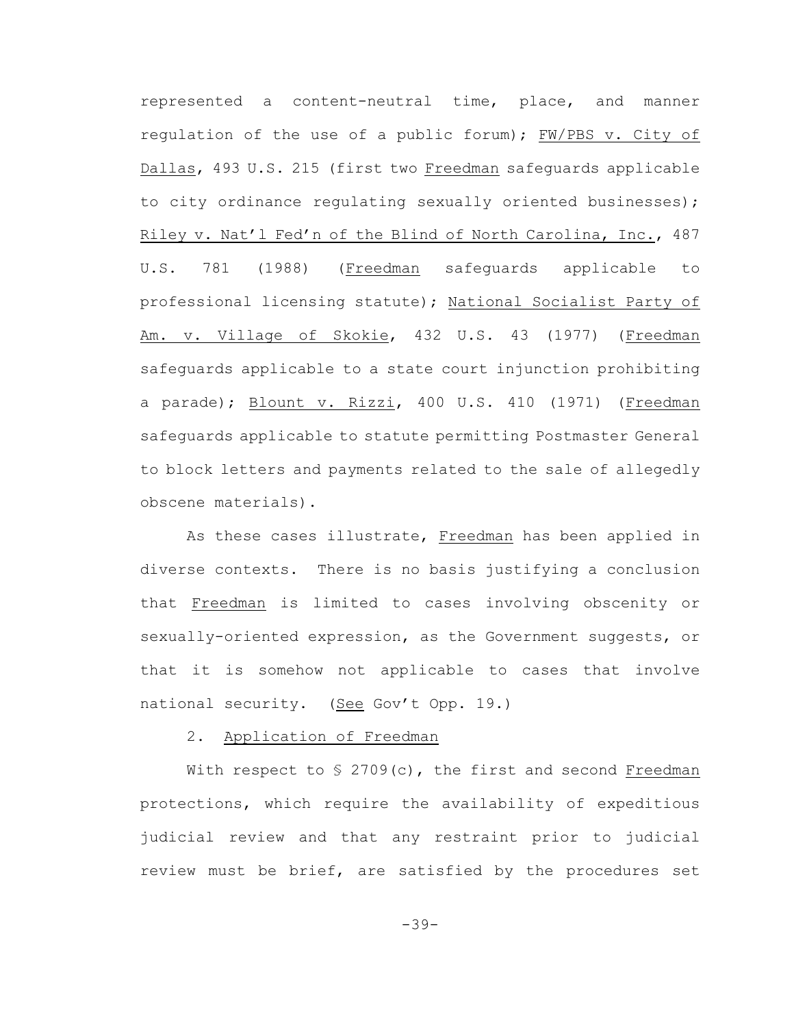represented a content-neutral time, place, and manner regulation of the use of a public forum); FW/PBS v. City of Dallas, 493 U.S. 215 (first two Freedman safeguards applicable to city ordinance regulating sexually oriented businesses); Riley v. Nat'l Fed'n of the Blind of North Carolina, Inc., 487 U.S. 781 (1988) (Freedman safeguards applicable to professional licensing statute); National Socialist Party of Am. v. Village of Skokie, 432 U.S. 43 (1977) (Freedman safeguards applicable to a state court injunction prohibiting a parade); Blount v. Rizzi, 400 U.S. 410 (1971) (Freedman safeguards applicable to statute permitting Postmaster General to block letters and payments related to the sale of allegedly obscene materials).

As these cases illustrate, Freedman has been applied in diverse contexts. There is no basis justifying a conclusion that Freedman is limited to cases involving obscenity or sexually-oriented expression, as the Government suggests, or that it is somehow not applicable to cases that involve national security. (See Gov't Opp. 19.)

2. Application of Freedman

With respect to § 2709(c), the first and second Freedman protections, which require the availability of expeditious judicial review and that any restraint prior to judicial review must be brief, are satisfied by the procedures set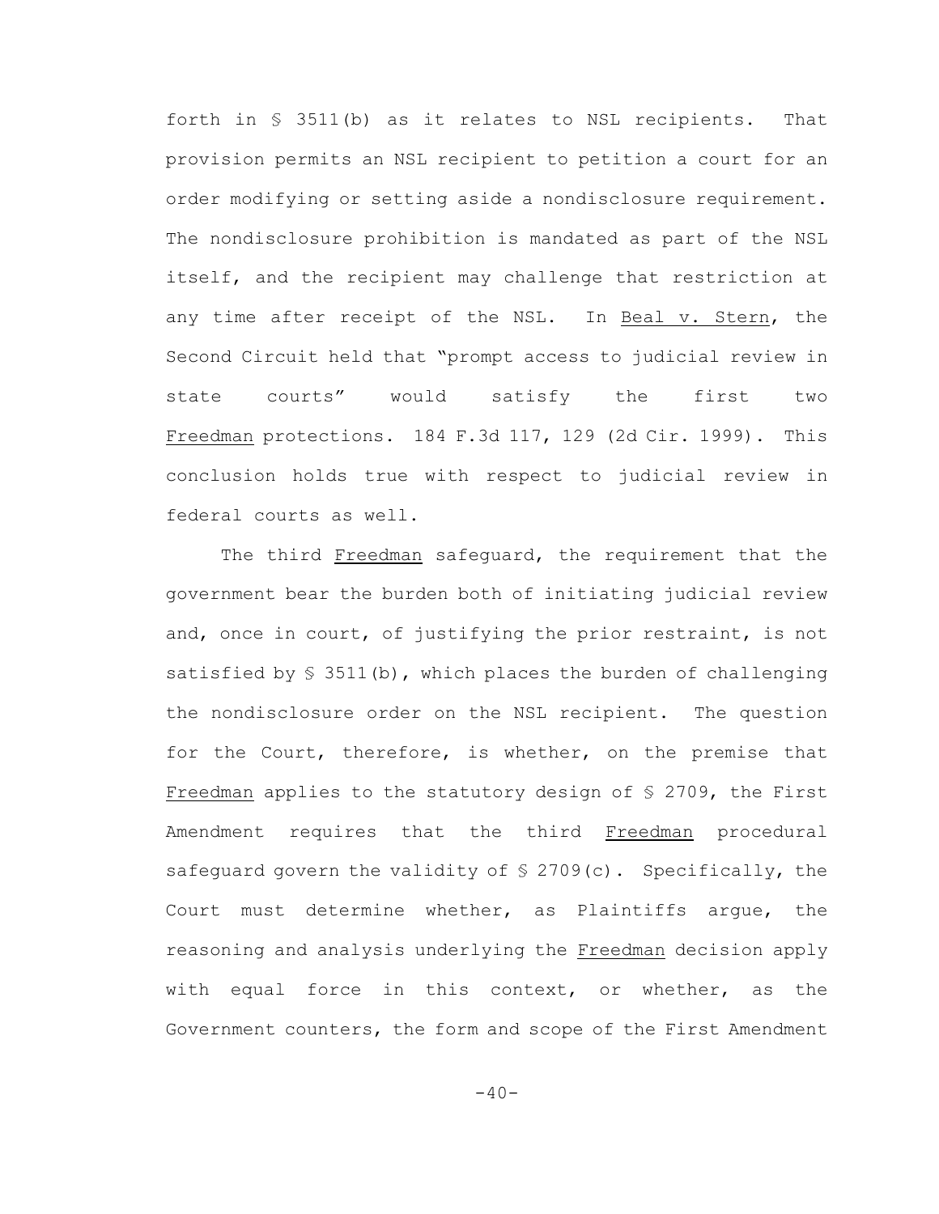forth in § 3511(b) as it relates to NSL recipients. That provision permits an NSL recipient to petition a court for an order modifying or setting aside a nondisclosure requirement. The nondisclosure prohibition is mandated as part of the NSL itself, and the recipient may challenge that restriction at any time after receipt of the NSL. In Beal v. Stern, the Second Circuit held that "prompt access to judicial review in state courts" would satisfy the first two Freedman protections. 184 F.3d 117, 129 (2d Cir. 1999). This conclusion holds true with respect to judicial review in federal courts as well.

The third Freedman safeguard, the requirement that the government bear the burden both of initiating judicial review and, once in court, of justifying the prior restraint, is not satisfied by § 3511(b), which places the burden of challenging the nondisclosure order on the NSL recipient. The question for the Court, therefore, is whether, on the premise that Freedman applies to the statutory design of § 2709, the First Amendment requires that the third Freedman procedural safeguard govern the validity of § 2709(c). Specifically, the Court must determine whether, as Plaintiffs argue, the reasoning and analysis underlying the Freedman decision apply with equal force in this context, or whether, as the Government counters, the form and scope of the First Amendment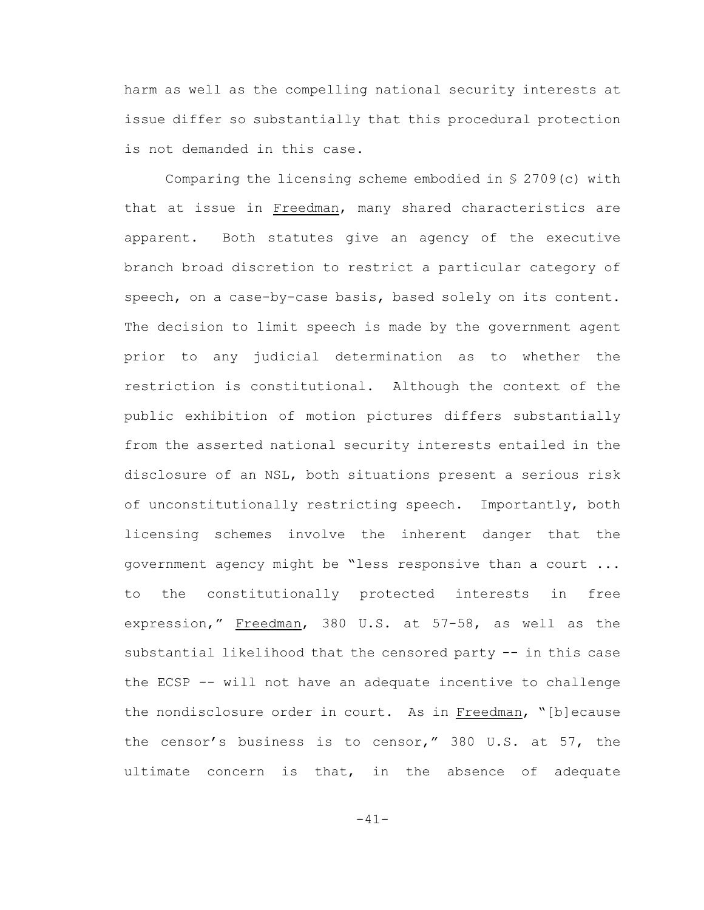harm as well as the compelling national security interests at issue differ so substantially that this procedural protection is not demanded in this case.

Comparing the licensing scheme embodied in § 2709(c) with that at issue in Freedman, many shared characteristics are apparent. Both statutes give an agency of the executive branch broad discretion to restrict a particular category of speech, on a case-by-case basis, based solely on its content. The decision to limit speech is made by the government agent prior to any judicial determination as to whether the restriction is constitutional. Although the context of the public exhibition of motion pictures differs substantially from the asserted national security interests entailed in the disclosure of an NSL, both situations present a serious risk of unconstitutionally restricting speech. Importantly, both licensing schemes involve the inherent danger that the government agency might be "less responsive than a court ... to the constitutionally protected interests in free expression," Freedman, 380 U.S. at 57-58, as well as the substantial likelihood that the censored party -- in this case the ECSP -- will not have an adequate incentive to challenge the nondisclosure order in court. As in Freedman, "[b]ecause the censor's business is to censor," 380 U.S. at 57, the ultimate concern is that, in the absence of adequate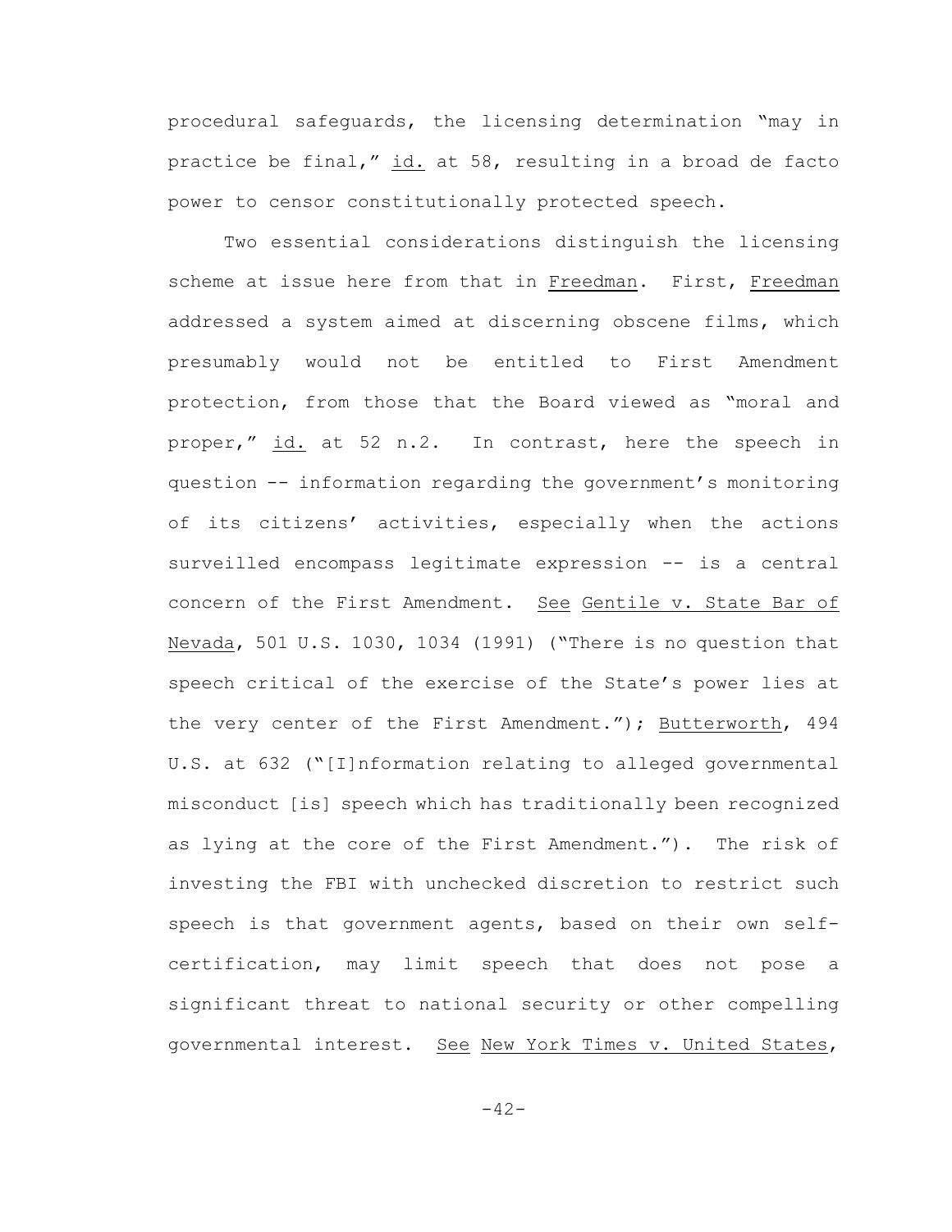procedural safeguards, the licensing determination "may in practice be final," id. at 58, resulting in a broad de facto power to censor constitutionally protected speech.

Two essential considerations distinguish the licensing scheme at issue here from that in Freedman. First, Freedman addressed a system aimed at discerning obscene films, which presumably would not be entitled to First Amendment protection, from those that the Board viewed as "moral and proper," id. at 52 n.2. In contrast, here the speech in question -- information regarding the government's monitoring of its citizens' activities, especially when the actions surveilled encompass legitimate expression -- is a central concern of the First Amendment. See Gentile v. State Bar of Nevada, 501 U.S. 1030, 1034 (1991) ("There is no question that speech critical of the exercise of the State's power lies at the very center of the First Amendment."); Butterworth, 494 U.S. at 632 ("[I]nformation relating to alleged governmental misconduct [is] speech which has traditionally been recognized as lying at the core of the First Amendment."). The risk of investing the FBI with unchecked discretion to restrict such speech is that government agents, based on their own self-certification, may limit speech that does not pose a significant threat to national security or other compelling governmental interest. See New York Times v. United States,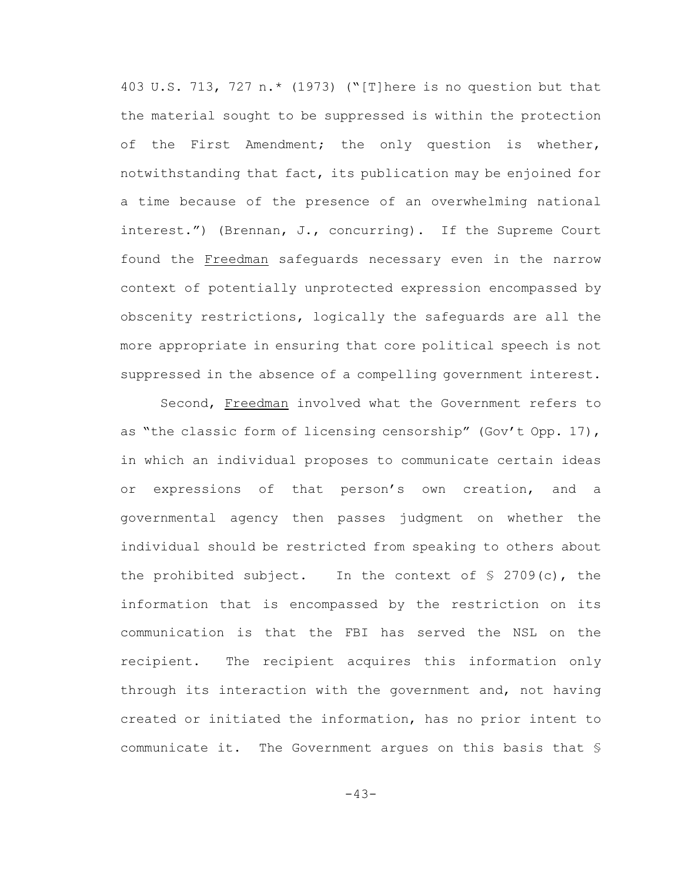403 U.S. 713, 727 n.* (1973) ("[T]here is no question but that the material sought to be suppressed is within the protection of the First Amendment; the only question is whether, notwithstanding that fact, its publication may be enjoined for a time because of the presence of an overwhelming national interest.") (Brennan, J., concurring). If the Supreme Court found the Freedman safeguards necessary even in the narrow context of potentially unprotected expression encompassed by obscenity restrictions, logically the safeguards are all the more appropriate in ensuring that core political speech is not suppressed in the absence of a compelling government interest.

Second, Freedman involved what the Government refers to as "the classic form of licensing censorship" (Gov't Opp. 17), in which an individual proposes to communicate certain ideas or expressions of that person's own creation, and a governmental agency then passes judgment on whether the individual should be restricted from speaking to others about the prohibited subject. In the context of § 2709(c), the information that is encompassed by the restriction on its communication is that the FBI has served the NSL on the recipient. The recipient acquires this information only through its interaction with the government and, not having created or initiated the information, has no prior intent to communicate it. The Government argues on this basis that §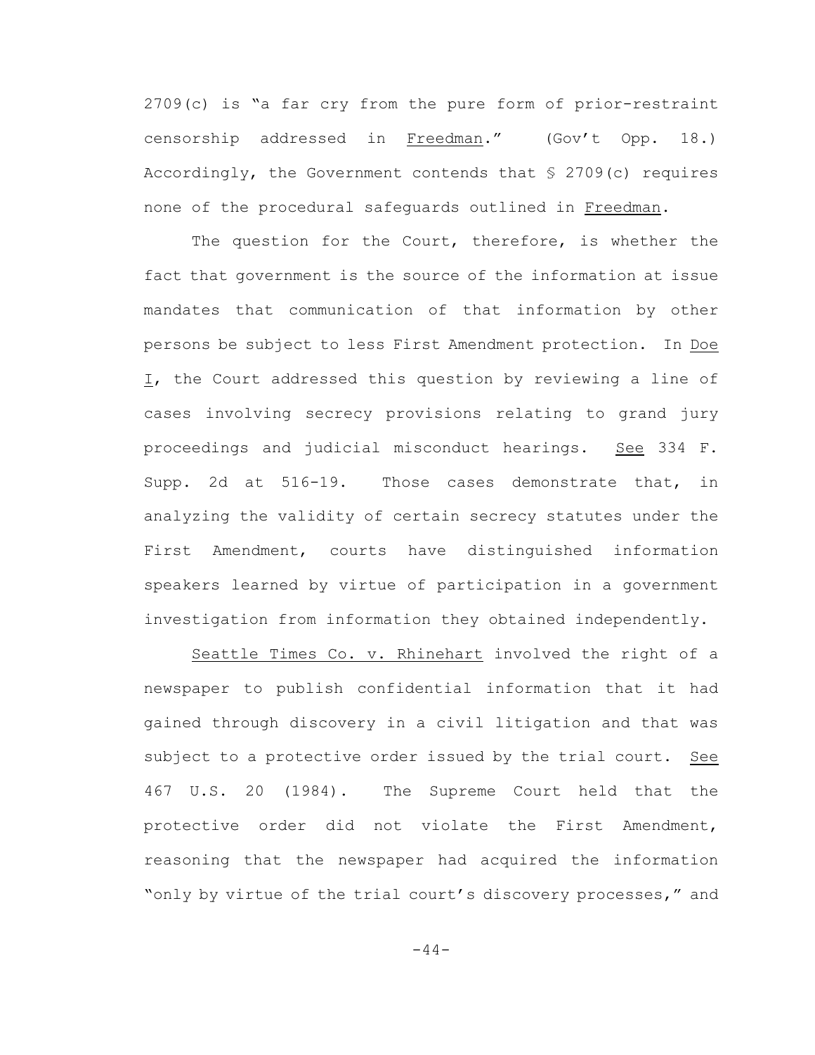2709(c) is "a far cry from the pure form of prior-restraint censorship addressed in Freedman." (Gov't Opp. 18.) Accordingly, the Government contends that § 2709(c) requires none of the procedural safeguards outlined in Freedman.

The question for the Court, therefore, is whether the fact that government is the source of the information at issue mandates that communication of that information by other persons be subject to less First Amendment protection. In Doe I, the Court addressed this question by reviewing a line of cases involving secrecy provisions relating to grand jury proceedings and judicial misconduct hearings. See 334 F. Supp. 2d at 516-19. Those cases demonstrate that, in analyzing the validity of certain secrecy statutes under the First Amendment, courts have distinguished information speakers learned by virtue of participation in a government investigation from information they obtained independently.

Seattle Times Co. v. Rhinehart involved the right of a newspaper to publish confidential information that it had gained through discovery in a civil litigation and that was subject to a protective order issued by the trial court. See 467 U.S. 20 (1984). The Supreme Court held that the protective order did not violate the First Amendment, reasoning that the newspaper had acquired the information "only by virtue of the trial court's discovery processes," and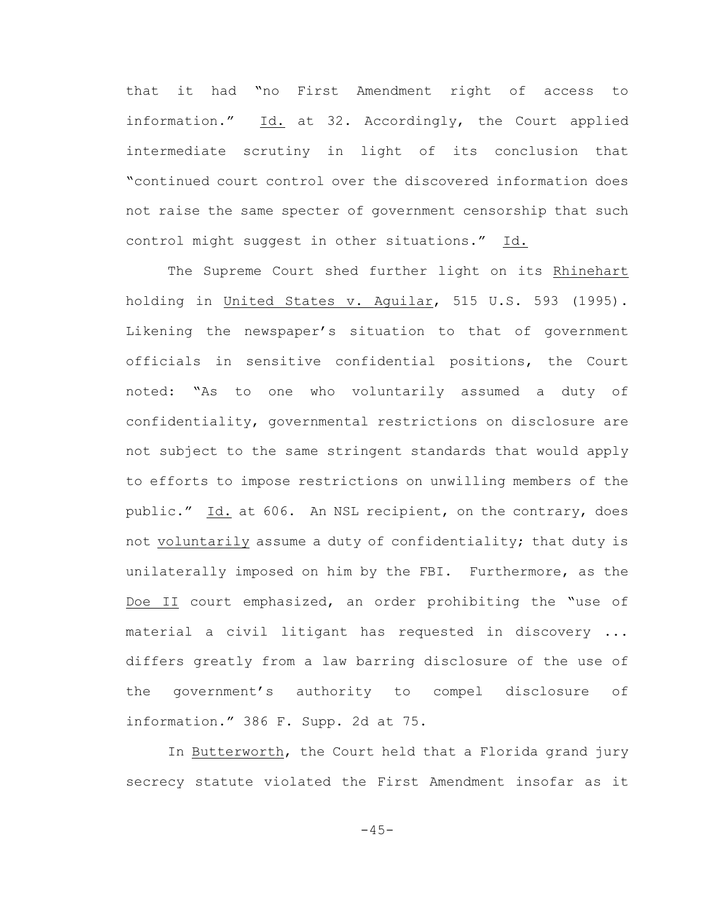that it had "no First Amendment right of access to information." Id. at 32. Accordingly, the Court applied intermediate scrutiny in light of its conclusion that "continued court control over the discovered information does not raise the same specter of government censorship that such control might suggest in other situations." Id.

The Supreme Court shed further light on its Rhinehart holding in United States v. Aguilar, 515 U.S. 593 (1995). Likening the newspaper's situation to that of government officials in sensitive confidential positions, the Court noted: "As to one who voluntarily assumed a duty of confidentiality, governmental restrictions on disclosure are not subject to the same stringent standards that would apply to efforts to impose restrictions on unwilling members of the public." Id. at 606. An NSL recipient, on the contrary, does not voluntarily assume a duty of confidentiality; that duty is unilaterally imposed on him by the FBI. Furthermore, as the Doe II court emphasized, an order prohibiting the "use of material a civil litigant has requested in discovery ... differs greatly from a law barring disclosure of the use of the government's authority to compel disclosure of information." 386 F. Supp. 2d at 75.

In Butterworth, the Court held that a Florida grand jury secrecy statute violated the First Amendment insofar as it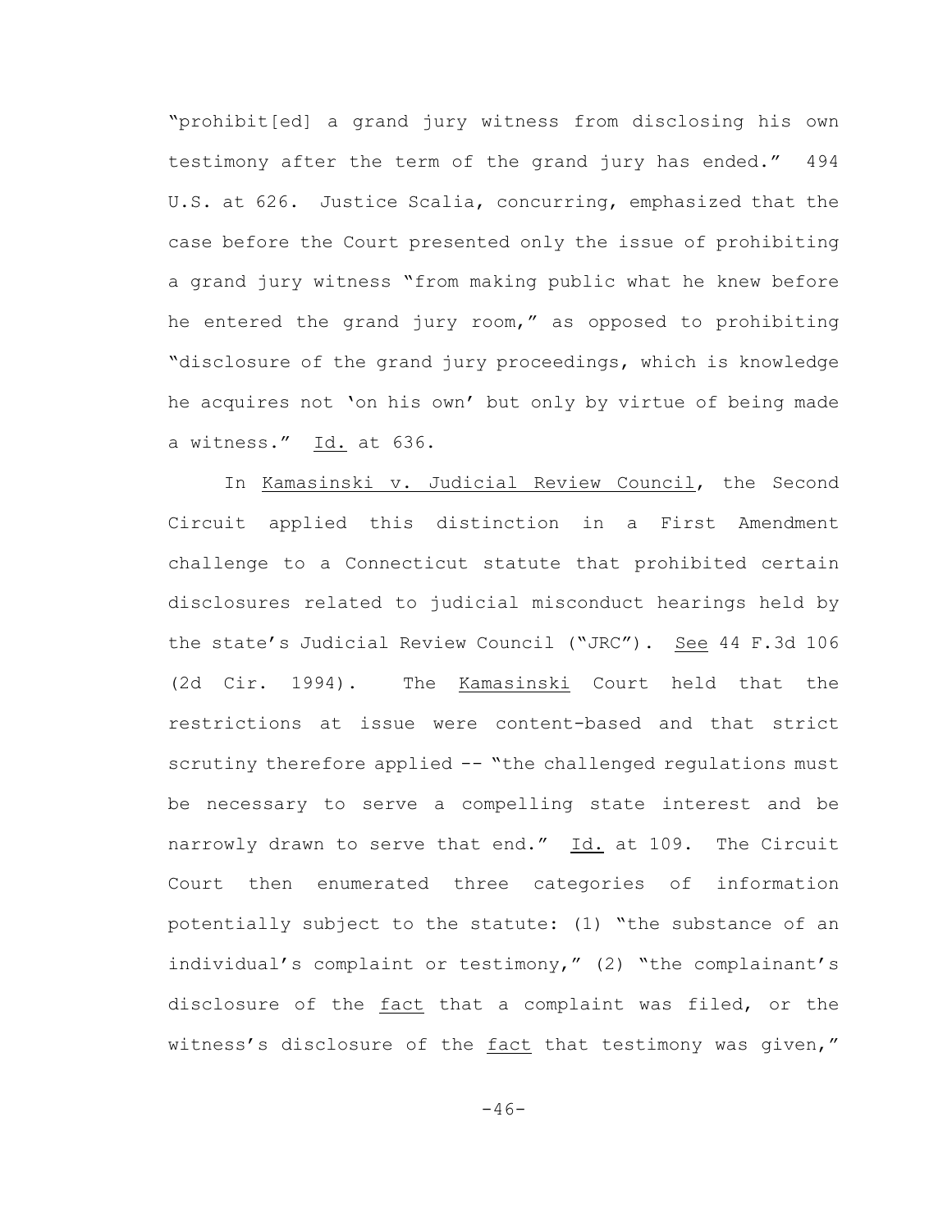"prohibit[ed] a grand jury witness from disclosing his own testimony after the term of the grand jury has ended." 494 U.S. at 626. Justice Scalia, concurring, emphasized that the case before the Court presented only the issue of prohibiting a grand jury witness "from making public what he knew before he entered the grand jury room," as opposed to prohibiting "disclosure of the grand jury proceedings, which is knowledge he acquires not 'on his own' but only by virtue of being made a witness." Id. at 636.

In Kamasinski v. Judicial Review Council, the Second Circuit applied this distinction in a First Amendment challenge to a Connecticut statute that prohibited certain disclosures related to judicial misconduct hearings held by the state's Judicial Review Council ("JRC"). See 44 F.3d 106 (2d Cir. 1994). The Kamasinski Court held that the restrictions at issue were content-based and that strict scrutiny therefore applied -- "the challenged regulations must be necessary to serve a compelling state interest and be narrowly drawn to serve that end." Id. at 109. The Circuit Court then enumerated three categories of information potentially subject to the statute: (1) "the substance of an individual's complaint or testimony," (2) "the complainant's disclosure of the fact that a complaint was filed, or the witness's disclosure of the fact that testimony was given,"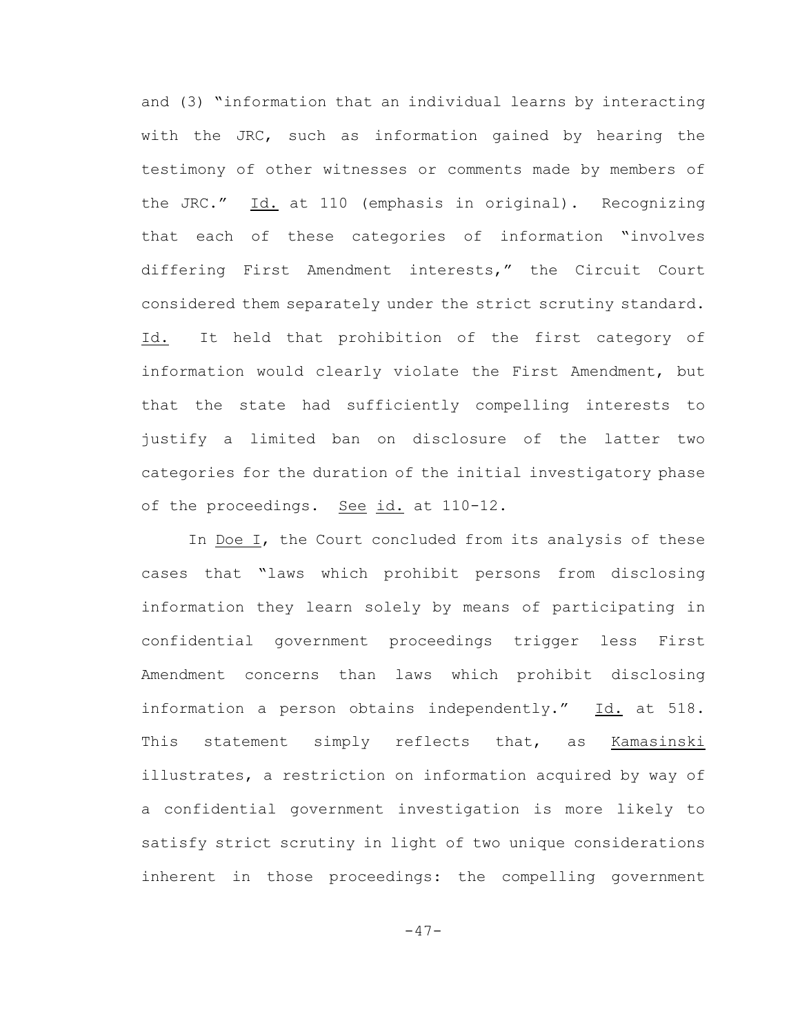and (3) "information that an individual learns by interacting with the JRC, such as information gained by hearing the testimony of other witnesses or comments made by members of the JRC." Id. at 110 (emphasis in original). Recognizing that each of these categories of information "involves differing First Amendment interests," the Circuit Court considered them separately under the strict scrutiny standard. Id. It held that prohibition of the first category of information would clearly violate the First Amendment, but that the state had sufficiently compelling interests to justify a limited ban on disclosure of the latter two categories for the duration of the initial investigatory phase of the proceedings. See id. at 110-12.

In Doe I, the Court concluded from its analysis of these cases that "laws which prohibit persons from disclosing information they learn solely by means of participating in confidential government proceedings trigger less First Amendment concerns than laws which prohibit disclosing information a person obtains independently." Id. at 518. This statement simply reflects that, as Kamasinski illustrates, a restriction on information acquired by way of a confidential government investigation is more likely to satisfy strict scrutiny in light of two unique considerations inherent in those proceedings: the compelling government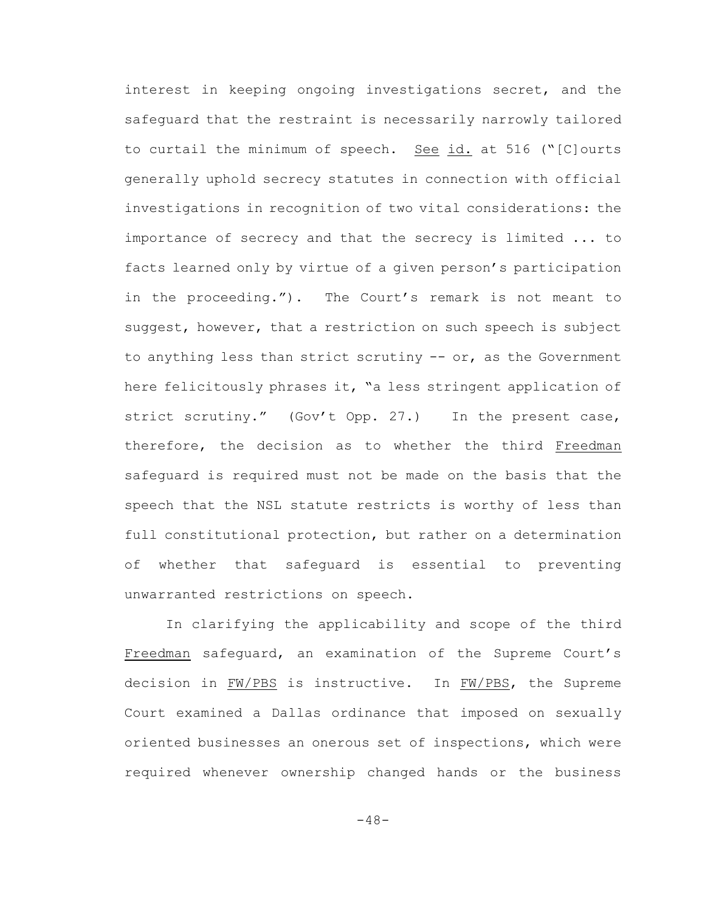interest in keeping ongoing investigations secret, and the safeguard that the restraint is necessarily narrowly tailored to curtail the minimum of speech. See id. at 516 ("[C]ourts generally uphold secrecy statutes in connection with official investigations in recognition of two vital considerations: the importance of secrecy and that the secrecy is limited ... to facts learned only by virtue of a given person's participation in the proceeding."). The Court's remark is not meant to suggest, however, that a restriction on such speech is subject to anything less than strict scrutiny -- or, as the Government here felicitously phrases it, "a less stringent application of strict scrutiny." (Gov't Opp. 27.) In the present case, therefore, the decision as to whether the third Freedman safeguard is required must not be made on the basis that the speech that the NSL statute restricts is worthy of less than full constitutional protection, but rather on a determination of whether that safeguard is essential to preventing unwarranted restrictions on speech.

In clarifying the applicability and scope of the third Freedman safeguard, an examination of the Supreme Court's decision in FW/PBS is instructive. In FW/PBS, the Supreme Court examined a Dallas ordinance that imposed on sexually oriented businesses an onerous set of inspections, which were required whenever ownership changed hands or the business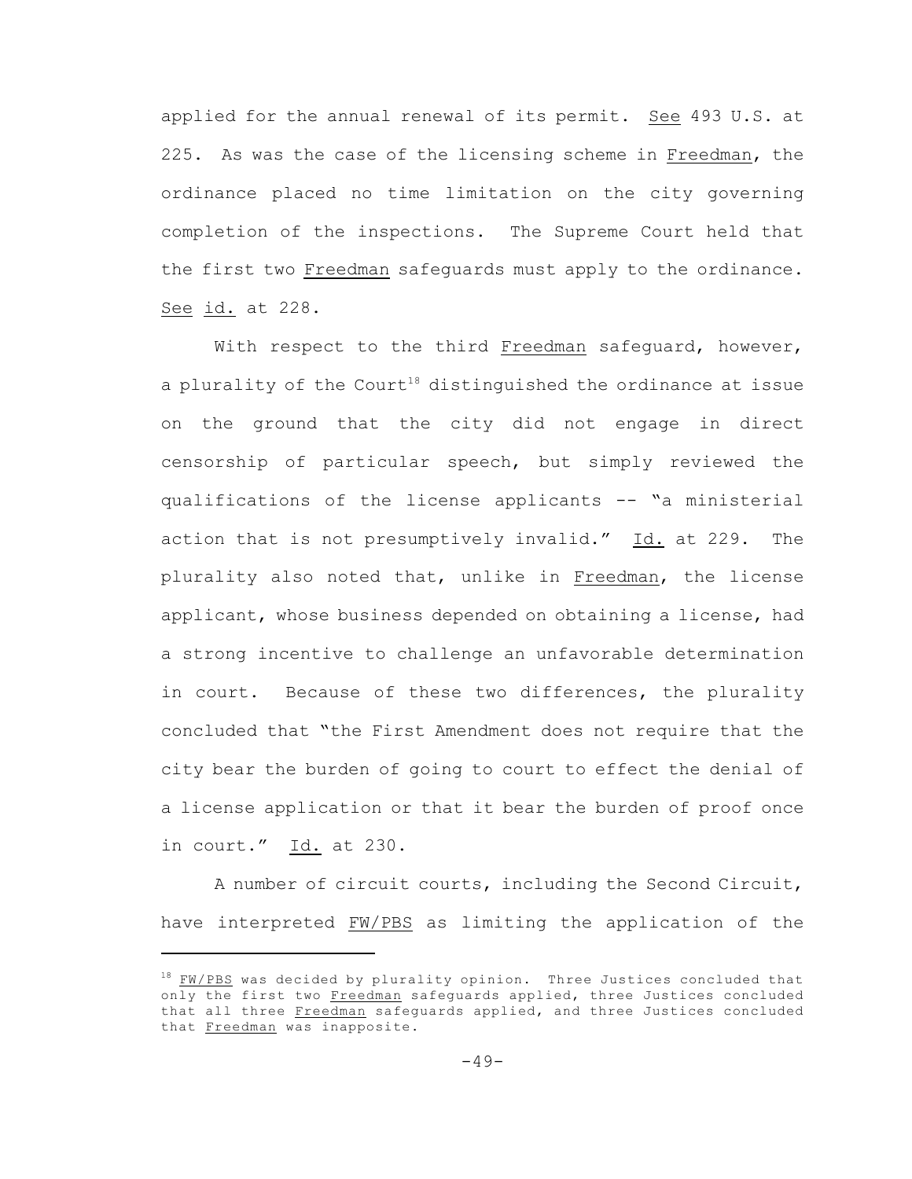applied for the annual renewal of its permit. See 493 U.S. at 225. As was the case of the licensing scheme in Freedman, the ordinance placed no time limitation on the city governing completion of the inspections. The Supreme Court held that the first two Freedman safeguards must apply to the ordinance. See id. at 228.

With respect to the third Freedman safeguard, however, a plurality of the Court[18] distinguished the ordinance at issue on the ground that the city did not engage in direct censorship of particular speech, but simply reviewed the qualifications of the license applicants -- "a ministerial action that is not presumptively invalid." Id. at 229. The plurality also noted that, unlike in Freedman, the license applicant, whose business depended on obtaining a license, had a strong incentive to challenge an unfavorable determination in court. Because of these two differences, the plurality concluded that "the First Amendment does not require that the city bear the burden of going to court to effect the denial of a license application or that it bear the burden of proof once in court." Id. at 230.

A number of circuit courts, including the Second Circuit, have interpreted FW/PBS as limiting the application of the

---

[18] FW/PBS was decided by plurality opinion. Three Justices concluded that only the first two Freedman safeguards applied, three Justices concluded that all three Freedman safeguards applied, and three Justices concluded that Freedman was inapposite.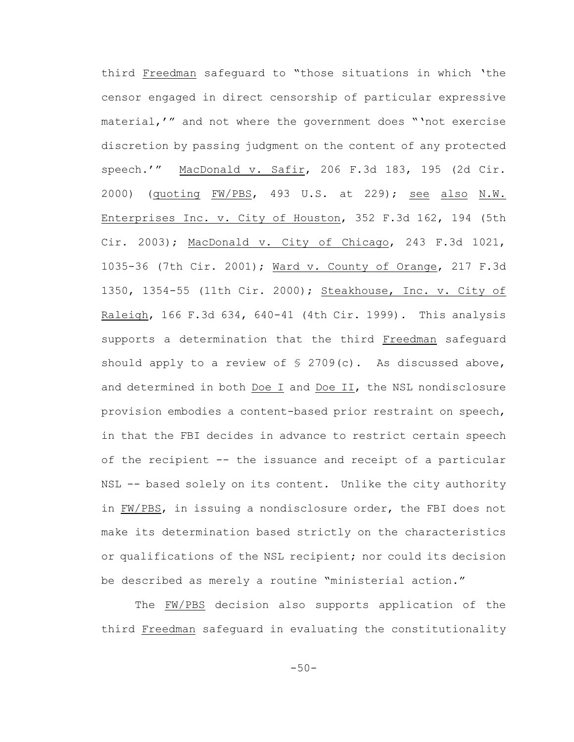third Freedman safeguard to "those situations in which 'the censor engaged in direct censorship of particular expressive material,'" and not where the government does "'not exercise discretion by passing judgment on the content of any protected speech.'" MacDonald v. Safir, 206 F.3d 183, 195 (2d Cir. 2000) (quoting FW/PBS, 493 U.S. at 229); see also N.W. Enterprises Inc. v. City of Houston, 352 F.3d 162, 194 (5th Cir. 2003); MacDonald v. City of Chicago, 243 F.3d 1021, 1035-36 (7th Cir. 2001); Ward v. County of Orange, 217 F.3d 1350, 1354-55 (11th Cir. 2000); Steakhouse, Inc. v. City of Raleigh, 166 F.3d 634, 640-41 (4th Cir. 1999). This analysis supports a determination that the third Freedman safeguard should apply to a review of § 2709(c). As discussed above, and determined in both Doe I and Doe II, the NSL nondisclosure provision embodies a content-based prior restraint on speech, in that the FBI decides in advance to restrict certain speech of the recipient -- the issuance and receipt of a particular NSL -- based solely on its content. Unlike the city authority in FW/PBS, in issuing a nondisclosure order, the FBI does not make its determination based strictly on the characteristics or qualifications of the NSL recipient; nor could its decision be described as merely a routine "ministerial action."

The FW/PBS decision also supports application of the third Freedman safeguard in evaluating the constitutionality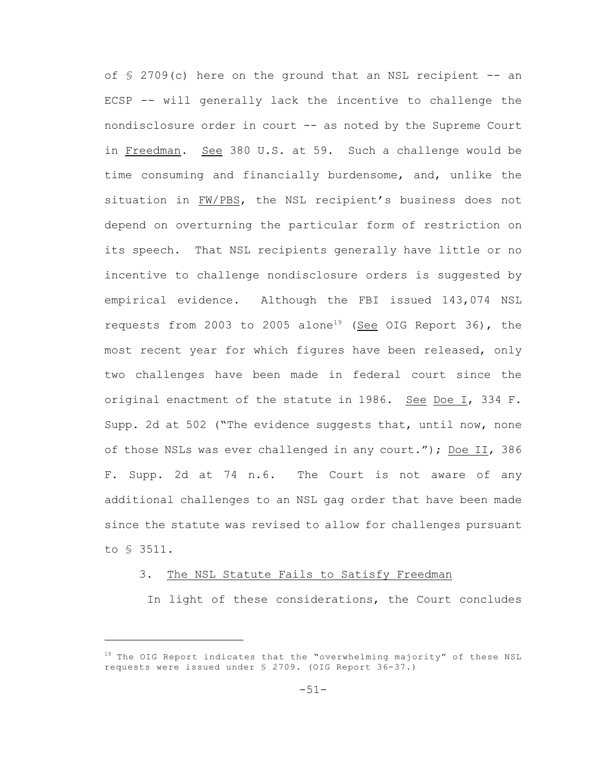of § 2709(c) here on the ground that an NSL recipient -- an ECSP -- will generally lack the incentive to challenge the nondisclosure order in court -- as noted by the Supreme Court in Freedman. See 380 U.S. at 59. Such a challenge would be time consuming and financially burdensome, and, unlike the situation in FW/PBS, the NSL recipient's business does not depend on overturning the particular form of restriction on its speech. That NSL recipients generally have little or no incentive to challenge nondisclosure orders is suggested by empirical evidence. Although the FBI issued 143,074 NSL requests from 2003 to 2005 alone[19] (See OIG Report 36), the most recent year for which figures have been released, only two challenges have been made in federal court since the original enactment of the statute in 1986. See Doe I, 334 F. Supp. 2d at 502 ("The evidence suggests that, until now, none of those NSLs was ever challenged in any court."); Doe II, 386 F. Supp. 2d at 74 n.6. The Court is not aware of any additional challenges to an NSL gag order that have been made since the statute was revised to allow for challenges pursuant to § 3511.

3. The NSL Statute Fails to Satisfy Freedman

In light of these considerations, the Court concludes

[19] The OIG Report indicates that the "overwhelming majority" of these NSL requests were issued under § 2709. (OIG Report 36-37.)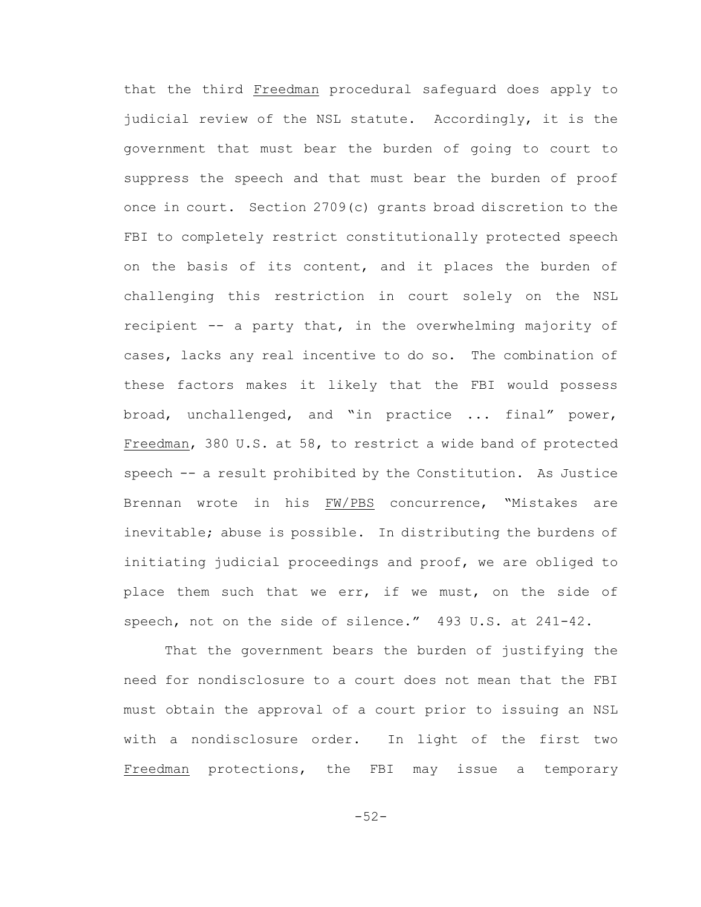that the third Freedman procedural safeguard does apply to judicial review of the NSL statute. Accordingly, it is the government that must bear the burden of going to court to suppress the speech and that must bear the burden of proof once in court. Section 2709(c) grants broad discretion to the FBI to completely restrict constitutionally protected speech on the basis of its content, and it places the burden of challenging this restriction in court solely on the NSL recipient -- a party that, in the overwhelming majority of cases, lacks any real incentive to do so. The combination of these factors makes it likely that the FBI would possess broad, unchallenged, and "in practice ... final" power, Freedman, 380 U.S. at 58, to restrict a wide band of protected speech -- a result prohibited by the Constitution. As Justice Brennan wrote in his FW/PBS concurrence, "Mistakes are inevitable; abuse is possible. In distributing the burdens of initiating judicial proceedings and proof, we are obliged to place them such that we err, if we must, on the side of speech, not on the side of silence." 493 U.S. at 241-42.

That the government bears the burden of justifying the need for nondisclosure to a court does not mean that the FBI must obtain the approval of a court prior to issuing an NSL with a nondisclosure order. In light of the first two Freedman protections, the FBI may issue a temporary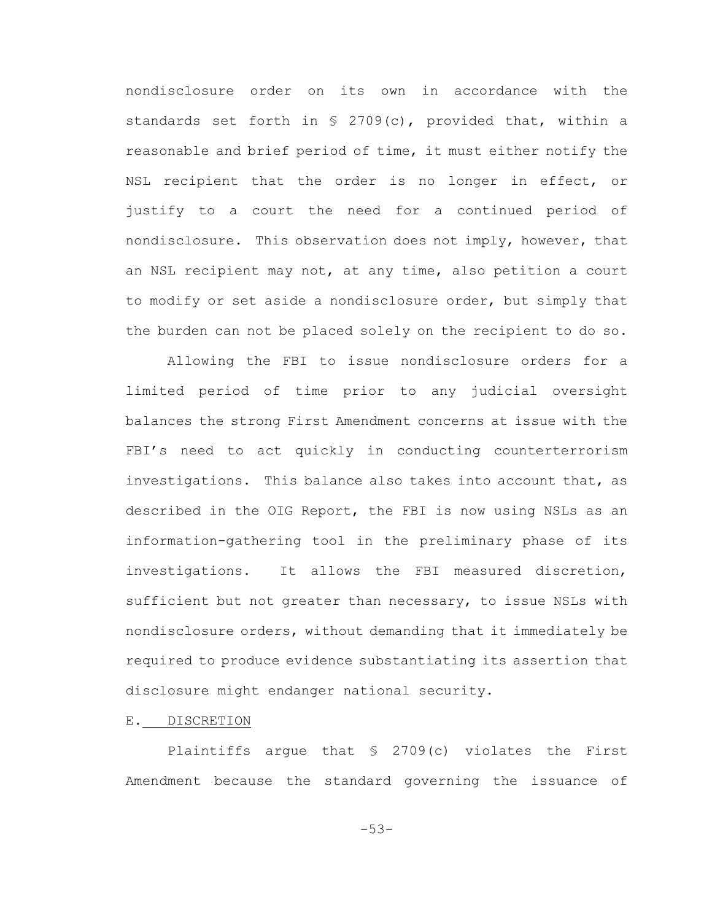nondisclosure order on its own in accordance with the standards set forth in § 2709(c), provided that, within a reasonable and brief period of time, it must either notify the NSL recipient that the order is no longer in effect, or justify to a court the need for a continued period of nondisclosure. This observation does not imply, however, that an NSL recipient may not, at any time, also petition a court to modify or set aside a nondisclosure order, but simply that the burden can not be placed solely on the recipient to do so.

Allowing the FBI to issue nondisclosure orders for a limited period of time prior to any judicial oversight balances the strong First Amendment concerns at issue with the FBI's need to act quickly in conducting counterterrorism investigations. This balance also takes into account that, as described in the OIG Report, the FBI is now using NSLs as an information-gathering tool in the preliminary phase of its investigations. It allows the FBI measured discretion, sufficient but not greater than necessary, to issue NSLs with nondisclosure orders, without demanding that it immediately be required to produce evidence substantiating its assertion that disclosure might endanger national security.

E. DISCRETION

Plaintiffs argue that § 2709(c) violates the First Amendment because the standard governing the issuance of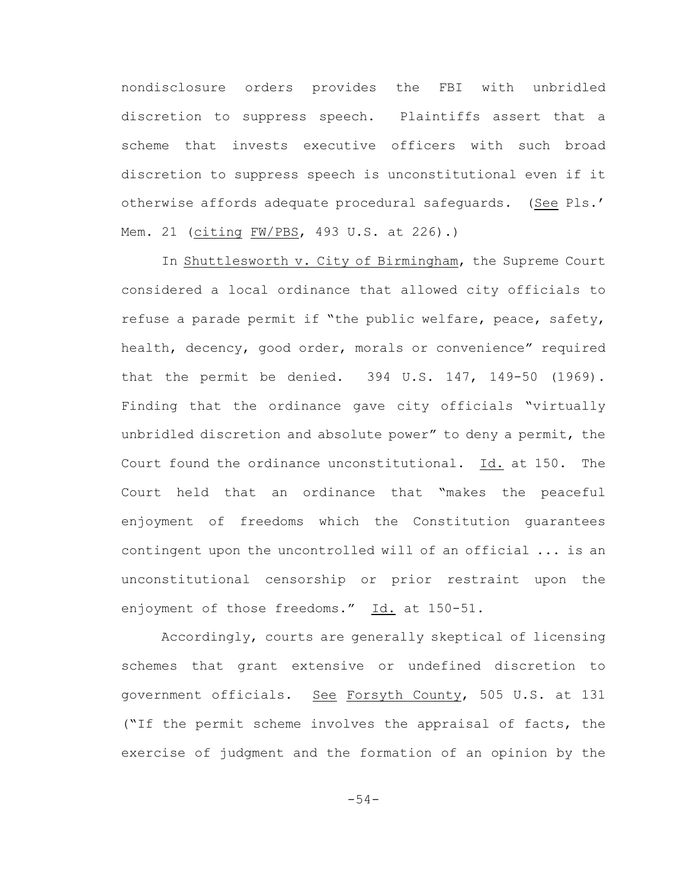nondisclosure orders provides the FBI with unbridled discretion to suppress speech. Plaintiffs assert that a scheme that invests executive officers with such broad discretion to suppress speech is unconstitutional even if it otherwise affords adequate procedural safeguards. (See Pls.' Mem. 21 (citing FW/PBS, 493 U.S. at 226).)

In Shuttlesworth v. City of Birmingham, the Supreme Court considered a local ordinance that allowed city officials to refuse a parade permit if "the public welfare, peace, safety, health, decency, good order, morals or convenience" required that the permit be denied. 394 U.S. 147, 149-50 (1969). Finding that the ordinance gave city officials "virtually unbridled discretion and absolute power" to deny a permit, the Court found the ordinance unconstitutional. Id. at 150. The Court held that an ordinance that "makes the peaceful enjoyment of freedoms which the Constitution guarantees contingent upon the uncontrolled will of an official ... is an unconstitutional censorship or prior restraint upon the enjoyment of those freedoms." Id. at 150-51.

Accordingly, courts are generally skeptical of licensing schemes that grant extensive or undefined discretion to government officials. See Forsyth County, 505 U.S. at 131 ("If the permit scheme involves the appraisal of facts, the exercise of judgment and the formation of an opinion by the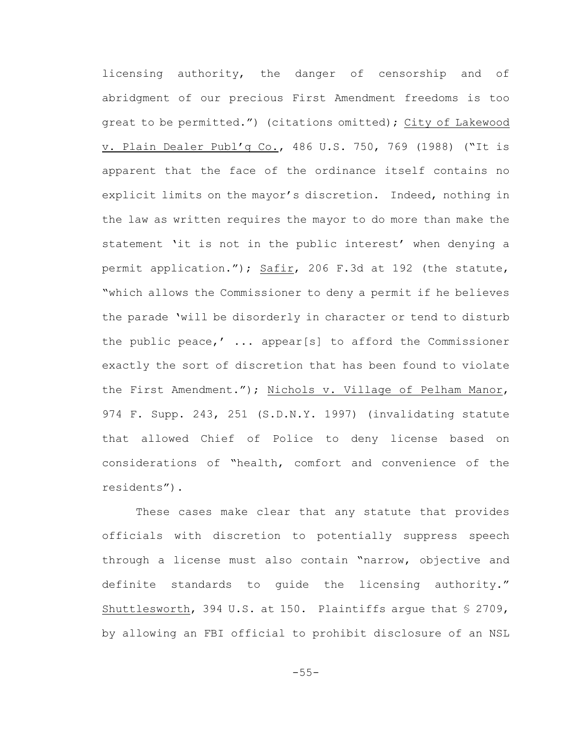licensing authority, the danger of censorship and of abridgment of our precious First Amendment freedoms is too great to be permitted.") (citations omitted); City of Lakewood v. Plain Dealer Publ'g Co., 486 U.S. 750, 769 (1988) ("It is apparent that the face of the ordinance itself contains no explicit limits on the mayor's discretion. Indeed, nothing in the law as written requires the mayor to do more than make the statement 'it is not in the public interest' when denying a permit application."); Safir, 206 F.3d at 192 (the statute, "which allows the Commissioner to deny a permit if he believes the parade 'will be disorderly in character or tend to disturb the public peace,' ... appear[s] to afford the Commissioner exactly the sort of discretion that has been found to violate the First Amendment."); Nichols v. Village of Pelham Manor, 974 F. Supp. 243, 251 (S.D.N.Y. 1997) (invalidating statute that allowed Chief of Police to deny license based on considerations of "health, comfort and convenience of the residents").

These cases make clear that any statute that provides officials with discretion to potentially suppress speech through a license must also contain "narrow, objective and definite standards to guide the licensing authority." Shuttlesworth, 394 U.S. at 150. Plaintiffs argue that § 2709, by allowing an FBI official to prohibit disclosure of an NSL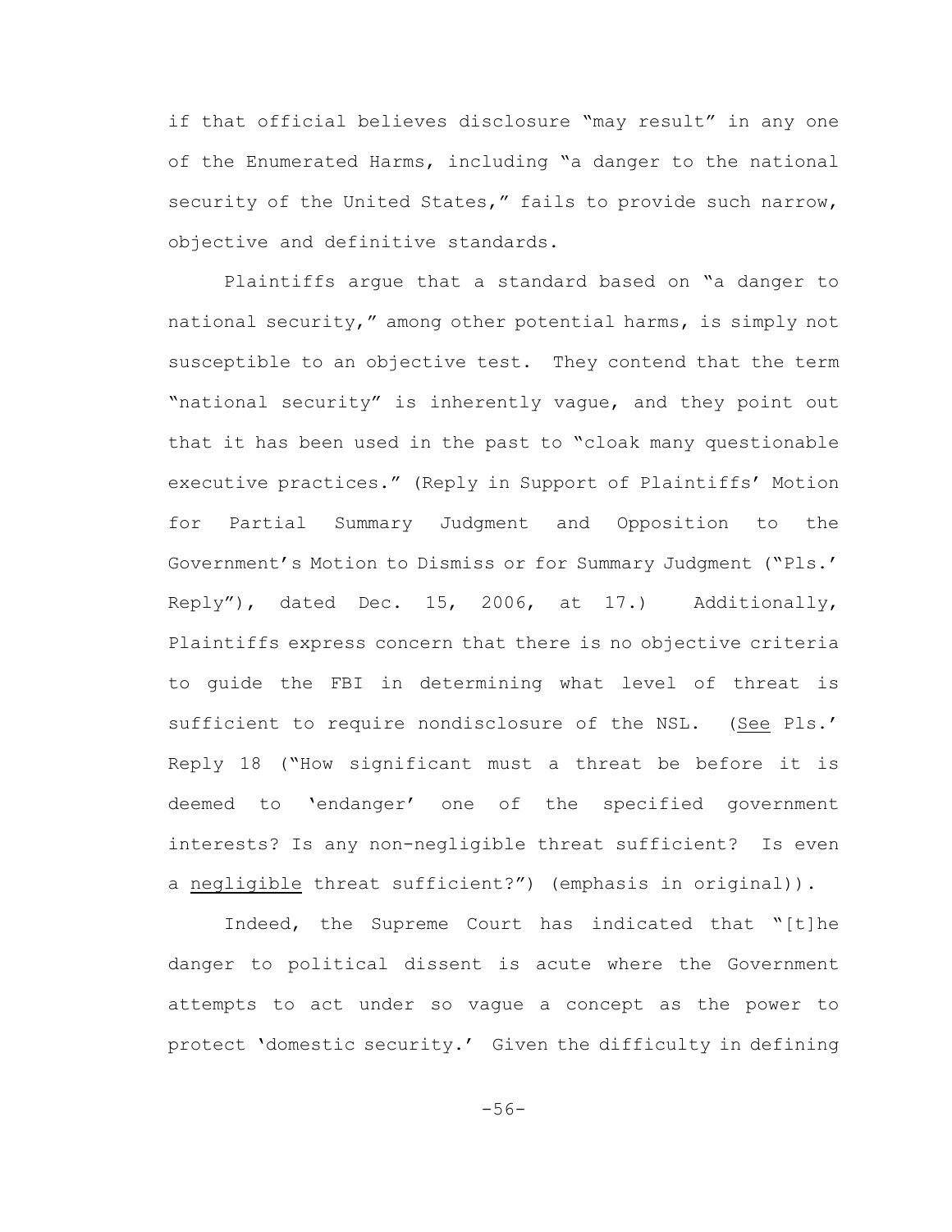if that official believes disclosure "may result" in any one of the Enumerated Harms, including "a danger to the national security of the United States," fails to provide such narrow, objective and definitive standards.

Plaintiffs argue that a standard based on "a danger to national security," among other potential harms, is simply not susceptible to an objective test. They contend that the term "national security" is inherently vague, and they point out that it has been used in the past to "cloak many questionable executive practices." (Reply in Support of Plaintiffs' Motion for Partial Summary Judgment and Opposition to the Government's Motion to Dismiss or for Summary Judgment ("Pls.' Reply"), dated Dec. 15, 2006, at 17.) Additionally, Plaintiffs express concern that there is no objective criteria to guide the FBI in determining what level of threat is sufficient to require nondisclosure of the NSL. (*See* Pls.' Reply 18 ("How significant must a threat be before it is deemed to 'endanger' one of the specified government interests? Is any non-negligible threat sufficient? Is even a *negligible* threat sufficient?") (emphasis in original)).

Indeed, the Supreme Court has indicated that "[t]he danger to political dissent is acute where the Government attempts to act under so vague a concept as the power to protect 'domestic security.' Given the difficulty in defining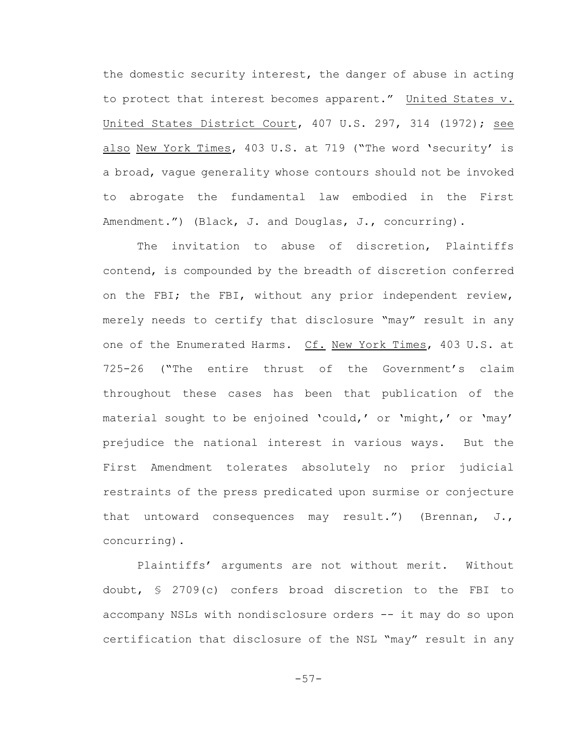the domestic security interest, the danger of abuse in acting to protect that interest becomes apparent." United States v. United States District Court, 407 U.S. 297, 314 (1972); see also New York Times, 403 U.S. at 719 ("The word 'security' is a broad, vague generality whose contours should not be invoked to abrogate the fundamental law embodied in the First Amendment.") (Black, J. and Douglas, J., concurring).

The invitation to abuse of discretion, Plaintiffs contend, is compounded by the breadth of discretion conferred on the FBI; the FBI, without any prior independent review, merely needs to certify that disclosure "may" result in any one of the Enumerated Harms. Cf. New York Times, 403 U.S. at 725-26 ("The entire thrust of the Government's claim throughout these cases has been that publication of the material sought to be enjoined 'could,' or 'might,' or 'may' prejudice the national interest in various ways. But the First Amendment tolerates absolutely no prior judicial restraints of the press predicated upon surmise or conjecture that untoward consequences may result.") (Brennan, J., concurring).

Plaintiffs' arguments are not without merit. Without doubt, § 2709(c) confers broad discretion to the FBI to accompany NSLs with nondisclosure orders -- it may do so upon certification that disclosure of the NSL "may" result in any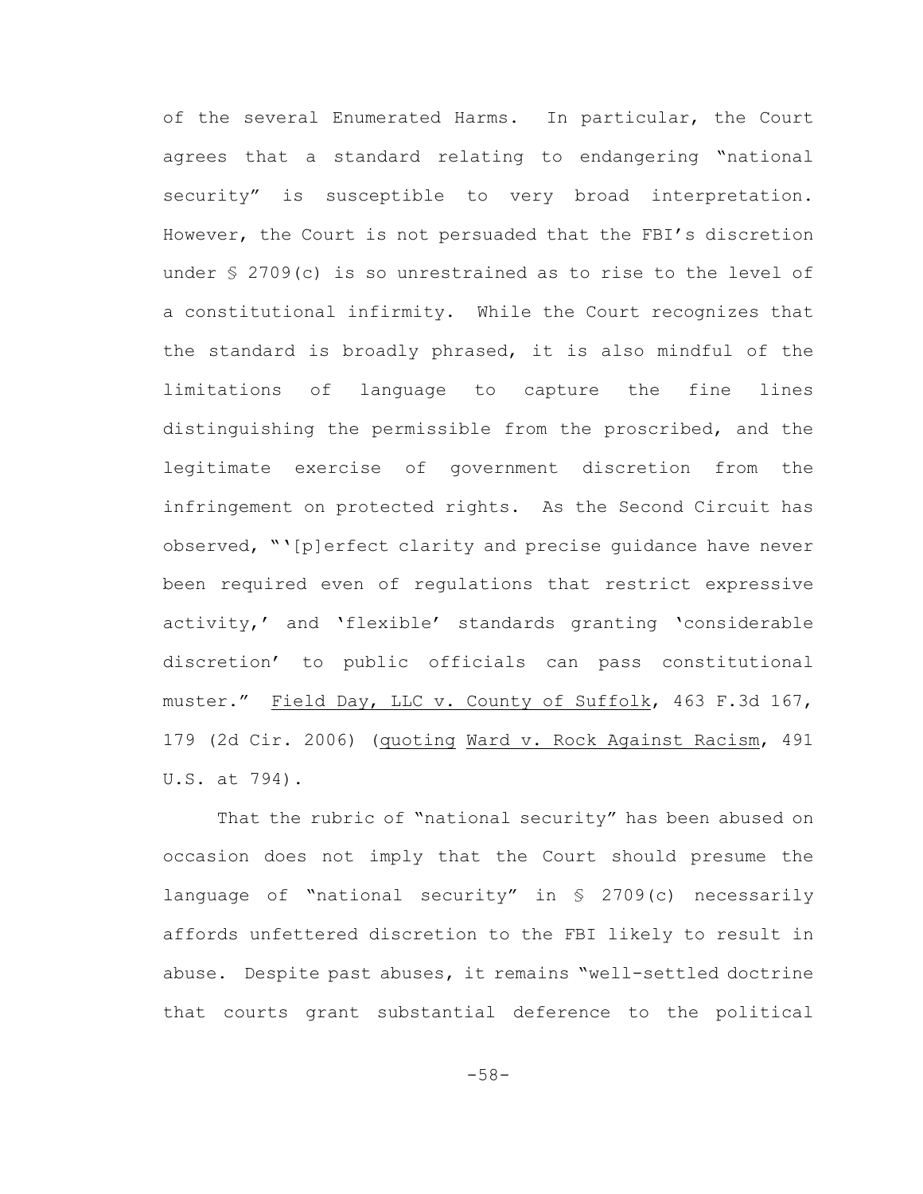of the several Enumerated Harms. In particular, the Court agrees that a standard relating to endangering "national security" is susceptible to very broad interpretation. However, the Court is not persuaded that the FBI's discretion under § 2709(c) is so unrestrained as to rise to the level of a constitutional infirmity. While the Court recognizes that the standard is broadly phrased, it is also mindful of the limitations of language to capture the fine lines distinguishing the permissible from the proscribed, and the legitimate exercise of government discretion from the infringement on protected rights. As the Second Circuit has observed, "'[p]erfect clarity and precise guidance have never been required even of regulations that restrict expressive activity,' and 'flexible' standards granting 'considerable discretion' to public officials can pass constitutional muster." Field Day, LLC v. County of Suffolk, 463 F.3d 167, 179 (2d Cir. 2006) (quoting Ward v. Rock Against Racism, 491 U.S. at 794).

That the rubric of "national security" has been abused on occasion does not imply that the Court should presume the language of "national security" in § 2709(c) necessarily affords unfettered discretion to the FBI likely to result in abuse. Despite past abuses, it remains "well-settled doctrine that courts grant substantial deference to the political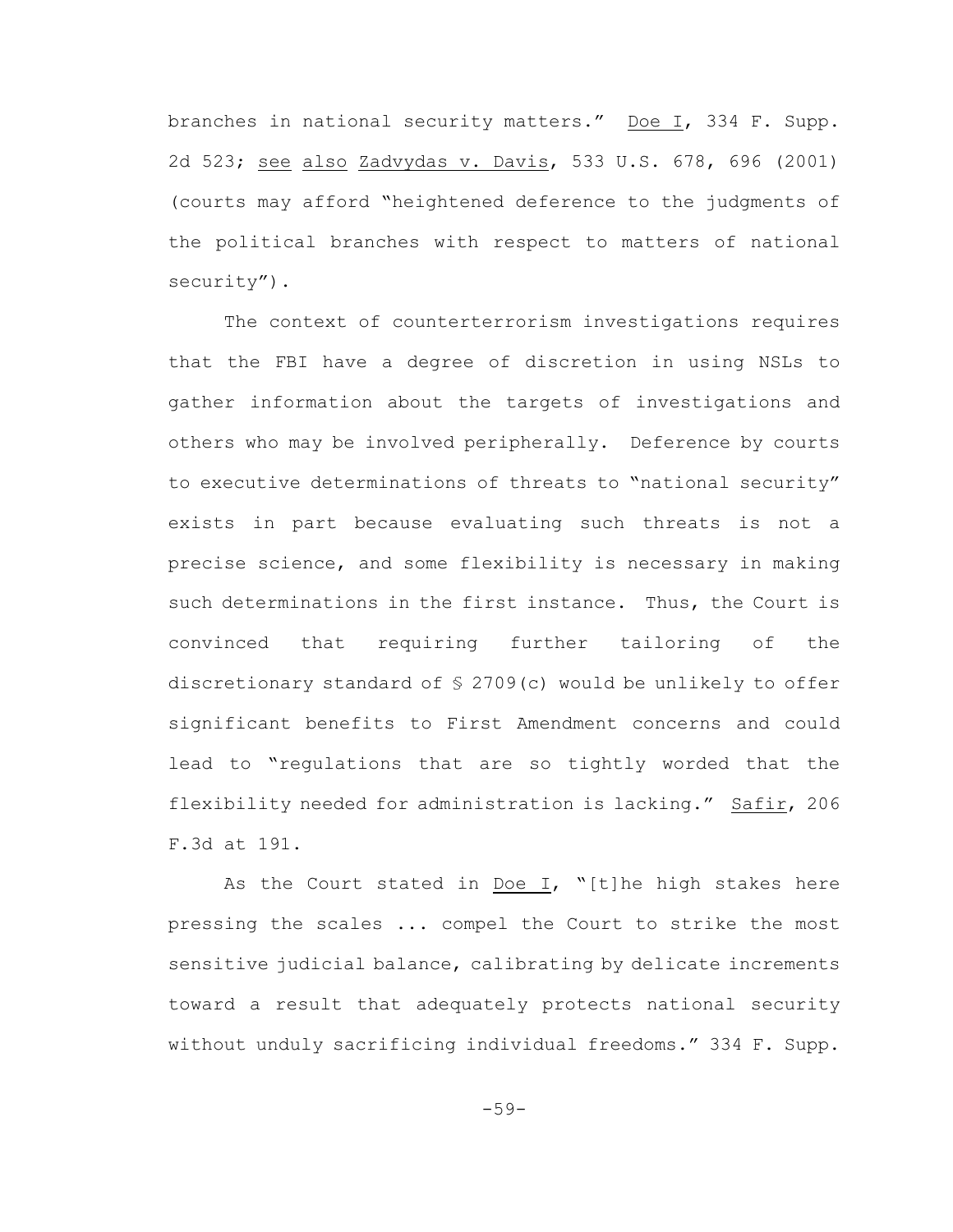branches in national security matters." Doe I, 334 F. Supp. 2d 523; see also Zadvydas v. Davis, 533 U.S. 678, 696 (2001) (courts may afford "heightened deference to the judgments of the political branches with respect to matters of national security").

The context of counterterrorism investigations requires that the FBI have a degree of discretion in using NSLs to gather information about the targets of investigations and others who may be involved peripherally. Deference by courts to executive determinations of threats to "national security" exists in part because evaluating such threats is not a precise science, and some flexibility is necessary in making such determinations in the first instance. Thus, the Court is convinced that requiring further tailoring of the discretionary standard of § 2709(c) would be unlikely to offer significant benefits to First Amendment concerns and could lead to "regulations that are so tightly worded that the flexibility needed for administration is lacking." Safir, 206 F.3d at 191.

As the Court stated in Doe I, "[t]he high stakes here pressing the scales ... compel the Court to strike the most sensitive judicial balance, calibrating by delicate increments toward a result that adequately protects national security without unduly sacrificing individual freedoms." 334 F. Supp.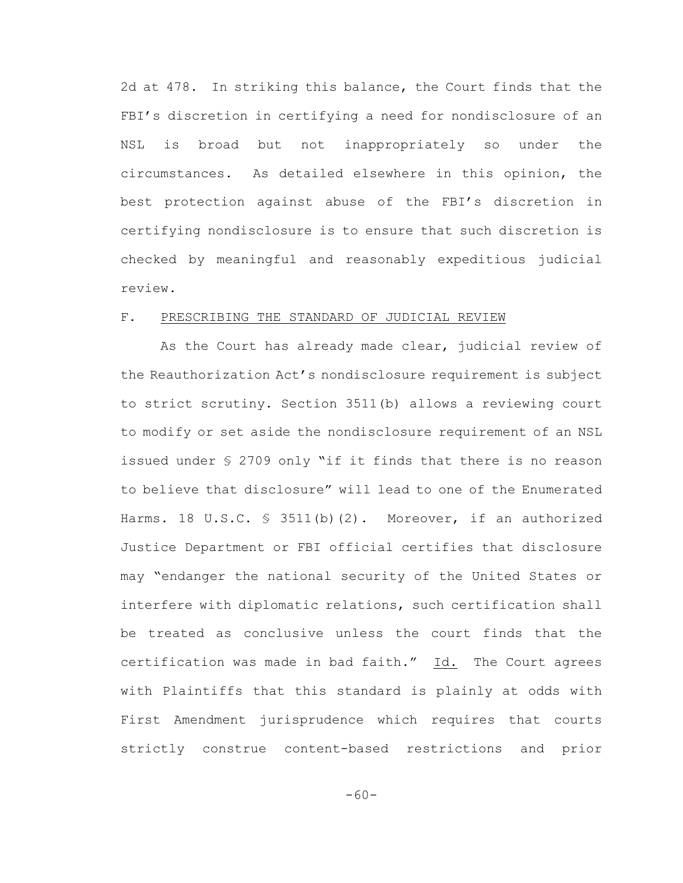2d at 478. In striking this balance, the Court finds that the FBI's discretion in certifying a need for nondisclosure of an NSL is broad but not inappropriately so under the circumstances. As detailed elsewhere in this opinion, the best protection against abuse of the FBI's discretion in certifying nondisclosure is to ensure that such discretion is checked by meaningful and reasonably expeditious judicial review.

## F. PRESCRIBING THE STANDARD OF JUDICIAL REVIEW

As the Court has already made clear, judicial review of the Reauthorization Act's nondisclosure requirement is subject to strict scrutiny. Section 3511(b) allows a reviewing court to modify or set aside the nondisclosure requirement of an NSL issued under § 2709 only "if it finds that there is no reason to believe that disclosure" will lead to one of the Enumerated Harms. 18 U.S.C. § 3511(b)(2). Moreover, if an authorized Justice Department or FBI official certifies that disclosure may "endanger the national security of the United States or interfere with diplomatic relations, such certification shall be treated as conclusive unless the court finds that the certification was made in bad faith." Id. The Court agrees with Plaintiffs that this standard is plainly at odds with First Amendment jurisprudence which requires that courts strictly construe content-based restrictions and prior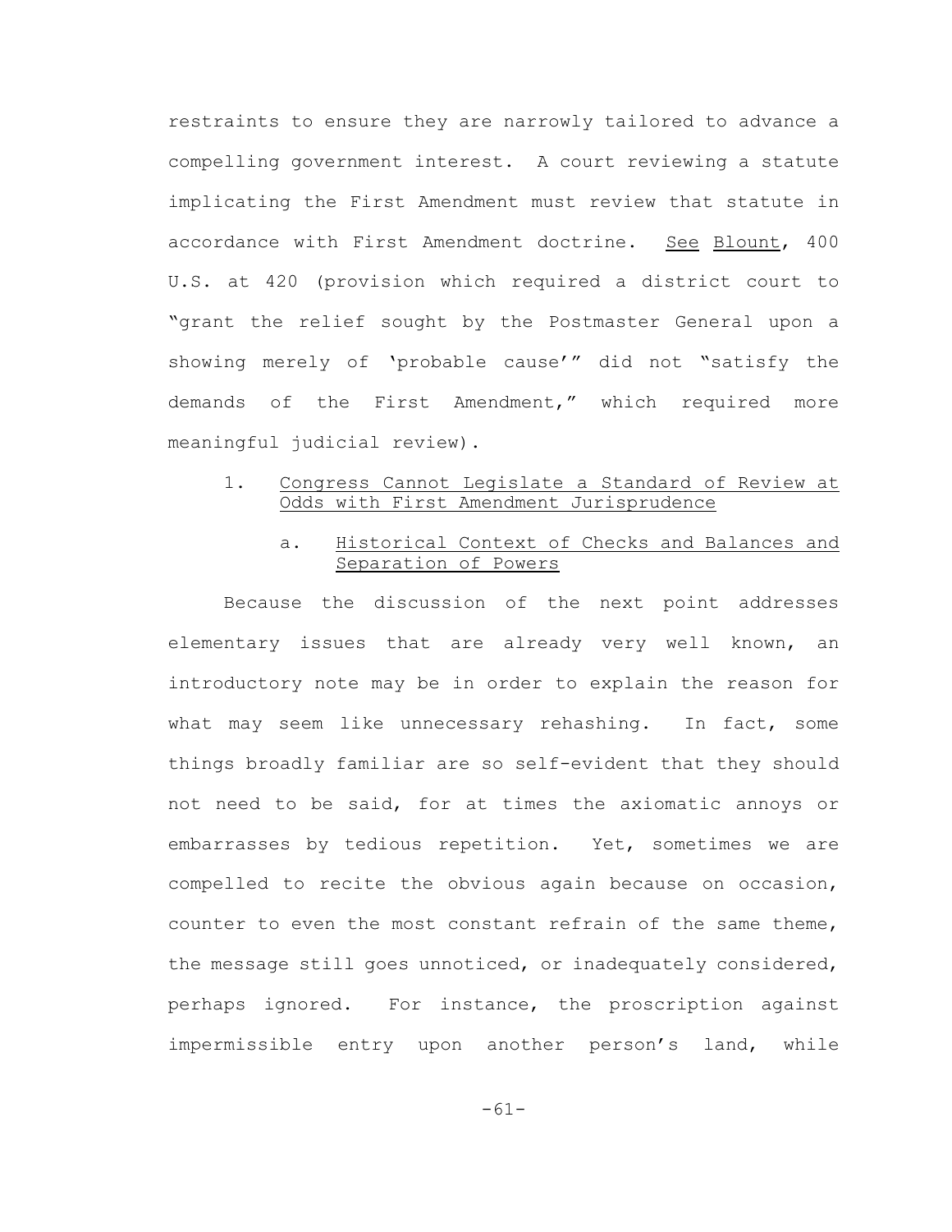restraints to ensure they are narrowly tailored to advance a compelling government interest. A court reviewing a statute implicating the First Amendment must review that statute in accordance with First Amendment doctrine. See Blount, 400 U.S. at 420 (provision which required a district court to "grant the relief sought by the Postmaster General upon a showing merely of 'probable cause'" did not "satisfy the demands of the First Amendment," which required more meaningful judicial review).

### 1. Congress Cannot Legislate a Standard of Review at Odds with First Amendment Jurisprudence

#### a. Historical Context of Checks and Balances and Separation of Powers

Because the discussion of the next point addresses elementary issues that are already very well known, an introductory note may be in order to explain the reason for what may seem like unnecessary rehashing. In fact, some things broadly familiar are so self-evident that they should not need to be said, for at times the axiomatic annoys or embarrasses by tedious repetition. Yet, sometimes we are compelled to recite the obvious again because on occasion, counter to even the most constant refrain of the same theme, the message still goes unnoticed, or inadequately considered, perhaps ignored. For instance, the proscription against impermissible entry upon another person's land, while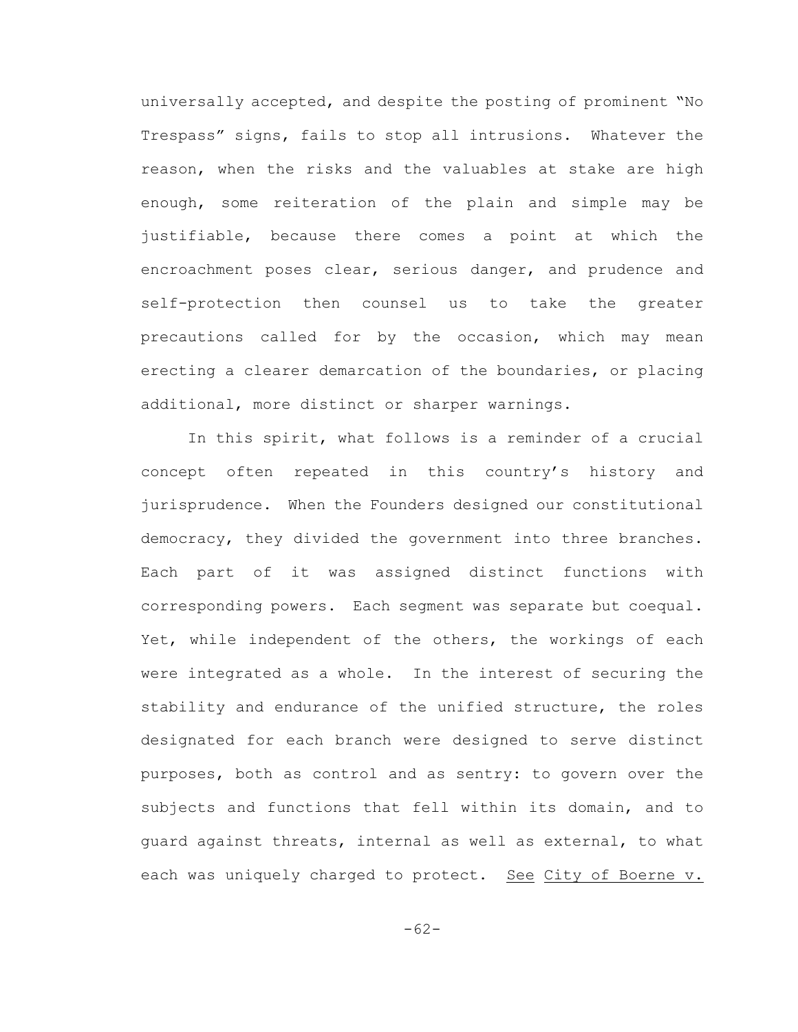universally accepted, and despite the posting of prominent "No Trespass" signs, fails to stop all intrusions. Whatever the reason, when the risks and the valuables at stake are high enough, some reiteration of the plain and simple may be justifiable, because there comes a point at which the encroachment poses clear, serious danger, and prudence and self-protection then counsel us to take the greater precautions called for by the occasion, which may mean erecting a clearer demarcation of the boundaries, or placing additional, more distinct or sharper warnings.

In this spirit, what follows is a reminder of a crucial concept often repeated in this country's history and jurisprudence. When the Founders designed our constitutional democracy, they divided the government into three branches. Each part of it was assigned distinct functions with corresponding powers. Each segment was separate but coequal. Yet, while independent of the others, the workings of each were integrated as a whole. In the interest of securing the stability and endurance of the unified structure, the roles designated for each branch were designed to serve distinct purposes, both as control and as sentry: to govern over the subjects and functions that fell within its domain, and to guard against threats, internal as well as external, to what each was uniquely charged to protect. See City of Boerne v.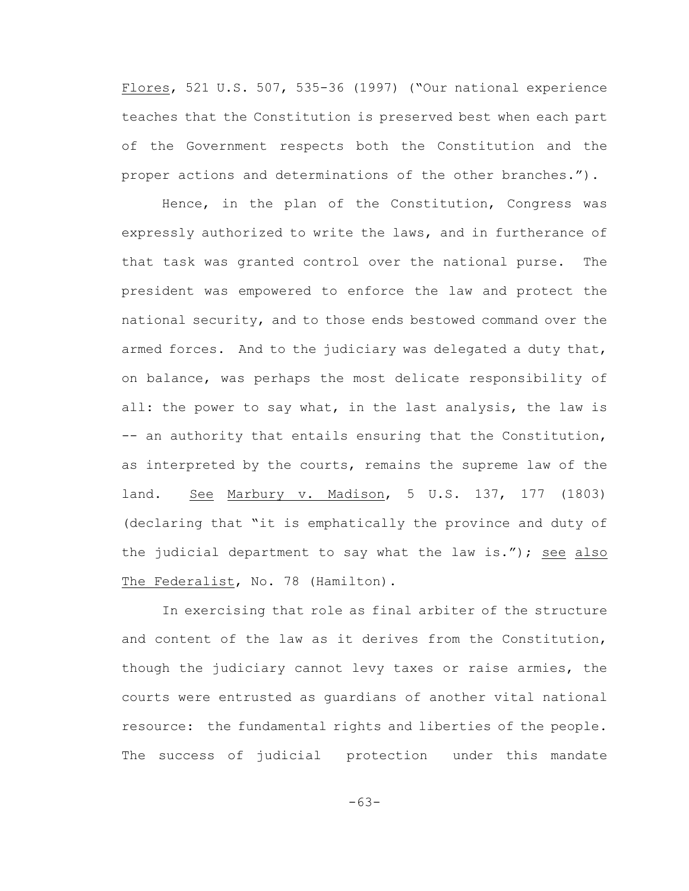Flores, 521 U.S. 507, 535-36 (1997) ("Our national experience teaches that the Constitution is preserved best when each part of the Government respects both the Constitution and the proper actions and determinations of the other branches.").

Hence, in the plan of the Constitution, Congress was expressly authorized to write the laws, and in furtherance of that task was granted control over the national purse. The president was empowered to enforce the law and protect the national security, and to those ends bestowed command over the armed forces. And to the judiciary was delegated a duty that, on balance, was perhaps the most delicate responsibility of all: the power to say what, in the last analysis, the law is -- an authority that entails ensuring that the Constitution, as interpreted by the courts, remains the supreme law of the land. See Marbury v. Madison, 5 U.S. 137, 177 (1803) (declaring that "it is emphatically the province and duty of the judicial department to say what the law is."); see also The Federalist, No. 78 (Hamilton).

In exercising that role as final arbiter of the structure and content of the law as it derives from the Constitution, though the judiciary cannot levy taxes or raise armies, the courts were entrusted as guardians of another vital national resource: the fundamental rights and liberties of the people. The success of judicial protection under this mandate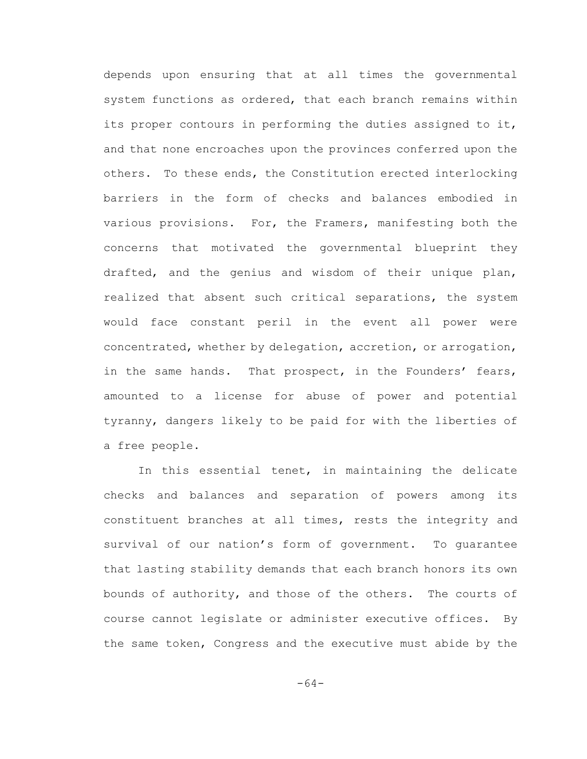depends upon ensuring that at all times the governmental system functions as ordered, that each branch remains within its proper contours in performing the duties assigned to it, and that none encroaches upon the provinces conferred upon the others. To these ends, the Constitution erected interlocking barriers in the form of checks and balances embodied in various provisions. For, the Framers, manifesting both the concerns that motivated the governmental blueprint they drafted, and the genius and wisdom of their unique plan, realized that absent such critical separations, the system would face constant peril in the event all power were concentrated, whether by delegation, accretion, or arrogation, in the same hands. That prospect, in the Founders' fears, amounted to a license for abuse of power and potential tyranny, dangers likely to be paid for with the liberties of a free people.

In this essential tenet, in maintaining the delicate checks and balances and separation of powers among its constituent branches at all times, rests the integrity and survival of our nation's form of government. To guarantee that lasting stability demands that each branch honors its own bounds of authority, and those of the others. The courts of course cannot legislate or administer executive offices. By the same token, Congress and the executive must abide by the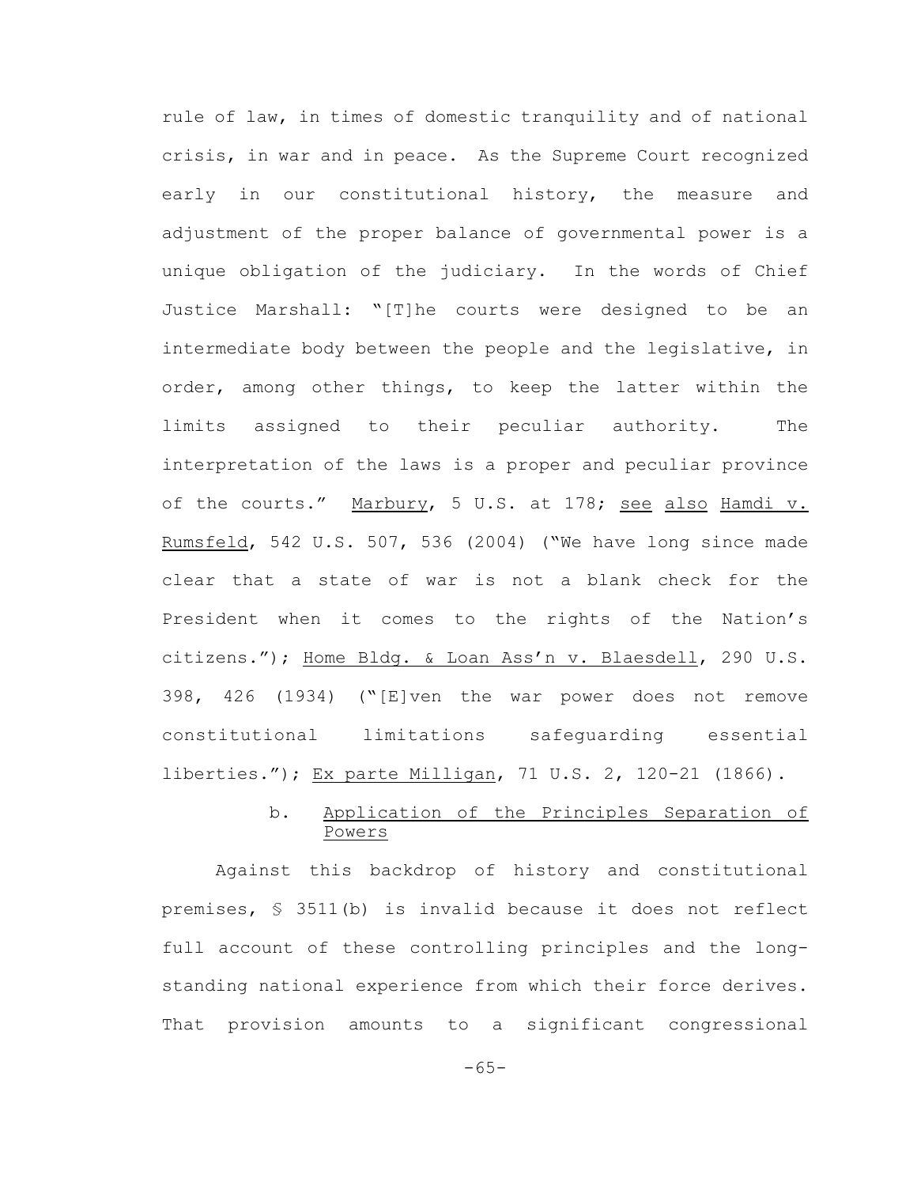rule of law, in times of domestic tranquility and of national crisis, in war and in peace. As the Supreme Court recognized early in our constitutional history, the measure and adjustment of the proper balance of governmental power is a unique obligation of the judiciary. In the words of Chief Justice Marshall: "[T]he courts were designed to be an intermediate body between the people and the legislative, in order, among other things, to keep the latter within the limits assigned to their peculiar authority. The interpretation of the laws is a proper and peculiar province of the courts." Marbury, 5 U.S. at 178; see also Hamdi v. Rumsfeld, 542 U.S. 507, 536 (2004) ("We have long since made clear that a state of war is not a blank check for the President when it comes to the rights of the Nation's citizens."); Home Bldg. & Loan Ass'n v. Blaesdell, 290 U.S. 398, 426 (1934) ("[E]ven the war power does not remove constitutional limitations safeguarding essential liberties."); Ex parte Milligan, 71 U.S. 2, 120-21 (1866).

### b. Application of the Principles Separation of Powers

Against this backdrop of history and constitutional premises, § 3511(b) is invalid because it does not reflect full account of these controlling principles and the long-standing national experience from which their force derives. That provision amounts to a significant congressional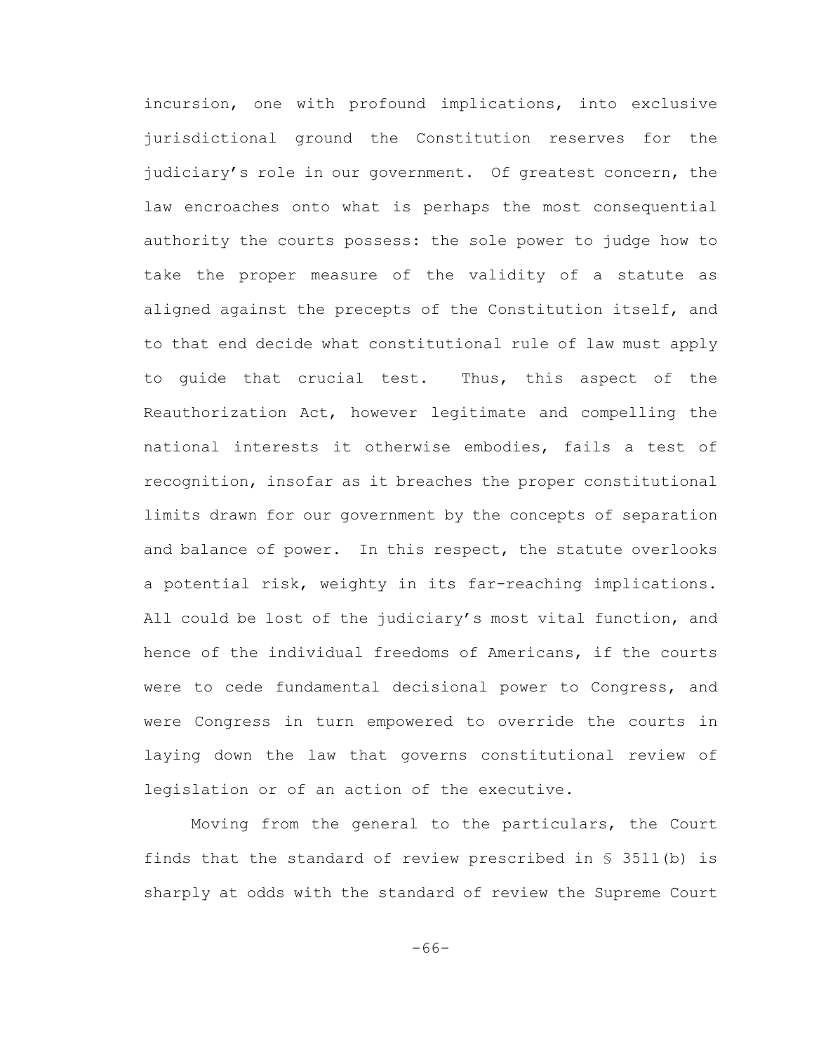incursion, one with profound implications, into exclusive jurisdictional ground the Constitution reserves for the judiciary's role in our government. Of greatest concern, the law encroaches onto what is perhaps the most consequential authority the courts possess: the sole power to judge how to take the proper measure of the validity of a statute as aligned against the precepts of the Constitution itself, and to that end decide what constitutional rule of law must apply to guide that crucial test. Thus, this aspect of the Reauthorization Act, however legitimate and compelling the national interests it otherwise embodies, fails a test of recognition, insofar as it breaches the proper constitutional limits drawn for our government by the concepts of separation and balance of power. In this respect, the statute overlooks a potential risk, weighty in its far-reaching implications. All could be lost of the judiciary's most vital function, and hence of the individual freedoms of Americans, if the courts were to cede fundamental decisional power to Congress, and were Congress in turn empowered to override the courts in laying down the law that governs constitutional review of legislation or of an action of the executive.

Moving from the general to the particulars, the Court finds that the standard of review prescribed in § 3511(b) is sharply at odds with the standard of review the Supreme Court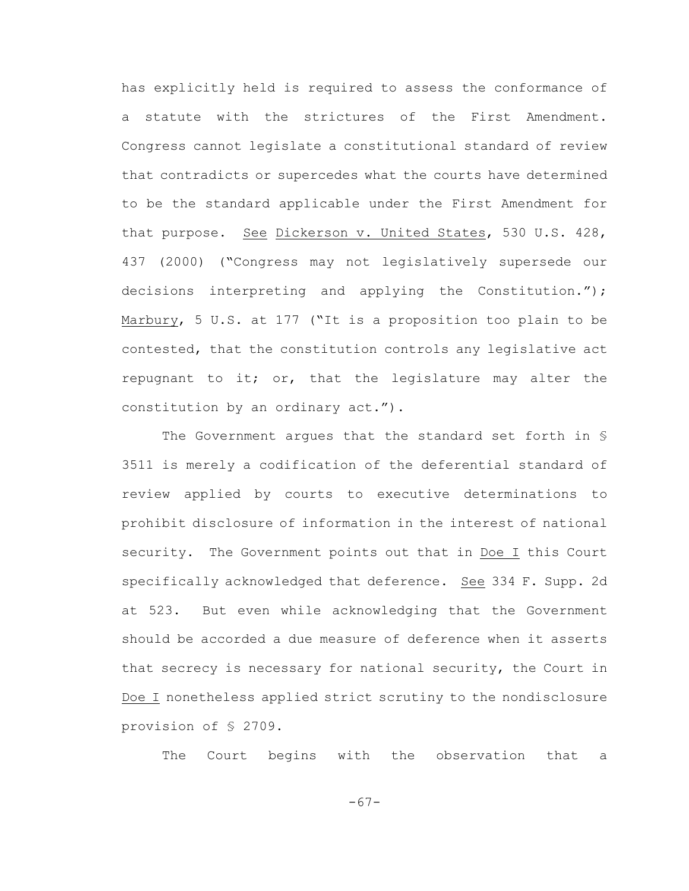has explicitly held is required to assess the conformance of a statute with the strictures of the First Amendment. Congress cannot legislate a constitutional standard of review that contradicts or supercedes what the courts have determined to be the standard applicable under the First Amendment for that purpose. See Dickerson v. United States, 530 U.S. 428, 437 (2000) ("Congress may not legislatively supersede our decisions interpreting and applying the Constitution."); Marbury, 5 U.S. at 177 ("It is a proposition too plain to be contested, that the constitution controls any legislative act repugnant to it; or, that the legislature may alter the constitution by an ordinary act.").

The Government argues that the standard set forth in § 3511 is merely a codification of the deferential standard of review applied by courts to executive determinations to prohibit disclosure of information in the interest of national security. The Government points out that in Doe I this Court specifically acknowledged that deference. See 334 F. Supp. 2d at 523. But even while acknowledging that the Government should be accorded a due measure of deference when it asserts that secrecy is necessary for national security, the Court in Doe I nonetheless applied strict scrutiny to the nondisclosure provision of § 2709.

The Court begins with the observation that a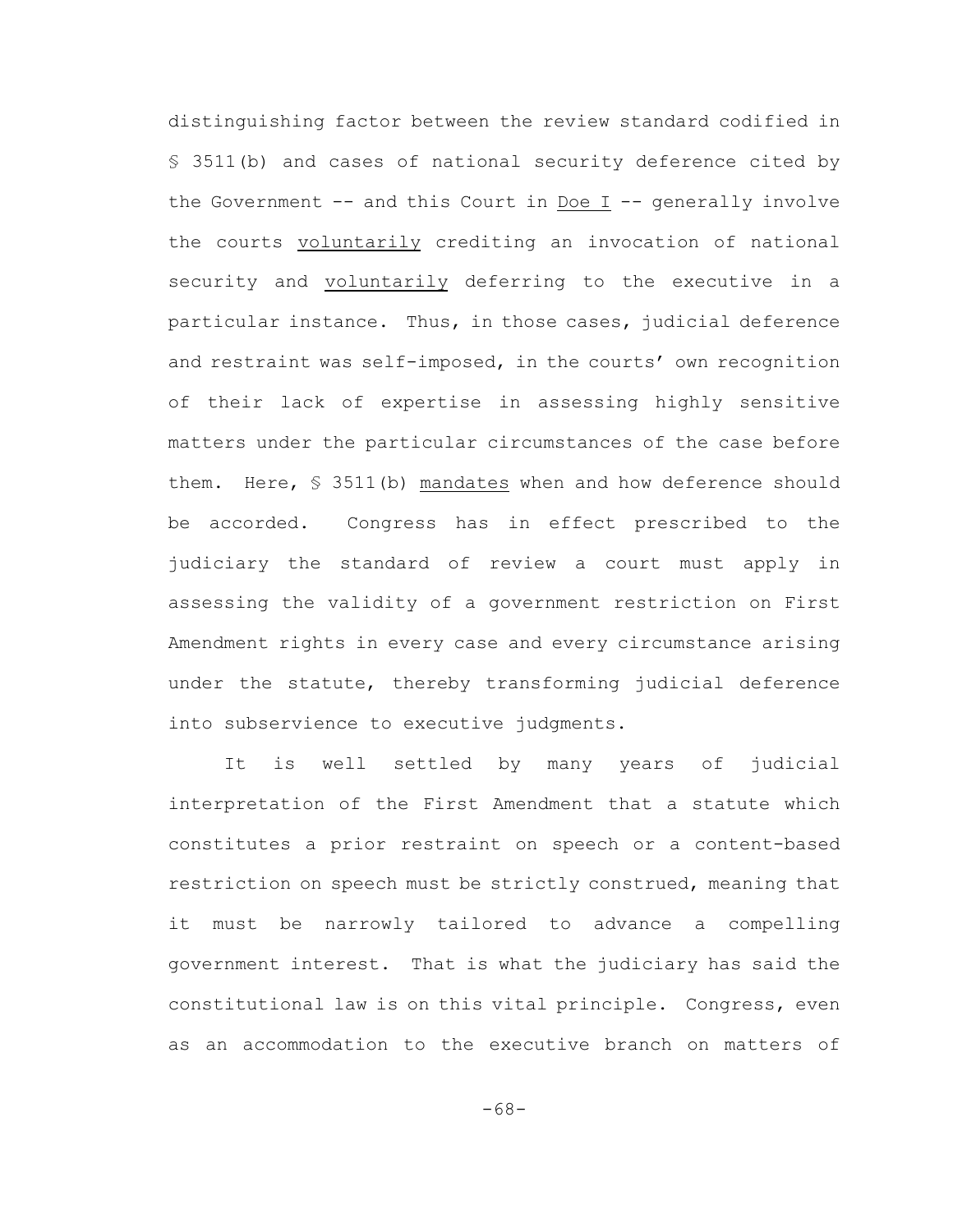distinguishing factor between the review standard codified in § 3511(b) and cases of national security deference cited by the Government -- and this Court in Doe I -- generally involve the courts voluntarily crediting an invocation of national security and voluntarily deferring to the executive in a particular instance. Thus, in those cases, judicial deference and restraint was self-imposed, in the courts' own recognition of their lack of expertise in assessing highly sensitive matters under the particular circumstances of the case before them. Here, § 3511(b) mandates when and how deference should be accorded. Congress has in effect prescribed to the judiciary the standard of review a court must apply in assessing the validity of a government restriction on First Amendment rights in every case and every circumstance arising under the statute, thereby transforming judicial deference into subservience to executive judgments.

It is well settled by many years of judicial interpretation of the First Amendment that a statute which constitutes a prior restraint on speech or a content-based restriction on speech must be strictly construed, meaning that it must be narrowly tailored to advance a compelling government interest. That is what the judiciary has said the constitutional law is on this vital principle. Congress, even as an accommodation to the executive branch on matters of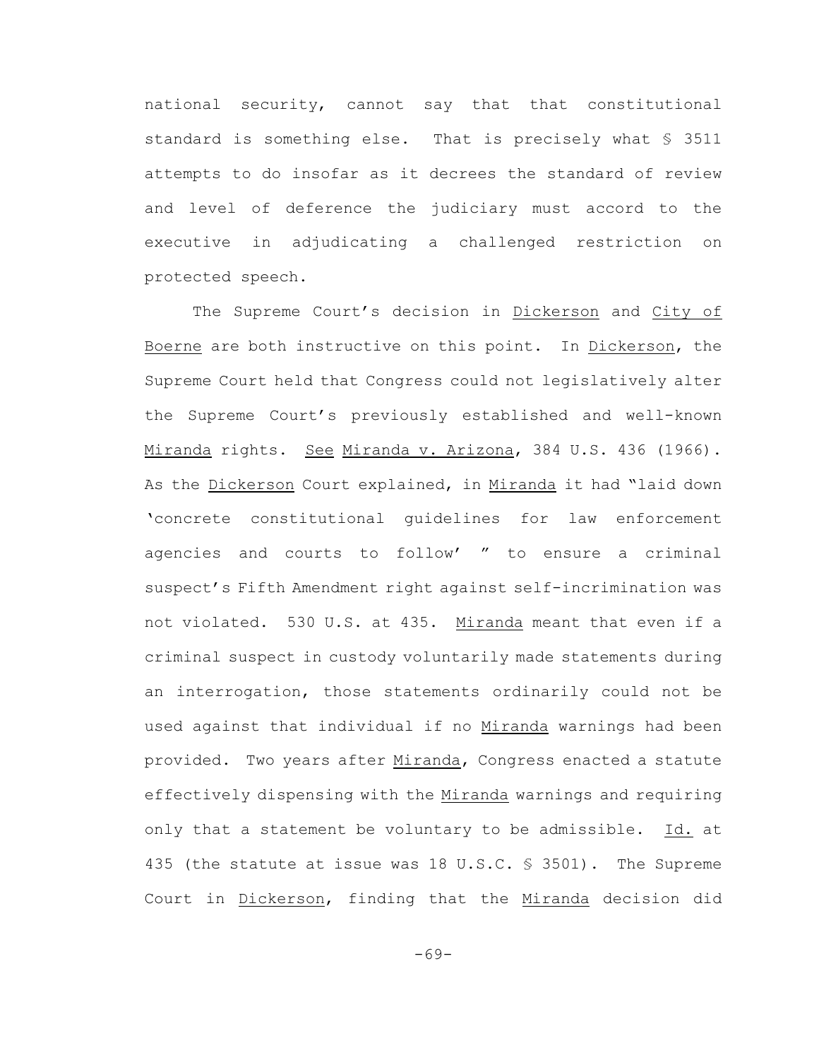national security, cannot say that that constitutional standard is something else. That is precisely what § 3511 attempts to do insofar as it decrees the standard of review and level of deference the judiciary must accord to the executive in adjudicating a challenged restriction on protected speech.

The Supreme Court's decision in Dickerson and City of Boerne are both instructive on this point. In Dickerson, the Supreme Court held that Congress could not legislatively alter the Supreme Court's previously established and well-known Miranda rights. See Miranda v. Arizona, 384 U.S. 436 (1966). As the Dickerson Court explained, in Miranda it had "laid down 'concrete constitutional guidelines for law enforcement agencies and courts to follow' " to ensure a criminal suspect's Fifth Amendment right against self-incrimination was not violated. 530 U.S. at 435. Miranda meant that even if a criminal suspect in custody voluntarily made statements during an interrogation, those statements ordinarily could not be used against that individual if no Miranda warnings had been provided. Two years after Miranda, Congress enacted a statute effectively dispensing with the Miranda warnings and requiring only that a statement be voluntary to be admissible. Id. at 435 (the statute at issue was 18 U.S.C. § 3501). The Supreme Court in Dickerson, finding that the Miranda decision did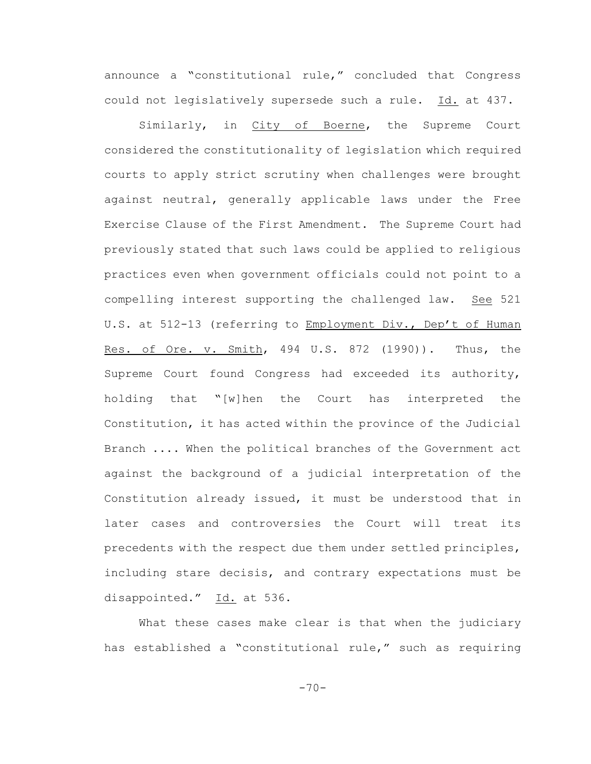announce a "constitutional rule," concluded that Congress could not legislatively supersede such a rule. Id. at 437.

Similarly, in City of Boerne, the Supreme Court considered the constitutionality of legislation which required courts to apply strict scrutiny when challenges were brought against neutral, generally applicable laws under the Free Exercise Clause of the First Amendment. The Supreme Court had previously stated that such laws could be applied to religious practices even when government officials could not point to a compelling interest supporting the challenged law. See 521 U.S. at 512-13 (referring to Employment Div., Dep't of Human Res. of Ore. v. Smith, 494 U.S. 872 (1990)). Thus, the Supreme Court found Congress had exceeded its authority, holding that "[w]hen the Court has interpreted the Constitution, it has acted within the province of the Judicial Branch .... When the political branches of the Government act against the background of a judicial interpretation of the Constitution already issued, it must be understood that in later cases and controversies the Court will treat its precedents with the respect due them under settled principles, including stare decisis, and contrary expectations must be disappointed." Id. at 536.

What these cases make clear is that when the judiciary has established a "constitutional rule," such as requiring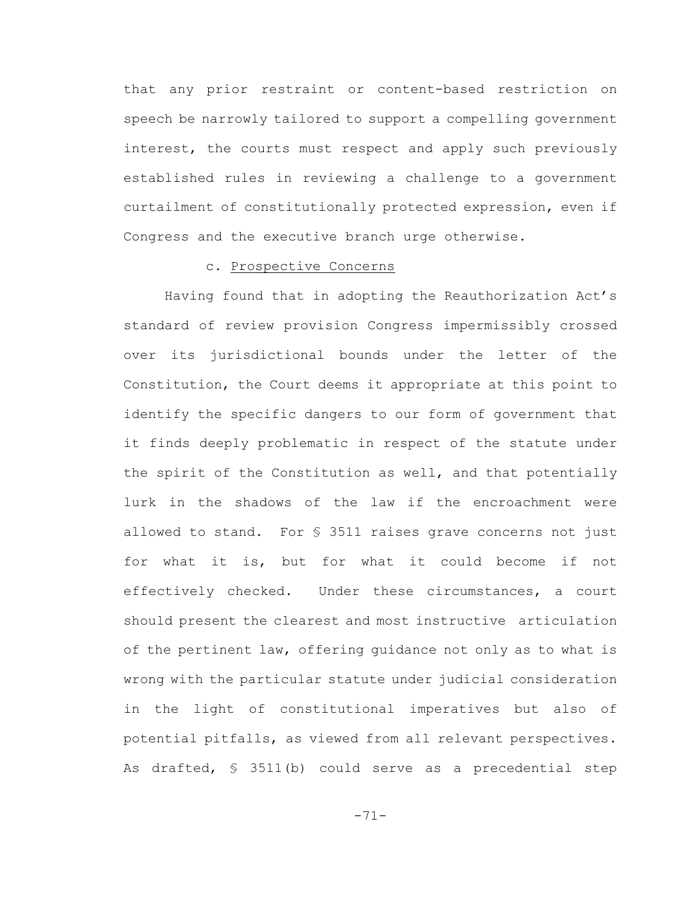that any prior restraint or content-based restriction on speech be narrowly tailored to support a compelling government interest, the courts must respect and apply such previously established rules in reviewing a challenge to a government curtailment of constitutionally protected expression, even if Congress and the executive branch urge otherwise.

c. <u>Prospective Concerns</u>

Having found that in adopting the Reauthorization Act's standard of review provision Congress impermissibly crossed over its jurisdictional bounds under the letter of the Constitution, the Court deems it appropriate at this point to identify the specific dangers to our form of government that it finds deeply problematic in respect of the statute under the spirit of the Constitution as well, and that potentially lurk in the shadows of the law if the encroachment were allowed to stand. For § 3511 raises grave concerns not just for what it is, but for what it could become if not effectively checked. Under these circumstances, a court should present the clearest and most instructive articulation of the pertinent law, offering guidance not only as to what is wrong with the particular statute under judicial consideration in the light of constitutional imperatives but also of potential pitfalls, as viewed from all relevant perspectives. As drafted, § 3511(b) could serve as a precedential step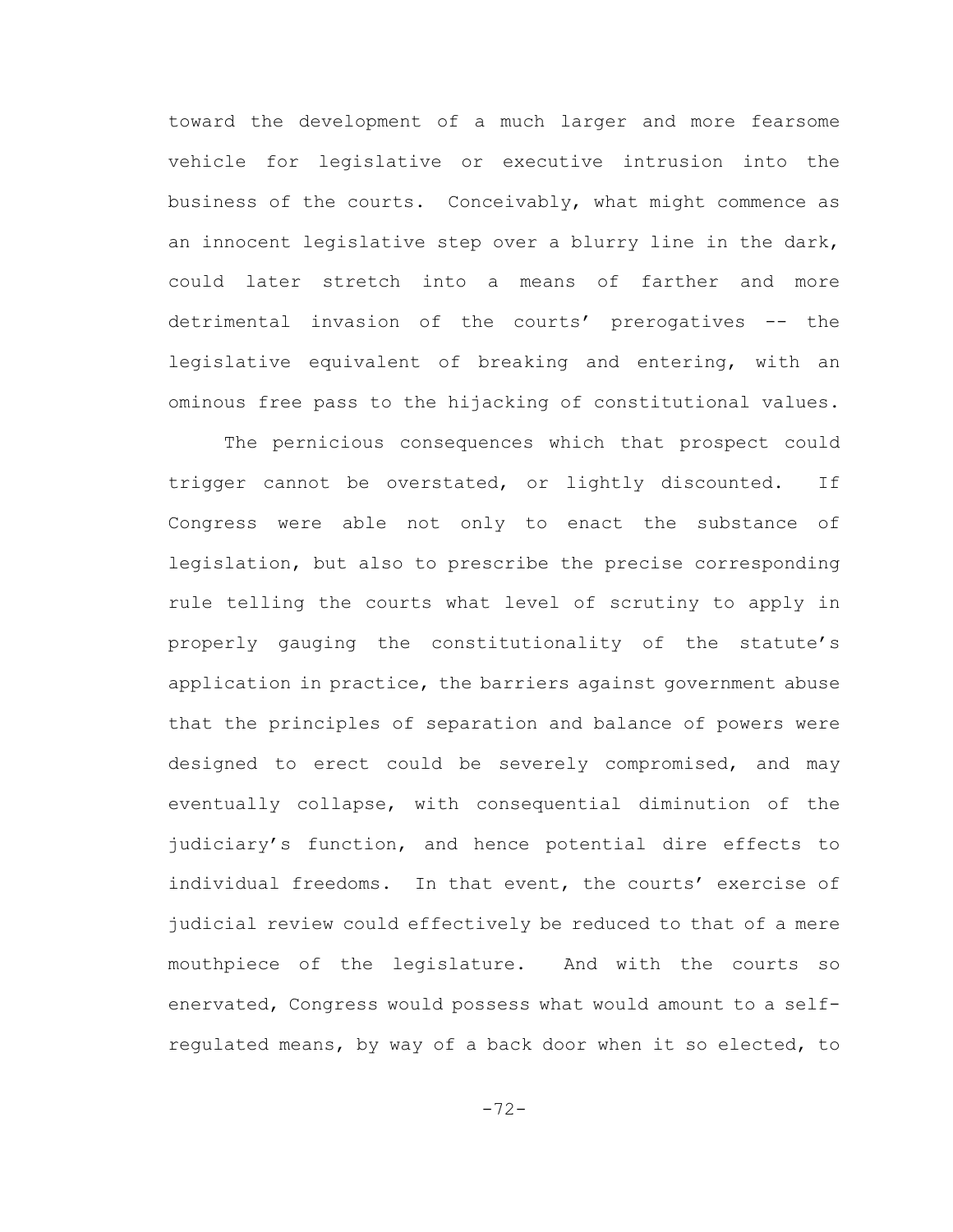toward the development of a much larger and more fearsome vehicle for legislative or executive intrusion into the business of the courts. Conceivably, what might commence as an innocent legislative step over a blurry line in the dark, could later stretch into a means of farther and more detrimental invasion of the courts' prerogatives -- the legislative equivalent of breaking and entering, with an ominous free pass to the hijacking of constitutional values.

The pernicious consequences which that prospect could trigger cannot be overstated, or lightly discounted. If Congress were able not only to enact the substance of legislation, but also to prescribe the precise corresponding rule telling the courts what level of scrutiny to apply in properly gauging the constitutionality of the statute's application in practice, the barriers against government abuse that the principles of separation and balance of powers were designed to erect could be severely compromised, and may eventually collapse, with consequential diminution of the judiciary's function, and hence potential dire effects to individual freedoms. In that event, the courts' exercise of judicial review could effectively be reduced to that of a mere mouthpiece of the legislature. And with the courts so enervated, Congress would possess what would amount to a self-regulated means, by way of a back door when it so elected, to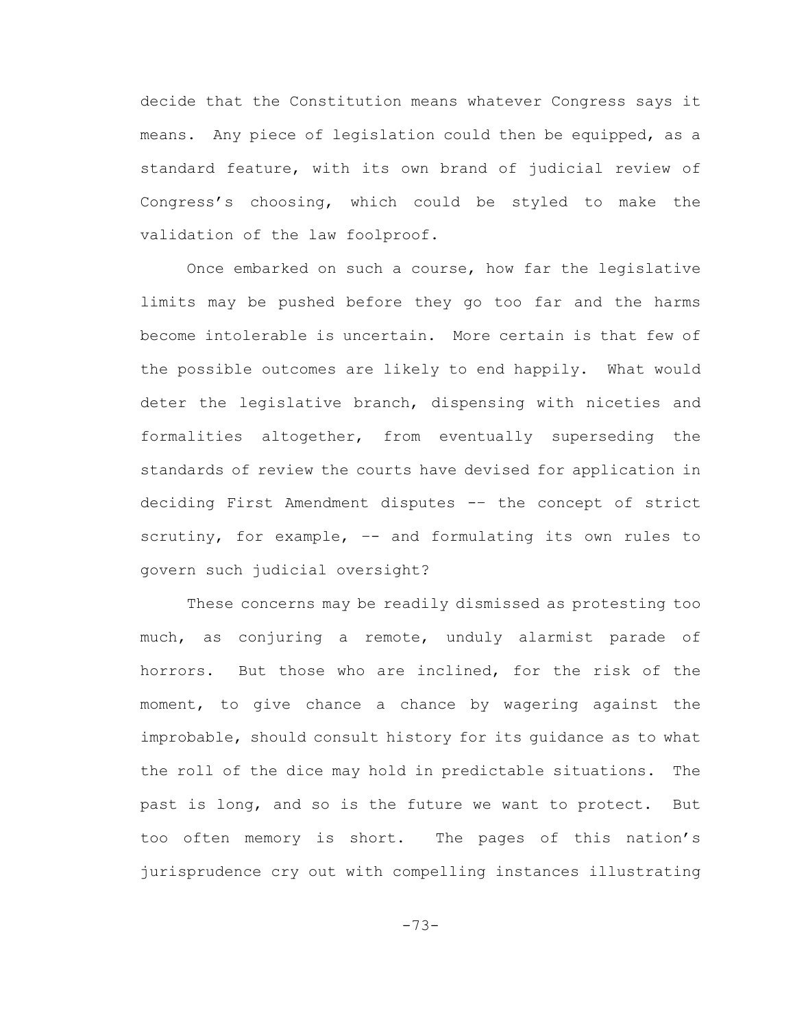decide that the Constitution means whatever Congress says it means. Any piece of legislation could then be equipped, as a standard feature, with its own brand of judicial review of Congress's choosing, which could be styled to make the validation of the law foolproof.

Once embarked on such a course, how far the legislative limits may be pushed before they go too far and the harms become intolerable is uncertain. More certain is that few of the possible outcomes are likely to end happily. What would deter the legislative branch, dispensing with niceties and formalities altogether, from eventually superseding the standards of review the courts have devised for application in deciding First Amendment disputes -- the concept of strict scrutiny, for example, -- and formulating its own rules to govern such judicial oversight?

These concerns may be readily dismissed as protesting too much, as conjuring a remote, unduly alarmist parade of horrors. But those who are inclined, for the risk of the moment, to give chance a chance by wagering against the improbable, should consult history for its guidance as to what the roll of the dice may hold in predictable situations. The past is long, and so is the future we want to protect. But too often memory is short. The pages of this nation's jurisprudence cry out with compelling instances illustrating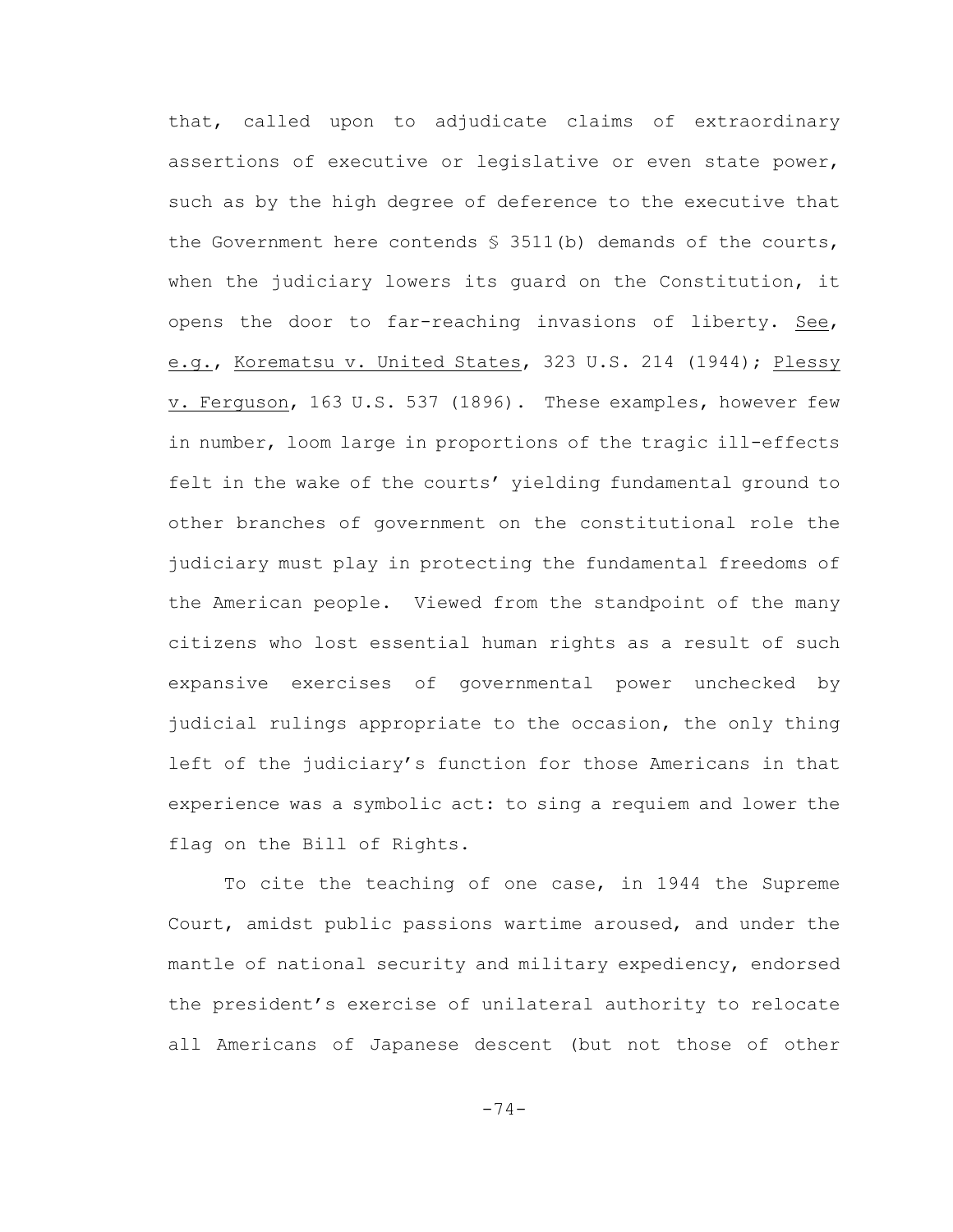that, called upon to adjudicate claims of extraordinary assertions of executive or legislative or even state power, such as by the high degree of deference to the executive that the Government here contends § 3511(b) demands of the courts, when the judiciary lowers its guard on the Constitution, it opens the door to far-reaching invasions of liberty. See, e.g., Korematsu v. United States, 323 U.S. 214 (1944); Plessy v. Ferguson, 163 U.S. 537 (1896). These examples, however few in number, loom large in proportions of the tragic ill-effects felt in the wake of the courts' yielding fundamental ground to other branches of government on the constitutional role the judiciary must play in protecting the fundamental freedoms of the American people. Viewed from the standpoint of the many citizens who lost essential human rights as a result of such expansive exercises of governmental power unchecked by judicial rulings appropriate to the occasion, the only thing left of the judiciary's function for those Americans in that experience was a symbolic act: to sing a requiem and lower the flag on the Bill of Rights.

To cite the teaching of one case, in 1944 the Supreme Court, amidst public passions wartime aroused, and under the mantle of national security and military expediency, endorsed the president's exercise of unilateral authority to relocate all Americans of Japanese descent (but not those of other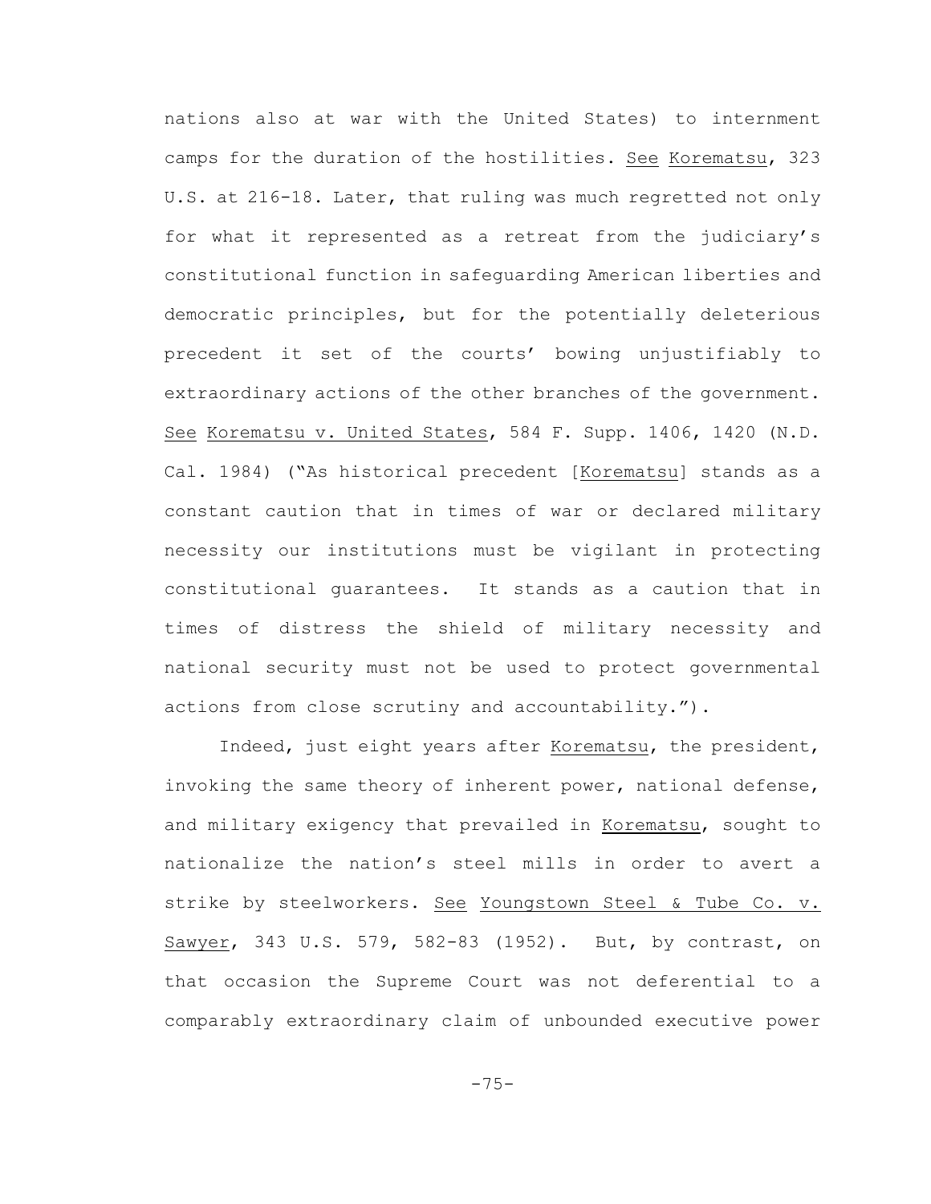nations also at war with the United States) to internment camps for the duration of the hostilities. See Korematsu, 323 U.S. at 216-18. Later, that ruling was much regretted not only for what it represented as a retreat from the judiciary's constitutional function in safeguarding American liberties and democratic principles, but for the potentially deleterious precedent it set of the courts' bowing unjustifiably to extraordinary actions of the other branches of the government. See Korematsu v. United States, 584 F. Supp. 1406, 1420 (N.D. Cal. 1984) ("As historical precedent [Korematsu] stands as a constant caution that in times of war or declared military necessity our institutions must be vigilant in protecting constitutional guarantees. It stands as a caution that in times of distress the shield of military necessity and national security must not be used to protect governmental actions from close scrutiny and accountability.").

Indeed, just eight years after Korematsu, the president, invoking the same theory of inherent power, national defense, and military exigency that prevailed in Korematsu, sought to nationalize the nation's steel mills in order to avert a strike by steelworkers. See Youngstown Steel & Tube Co. v. Sawyer, 343 U.S. 579, 582-83 (1952). But, by contrast, on that occasion the Supreme Court was not deferential to a comparably extraordinary claim of unbounded executive power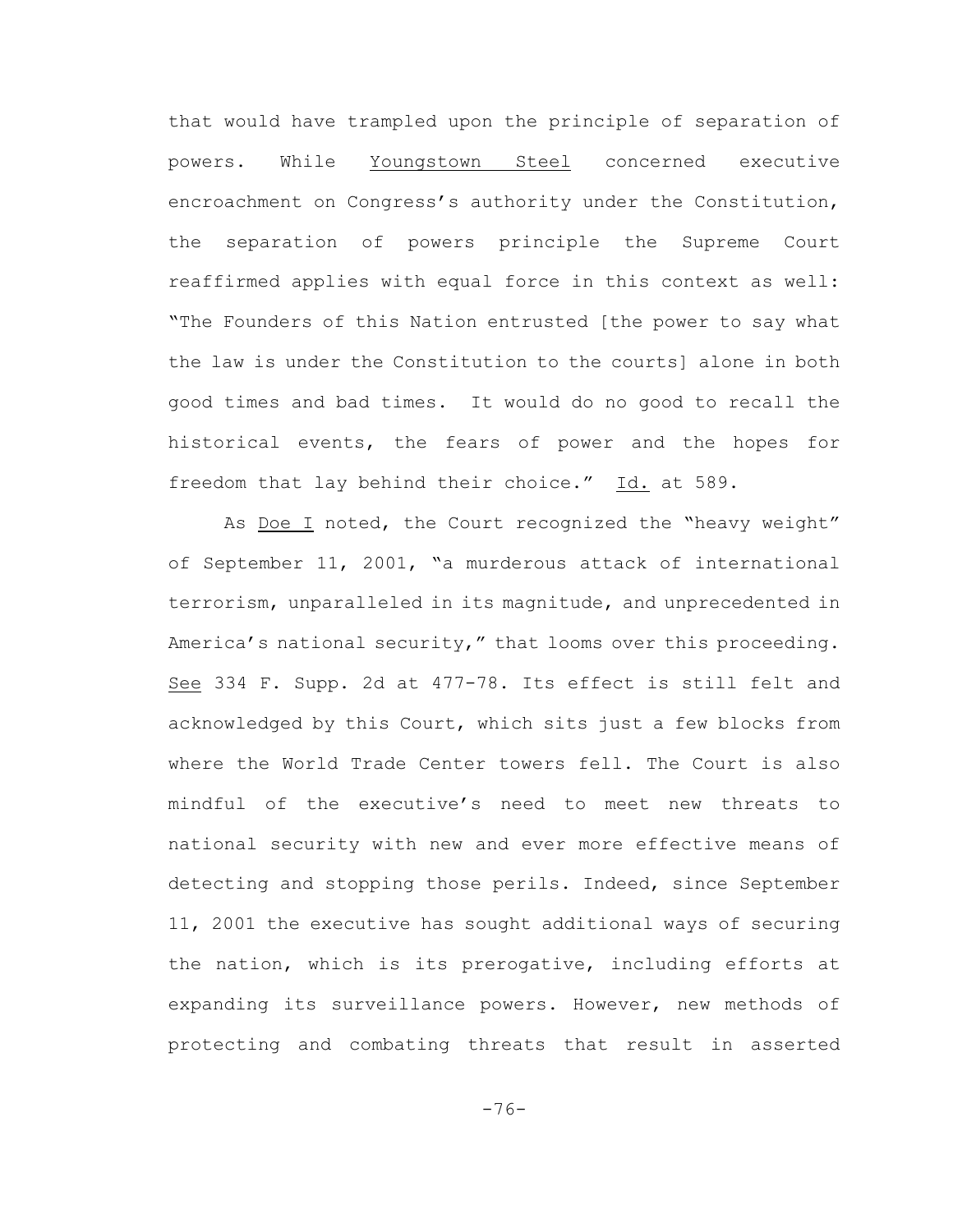that would have trampled upon the principle of separation of powers. While Youngstown Steel concerned executive encroachment on Congress's authority under the Constitution, the separation of powers principle the Supreme Court reaffirmed applies with equal force in this context as well: "The Founders of this Nation entrusted [the power to say what the law is under the Constitution to the courts] alone in both good times and bad times. It would do no good to recall the historical events, the fears of power and the hopes for freedom that lay behind their choice." Id. at 589.

As Doe I noted, the Court recognized the "heavy weight" of September 11, 2001, "a murderous attack of international terrorism, unparalleled in its magnitude, and unprecedented in America's national security," that looms over this proceeding. See 334 F. Supp. 2d at 477-78. Its effect is still felt and acknowledged by this Court, which sits just a few blocks from where the World Trade Center towers fell. The Court is also mindful of the executive's need to meet new threats to national security with new and ever more effective means of detecting and stopping those perils. Indeed, since September 11, 2001 the executive has sought additional ways of securing the nation, which is its prerogative, including efforts at expanding its surveillance powers. However, new methods of protecting and combating threats that result in asserted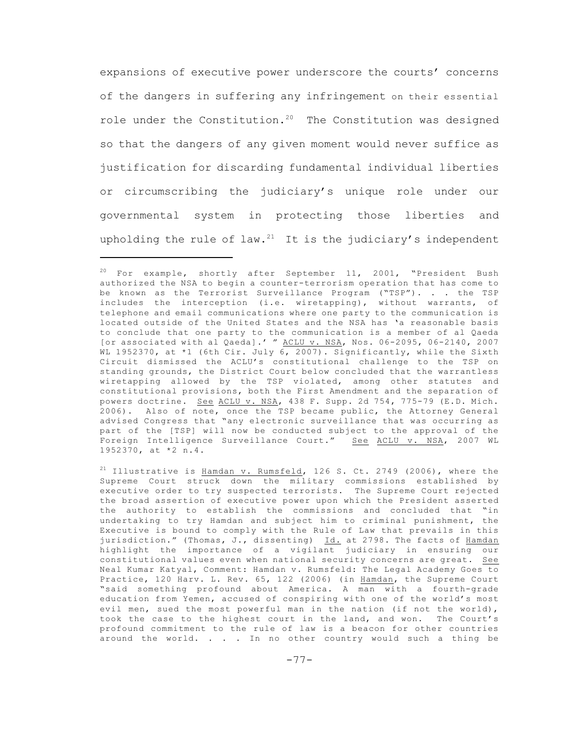expansions of executive power underscore the courts' concerns of the dangers in suffering any infringement on their essential role under the Constitution.[20] The Constitution was designed so that the dangers of any given moment would never suffice as justification for discarding fundamental individual liberties or circumscribing the judiciary's unique role under our governmental system in protecting those liberties and upholding the rule of law.[21] It is the judiciary's independent

---

[20] For example, shortly after September 11, 2001, "President Bush authorized the NSA to begin a counter-terrorism operation that has come to be known as the Terrorist Surveillance Program ("TSP"). . . the TSP includes the interception (i.e. wiretapping), without warrants, of telephone and email communications where one party to the communication is located outside of the United States and the NSA has 'a reasonable basis to conclude that one party to the communication is a member of al Qaeda [or associated with al Qaeda].' " ACLU v. NSA, Nos. 06-2095, 06-2140, 2007 WL 1952370, at *1 (6th Cir. July 6, 2007). Significantly, while the Sixth Circuit dismissed the ACLU's constitutional challenge to the TSP on standing grounds, the District Court below concluded that the warrantless wiretapping allowed by the TSP violated, among other statutes and constitutional provisions, both the First Amendment and the separation of powers doctrine. See ACLU v. NSA, 438 F. Supp. 2d 754, 775-79 (E.D. Mich. 2006). Also of note, once the TSP became public, the Attorney General advised Congress that "any electronic surveillance that was occurring as part of the [TSP] will now be conducted subject to the approval of the Foreign Intelligence Surveillance Court." See ACLU v. NSA, 2007 WL 1952370, at *2 n.4.

[21] Illustrative is Hamdan v. Rumsfeld, 126 S. Ct. 2749 (2006), where the Supreme Court struck down the military commissions established by executive order to try suspected terrorists. The Supreme Court rejected the broad assertion of executive power upon which the President asserted the authority to establish the commissions and concluded that "in undertaking to try Hamdan and subject him to criminal punishment, the Executive is bound to comply with the Rule of Law that prevails in this jurisdiction." (Thomas, J., dissenting) Id. at 2798. The facts of Hamdan highlight the importance of a vigilant judiciary in ensuring our constitutional values even when national security concerns are great. See Neal Kumar Katyal, Comment: Hamdan v. Rumsfeld: The Legal Academy Goes to Practice, 120 Harv. L. Rev. 65, 122 (2006) (in Hamdan, the Supreme Court "said something profound about America. A man with a fourth-grade education from Yemen, accused of conspiring with one of the world's most evil men, sued the most powerful man in the nation (if not the world), took the case to the highest court in the land, and won. The Court's profound commitment to the rule of law is a beacon for other countries around the world. . . . In no other country would such a thing be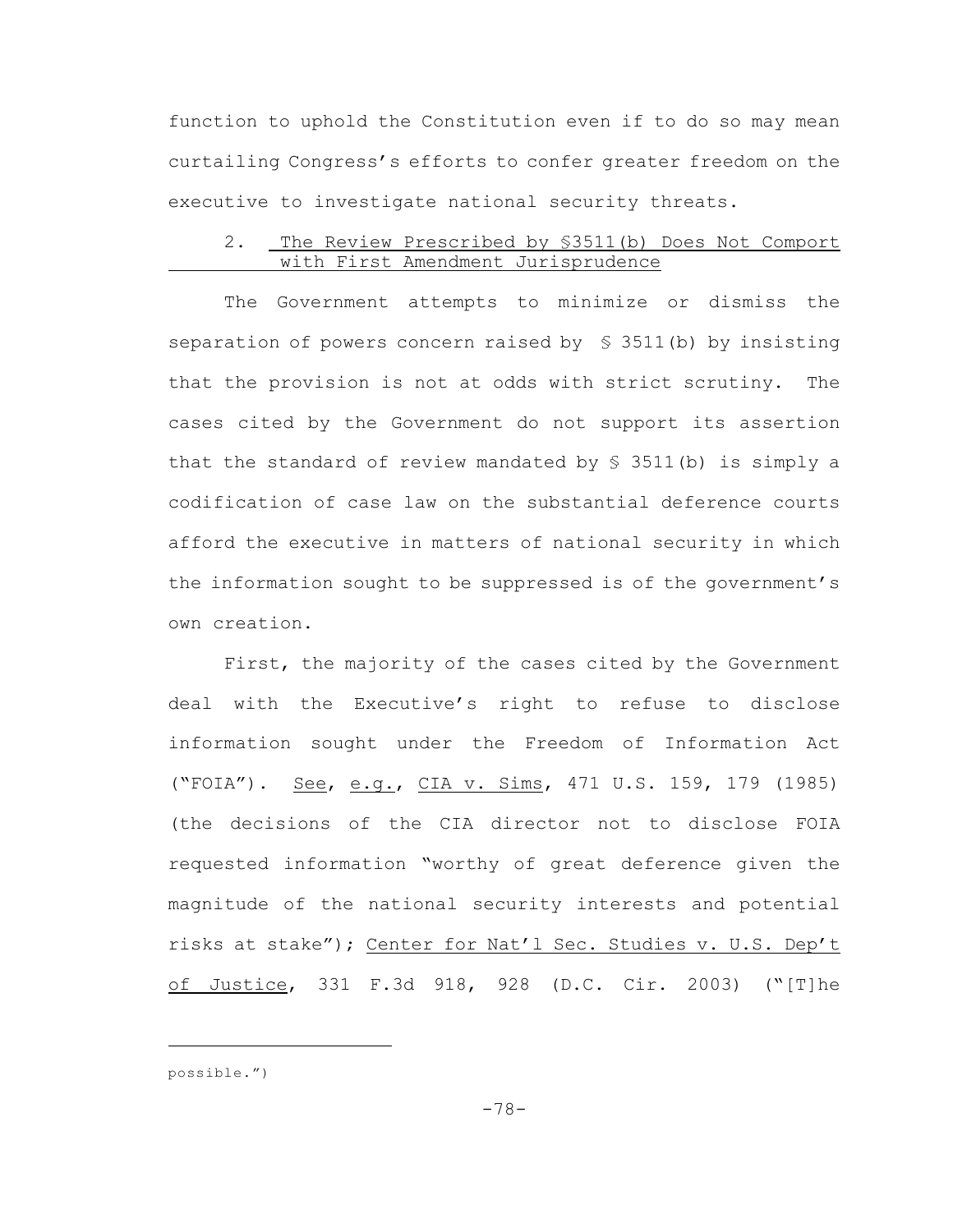function to uphold the Constitution even if to do so may mean curtailing Congress's efforts to confer greater freedom on the executive to investigate national security threats.

### 2. The Review Prescribed by §3511(b) Does Not Comport with First Amendment Jurisprudence

The Government attempts to minimize or dismiss the separation of powers concern raised by § 3511(b) by insisting that the provision is not at odds with strict scrutiny. The cases cited by the Government do not support its assertion that the standard of review mandated by § 3511(b) is simply a codification of case law on the substantial deference courts afford the executive in matters of national security in which the information sought to be suppressed is of the government's own creation.

First, the majority of the cases cited by the Government deal with the Executive's right to refuse to disclose information sought under the Freedom of Information Act ("FOIA"). See, e.g., CIA v. Sims, 471 U.S. 159, 179 (1985) (the decisions of the CIA director not to disclose FOIA requested information "worthy of great deference given the magnitude of the national security interests and potential risks at stake"); Center for Nat'l Sec. Studies v. U.S. Dep't of Justice, 331 F.3d 918, 928 (D.C. Cir. 2003) ("[T]he

---

possible.")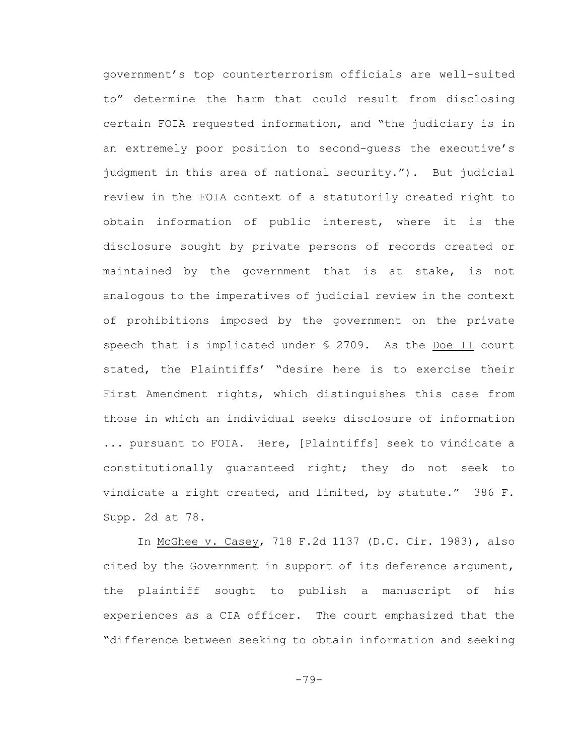government's top counterterrorism officials are well-suited to" determine the harm that could result from disclosing certain FOIA requested information, and "the judiciary is in an extremely poor position to second-guess the executive's judgment in this area of national security."). But judicial review in the FOIA context of a statutorily created right to obtain information of public interest, where it is the disclosure sought by private persons of records created or maintained by the government that is at stake, is not analogous to the imperatives of judicial review in the context of prohibitions imposed by the government on the private speech that is implicated under § 2709. As the <u>Doe II</u> court stated, the Plaintiffs' "desire here is to exercise their First Amendment rights, which distinguishes this case from those in which an individual seeks disclosure of information ... pursuant to FOIA. Here, [Plaintiffs] seek to vindicate a constitutionally guaranteed right; they do not seek to vindicate a right created, and limited, by statute." 386 F. Supp. 2d at 78.

In <u>McGhee v. Casey</u>, 718 F.2d 1137 (D.C. Cir. 1983), also cited by the Government in support of its deference argument, the plaintiff sought to publish a manuscript of his experiences as a CIA officer. The court emphasized that the "difference between seeking to obtain information and seeking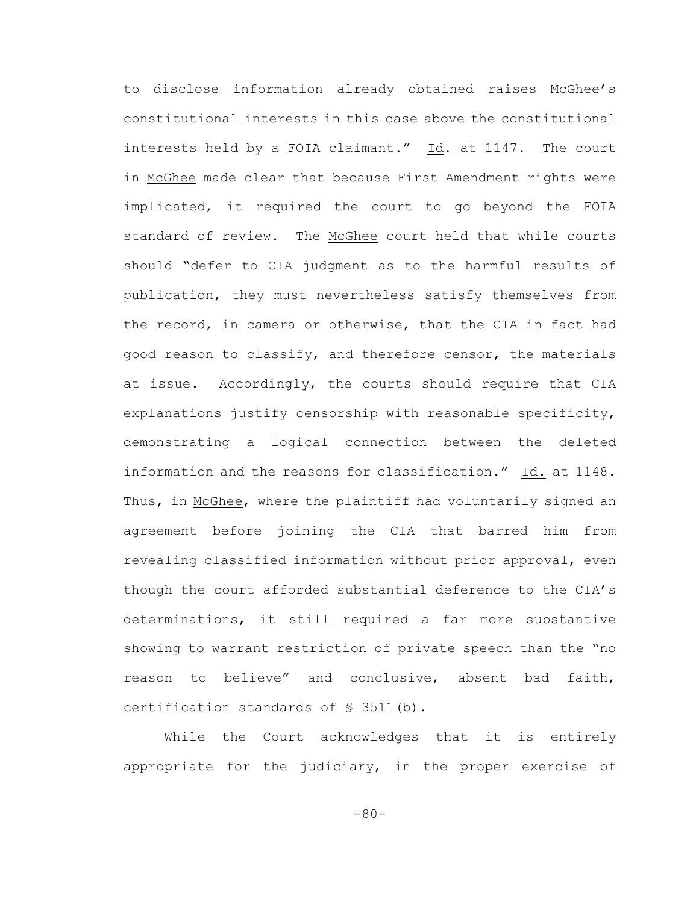to disclose information already obtained raises McGhee's constitutional interests in this case above the constitutional interests held by a FOIA claimant." Id. at 1147. The court in McGhee made clear that because First Amendment rights were implicated, it required the court to go beyond the FOIA standard of review. The McGhee court held that while courts should "defer to CIA judgment as to the harmful results of publication, they must nevertheless satisfy themselves from the record, in camera or otherwise, that the CIA in fact had good reason to classify, and therefore censor, the materials at issue. Accordingly, the courts should require that CIA explanations justify censorship with reasonable specificity, demonstrating a logical connection between the deleted information and the reasons for classification." Id. at 1148. Thus, in McGhee, where the plaintiff had voluntarily signed an agreement before joining the CIA that barred him from revealing classified information without prior approval, even though the court afforded substantial deference to the CIA's determinations, it still required a far more substantive showing to warrant restriction of private speech than the "no reason to believe" and conclusive, absent bad faith, certification standards of § 3511(b).

While the Court acknowledges that it is entirely appropriate for the judiciary, in the proper exercise of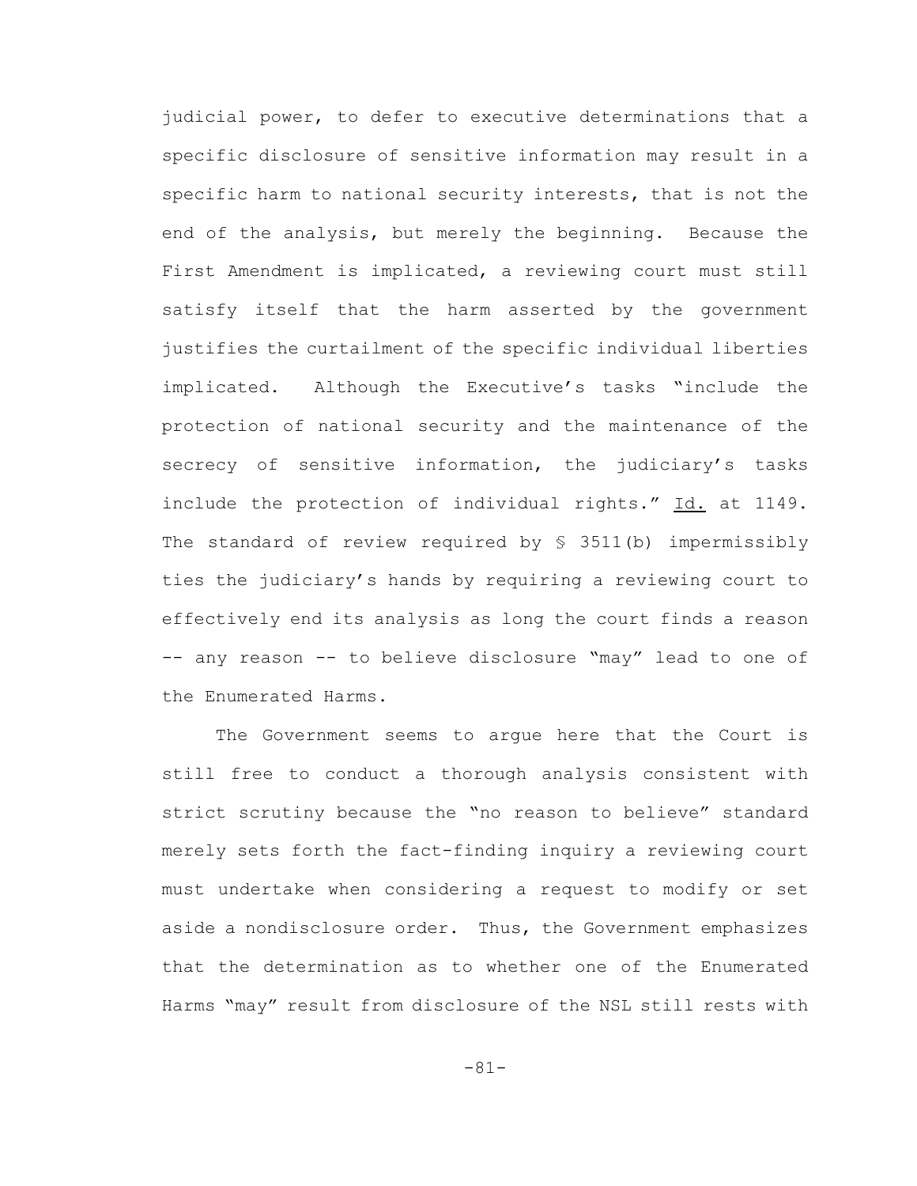judicial power, to defer to executive determinations that a specific disclosure of sensitive information may result in a specific harm to national security interests, that is not the end of the analysis, but merely the beginning. Because the First Amendment is implicated, a reviewing court must still satisfy itself that the harm asserted by the government justifies the curtailment of the specific individual liberties implicated. Although the Executive's tasks "include the protection of national security and the maintenance of the secrecy of sensitive information, the judiciary's tasks include the protection of individual rights." Id. at 1149. The standard of review required by § 3511(b) impermissibly ties the judiciary's hands by requiring a reviewing court to effectively end its analysis as long the court finds a reason -- any reason -- to believe disclosure "may" lead to one of the Enumerated Harms.

The Government seems to argue here that the Court is still free to conduct a thorough analysis consistent with strict scrutiny because the "no reason to believe" standard merely sets forth the fact-finding inquiry a reviewing court must undertake when considering a request to modify or set aside a nondisclosure order. Thus, the Government emphasizes that the determination as to whether one of the Enumerated Harms "may" result from disclosure of the NSL still rests with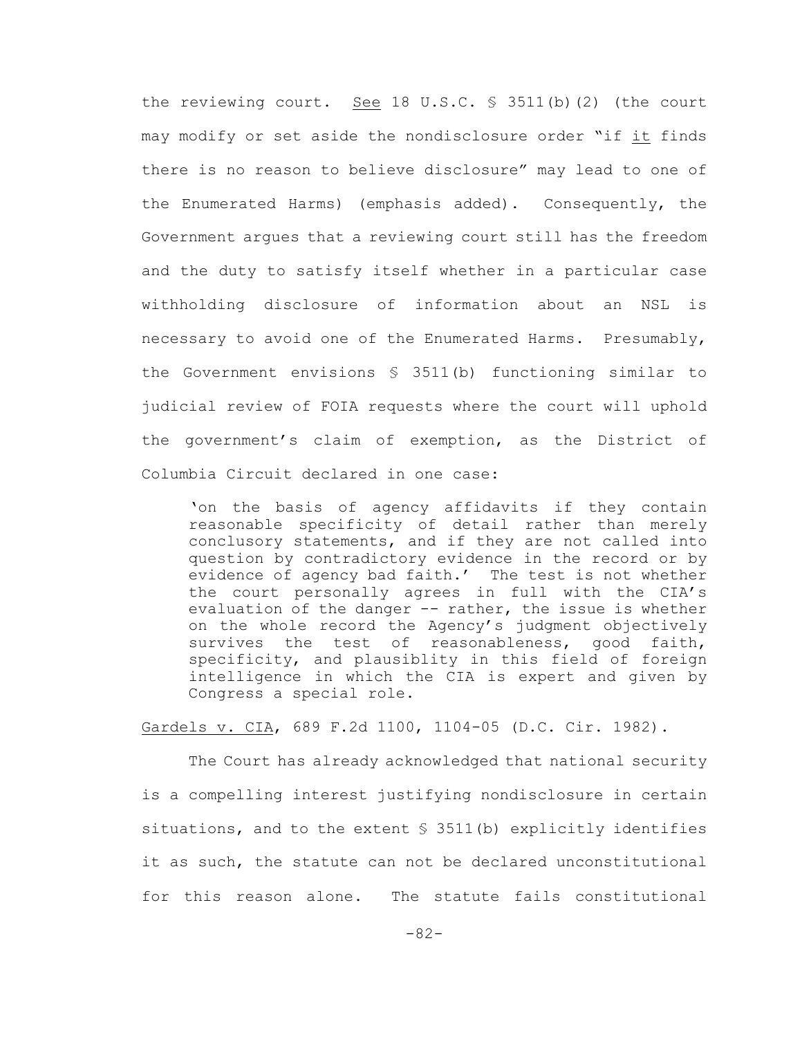the reviewing court. See 18 U.S.C. § 3511(b)(2) (the court may modify or set aside the nondisclosure order "if it finds there is no reason to believe disclosure" may lead to one of the Enumerated Harms) (emphasis added). Consequently, the Government argues that a reviewing court still has the freedom and the duty to satisfy itself whether in a particular case withholding disclosure of information about an NSL is necessary to avoid one of the Enumerated Harms. Presumably, the Government envisions § 3511(b) functioning similar to judicial review of FOIA requests where the court will uphold the government's claim of exemption, as the District of Columbia Circuit declared in one case:

> 'on the basis of agency affidavits if they contain reasonable specificity of detail rather than merely conclusory statements, and if they are not called into question by contradictory evidence in the record or by evidence of agency bad faith.' The test is not whether the court personally agrees in full with the CIA's evaluation of the danger -- rather, the issue is whether on the whole record the Agency's judgment objectively survives the test of reasonableness, good faith, specificity, and plausiblity in this field of foreign intelligence in which the CIA is expert and given by Congress a special role.

Gardels v. CIA, 689 F.2d 1100, 1104-05 (D.C. Cir. 1982).

The Court has already acknowledged that national security is a compelling interest justifying nondisclosure in certain situations, and to the extent § 3511(b) explicitly identifies it as such, the statute can not be declared unconstitutional for this reason alone. The statute fails constitutional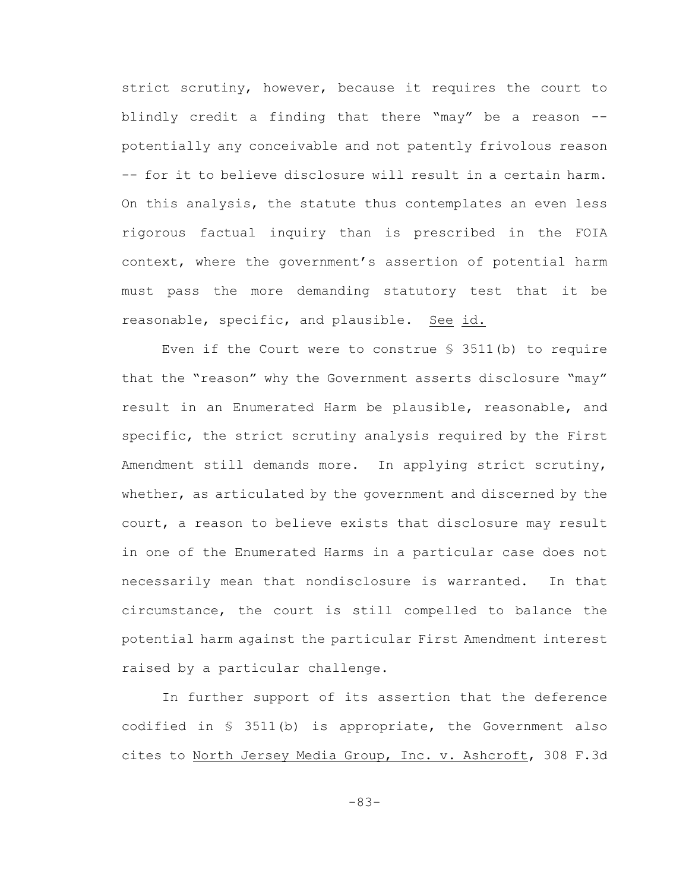strict scrutiny, however, because it requires the court to blindly credit a finding that there "may" be a reason -- potentially any conceivable and not patently frivolous reason -- for it to believe disclosure will result in a certain harm. On this analysis, the statute thus contemplates an even less rigorous factual inquiry than is prescribed in the FOIA context, where the government's assertion of potential harm must pass the more demanding statutory test that it be reasonable, specific, and plausible. See id.

Even if the Court were to construe § 3511(b) to require that the "reason" why the Government asserts disclosure "may" result in an Enumerated Harm be plausible, reasonable, and specific, the strict scrutiny analysis required by the First Amendment still demands more. In applying strict scrutiny, whether, as articulated by the government and discerned by the court, a reason to believe exists that disclosure may result in one of the Enumerated Harms in a particular case does not necessarily mean that nondisclosure is warranted. In that circumstance, the court is still compelled to balance the potential harm against the particular First Amendment interest raised by a particular challenge.

In further support of its assertion that the deference codified in § 3511(b) is appropriate, the Government also cites to North Jersey Media Group, Inc. v. Ashcroft, 308 F.3d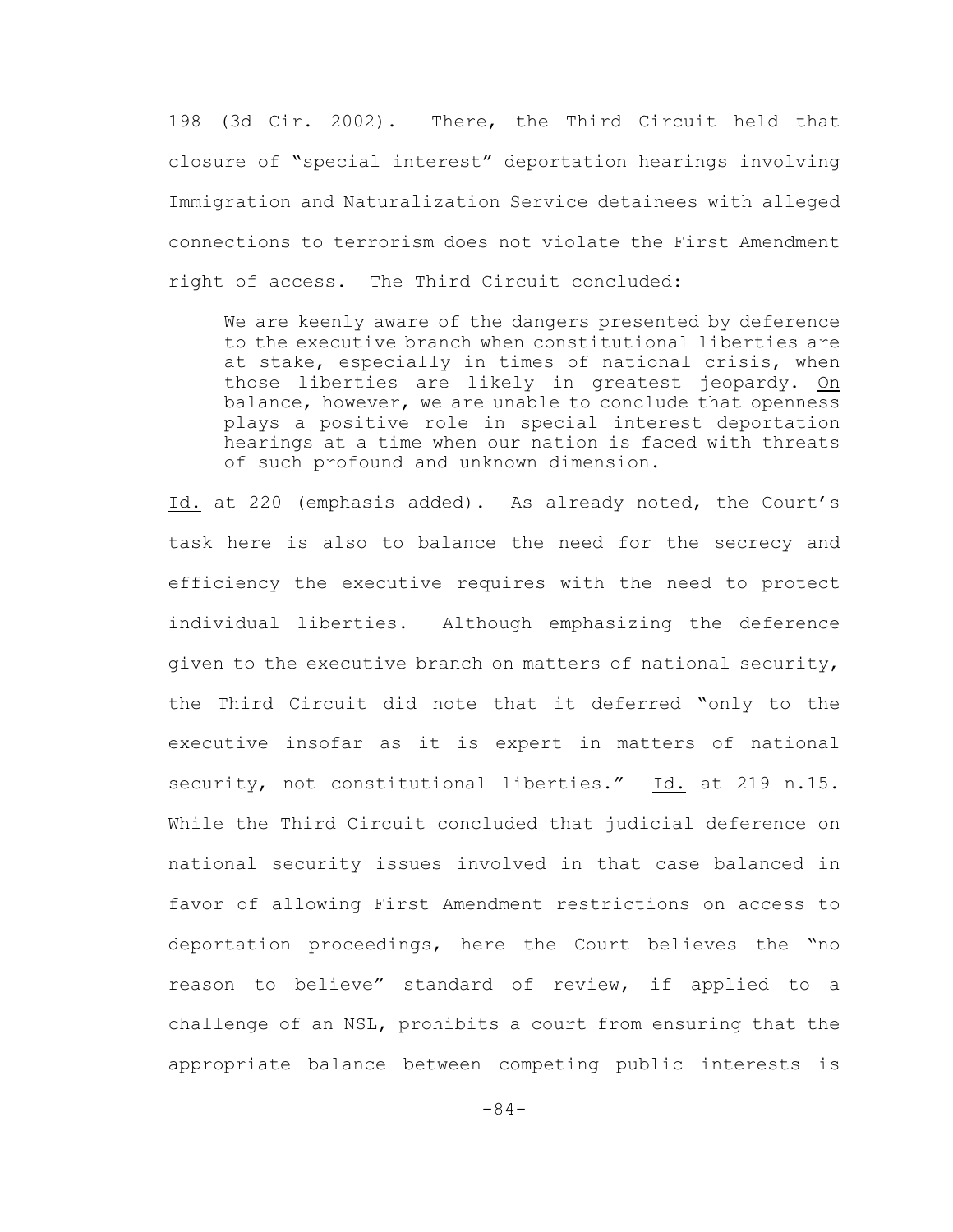198 (3d Cir. 2002). There, the Third Circuit held that closure of "special interest" deportation hearings involving Immigration and Naturalization Service detainees with alleged connections to terrorism does not violate the First Amendment right of access. The Third Circuit concluded:

> We are keenly aware of the dangers presented by deference to the executive branch when constitutional liberties are at stake, especially in times of national crisis, when those liberties are likely in greatest jeopardy. On balance, however, we are unable to conclude that openness plays a positive role in special interest deportation hearings at a time when our nation is faced with threats of such profound and unknown dimension.

Id. at 220 (emphasis added). As already noted, the Court's task here is also to balance the need for the secrecy and efficiency the executive requires with the need to protect individual liberties. Although emphasizing the deference given to the executive branch on matters of national security, the Third Circuit did note that it deferred "only to the executive insofar as it is expert in matters of national security, not constitutional liberties." Id. at 219 n.15. While the Third Circuit concluded that judicial deference on national security issues involved in that case balanced in favor of allowing First Amendment restrictions on access to deportation proceedings, here the Court believes the "no reason to believe" standard of review, if applied to a challenge of an NSL, prohibits a court from ensuring that the appropriate balance between competing public interests is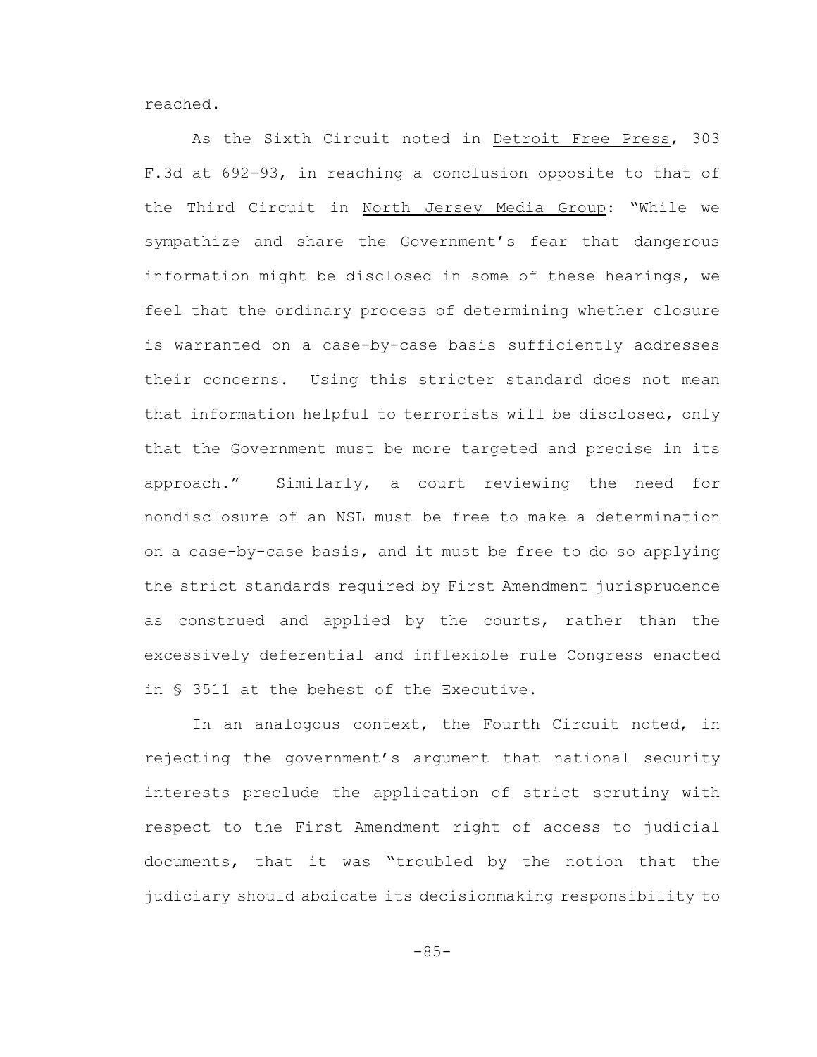reached.

As the Sixth Circuit noted in Detroit Free Press, 303 F.3d at 692-93, in reaching a conclusion opposite to that of the Third Circuit in North Jersey Media Group: "While we sympathize and share the Government's fear that dangerous information might be disclosed in some of these hearings, we feel that the ordinary process of determining whether closure is warranted on a case-by-case basis sufficiently addresses their concerns. Using this stricter standard does not mean that information helpful to terrorists will be disclosed, only that the Government must be more targeted and precise in its approach." Similarly, a court reviewing the need for nondisclosure of an NSL must be free to make a determination on a case-by-case basis, and it must be free to do so applying the strict standards required by First Amendment jurisprudence as construed and applied by the courts, rather than the excessively deferential and inflexible rule Congress enacted in § 3511 at the behest of the Executive.

In an analogous context, the Fourth Circuit noted, in rejecting the government's argument that national security interests preclude the application of strict scrutiny with respect to the First Amendment right of access to judicial documents, that it was "troubled by the notion that the judiciary should abdicate its decisionmaking responsibility to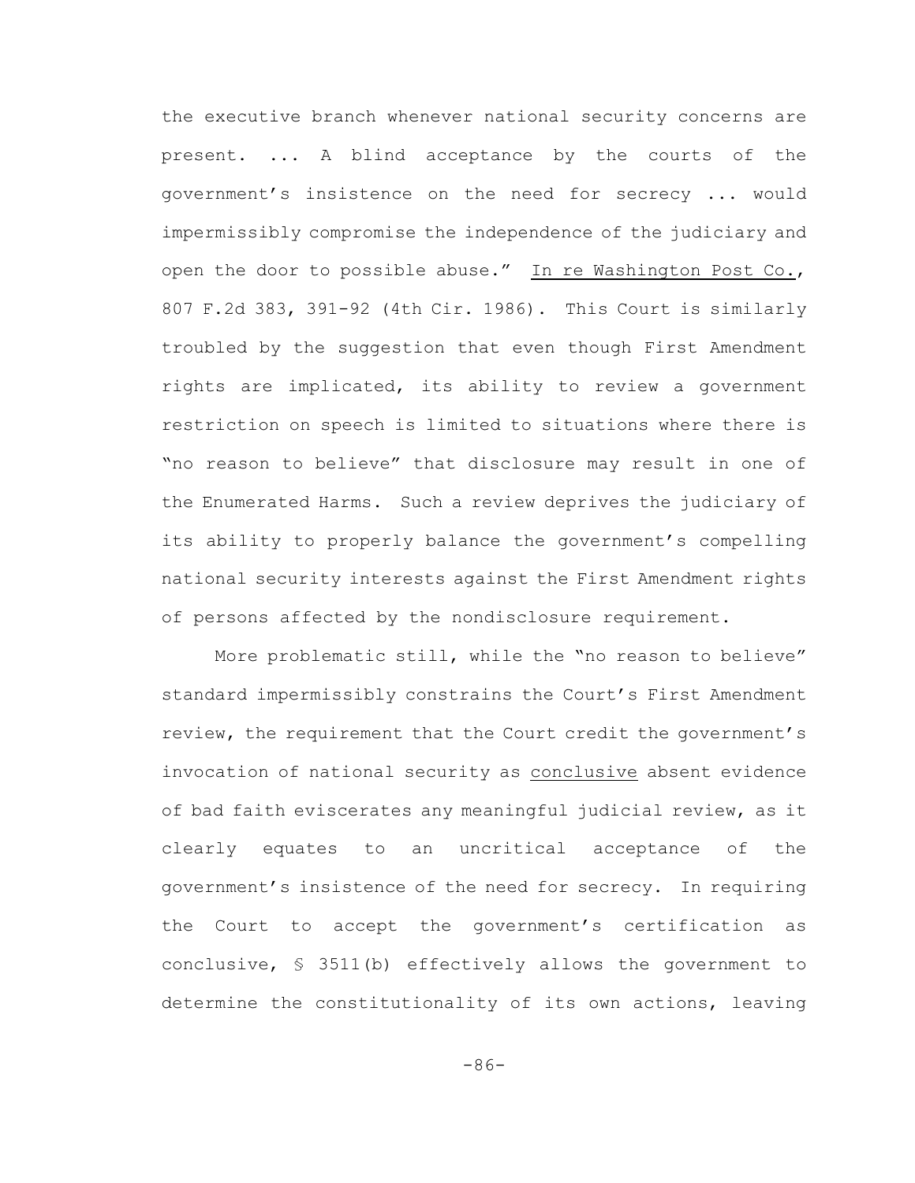the executive branch whenever national security concerns are present. ... A blind acceptance by the courts of the government's insistence on the need for secrecy ... would impermissibly compromise the independence of the judiciary and open the door to possible abuse." In re Washington Post Co., 807 F.2d 383, 391-92 (4th Cir. 1986). This Court is similarly troubled by the suggestion that even though First Amendment rights are implicated, its ability to review a government restriction on speech is limited to situations where there is "no reason to believe" that disclosure may result in one of the Enumerated Harms. Such a review deprives the judiciary of its ability to properly balance the government's compelling national security interests against the First Amendment rights of persons affected by the nondisclosure requirement.

More problematic still, while the "no reason to believe" standard impermissibly constrains the Court's First Amendment review, the requirement that the Court credit the government's invocation of national security as conclusive absent evidence of bad faith eviscerates any meaningful judicial review, as it clearly equates to an uncritical acceptance of the government's insistence of the need for secrecy. In requiring the Court to accept the government's certification as conclusive, § 3511(b) effectively allows the government to determine the constitutionality of its own actions, leaving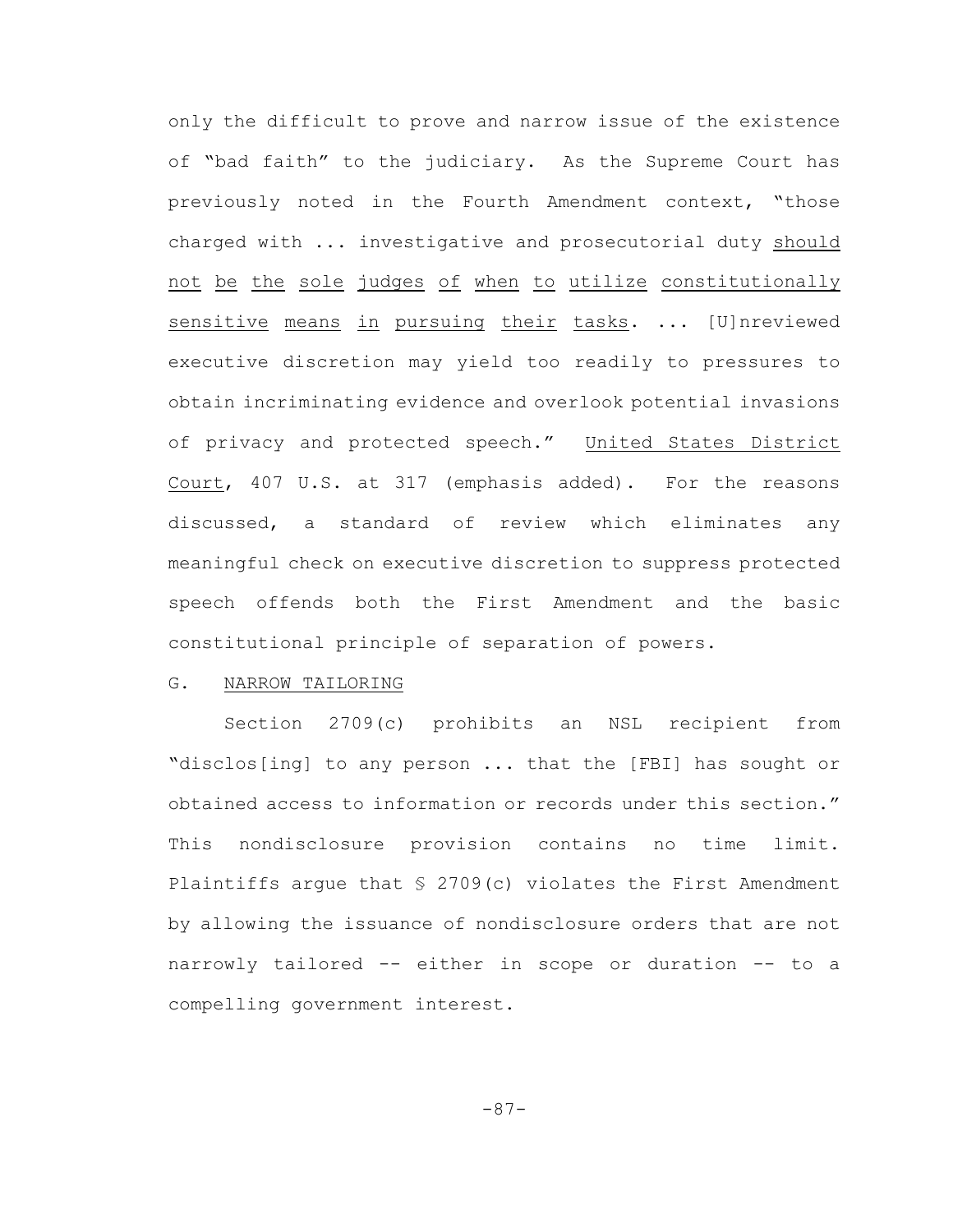only the difficult to prove and narrow issue of the existence of "bad faith" to the judiciary. As the Supreme Court has previously noted in the Fourth Amendment context, "those charged with ... investigative and prosecutorial duty <u>should not be the sole judges of when to utilize constitutionally sensitive means in pursuing their tasks</u>. ... [U]nreviewed executive discretion may yield too readily to pressures to obtain incriminating evidence and overlook potential invasions of privacy and protected speech." <u>United States District Court</u>, 407 U.S. at 317 (emphasis added). For the reasons discussed, a standard of review which eliminates any meaningful check on executive discretion to suppress protected speech offends both the First Amendment and the basic constitutional principle of separation of powers.

### G. <u>NARROW TAILORING</u>

Section 2709(c) prohibits an NSL recipient from "disclos[ing] to any person ... that the [FBI] has sought or obtained access to information or records under this section." This nondisclosure provision contains no time limit. Plaintiffs argue that § 2709(c) violates the First Amendment by allowing the issuance of nondisclosure orders that are not narrowly tailored -- either in scope or duration -- to a compelling government interest.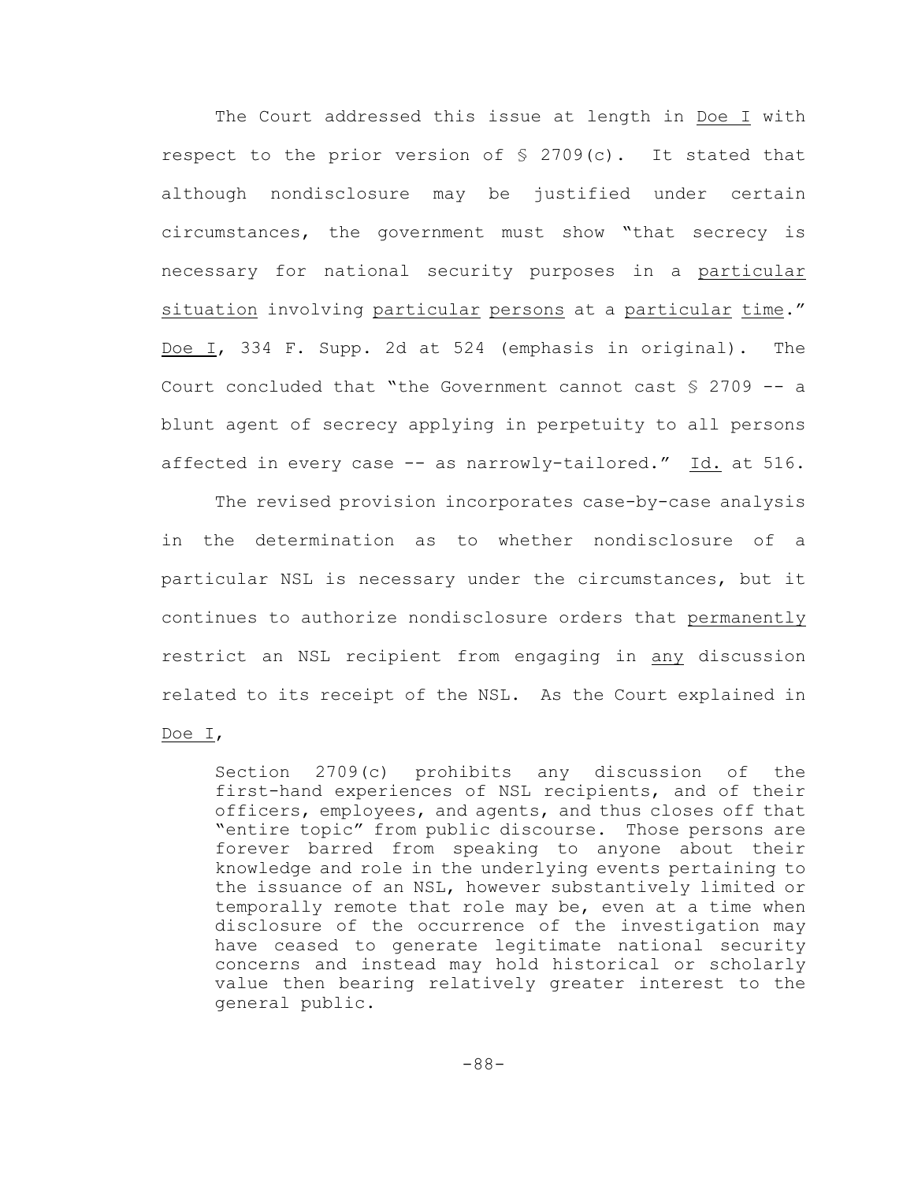The Court addressed this issue at length in Doe I with respect to the prior version of § 2709(c). It stated that although nondisclosure may be justified under certain circumstances, the government must show "that secrecy is necessary for national security purposes in a particular situation involving particular persons at a particular time." Doe I, 334 F. Supp. 2d at 524 (emphasis in original). The Court concluded that "the Government cannot cast § 2709 -- a blunt agent of secrecy applying in perpetuity to all persons affected in every case -- as narrowly-tailored." Id. at 516.

The revised provision incorporates case-by-case analysis in the determination as to whether nondisclosure of a particular NSL is necessary under the circumstances, but it continues to authorize nondisclosure orders that permanently restrict an NSL recipient from engaging in any discussion related to its receipt of the NSL. As the Court explained in Doe I,

> Section 2709(c) prohibits any discussion of the first-hand experiences of NSL recipients, and of their officers, employees, and agents, and thus closes off that "entire topic" from public discourse. Those persons are forever barred from speaking to anyone about their knowledge and role in the underlying events pertaining to the issuance of an NSL, however substantively limited or temporally remote that role may be, even at a time when disclosure of the occurrence of the investigation may have ceased to generate legitimate national security concerns and instead may hold historical or scholarly value then bearing relatively greater interest to the general public.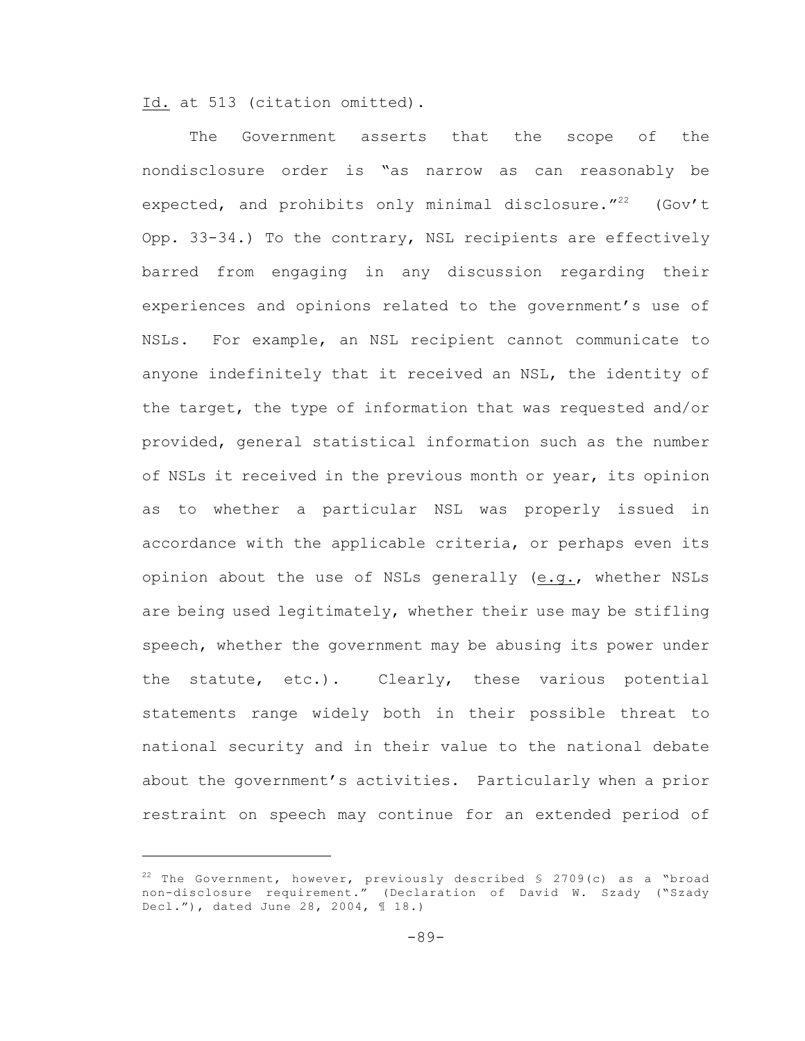Id. at 513 (citation omitted).

The Government asserts that the scope of the nondisclosure order is "as narrow as can reasonably be expected, and prohibits only minimal disclosure."[22] (Gov't Opp. 33-34.) To the contrary, NSL recipients are effectively barred from engaging in any discussion regarding their experiences and opinions related to the government's use of NSLs. For example, an NSL recipient cannot communicate to anyone indefinitely that it received an NSL, the identity of the target, the type of information that was requested and/or provided, general statistical information such as the number of NSLs it received in the previous month or year, its opinion as to whether a particular NSL was properly issued in accordance with the applicable criteria, or perhaps even its opinion about the use of NSLs generally (e.g., whether NSLs are being used legitimately, whether their use may be stifling speech, whether the government may be abusing its power under the statute, etc.). Clearly, these various potential statements range widely both in their possible threat to national security and in their value to the national debate about the government's activities. Particularly when a prior restraint on speech may continue for an extended period of

---

[22] The Government, however, previously described § 2709(c) as a "broad non-disclosure requirement." (Declaration of David W. Szady ("Szady Decl."), dated June 28, 2004, ¶ 18.)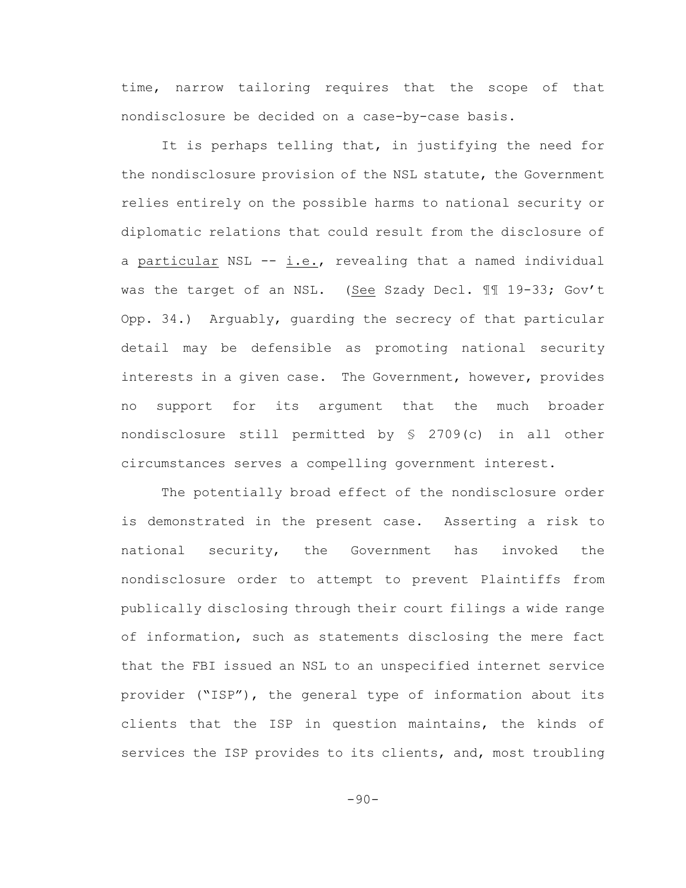time, narrow tailoring requires that the scope of that nondisclosure be decided on a case-by-case basis.

It is perhaps telling that, in justifying the need for the nondisclosure provision of the NSL statute, the Government relies entirely on the possible harms to national security or diplomatic relations that could result from the disclosure of a <u>particular</u> NSL -- <u>i.e.</u>, revealing that a named individual was the target of an NSL. (<u>See</u> Szady Decl. ¶¶ 19-33; Gov't Opp. 34.) Arguably, guarding the secrecy of that particular detail may be defensible as promoting national security interests in a given case. The Government, however, provides no support for its argument that the much broader nondisclosure still permitted by § 2709(c) in all other circumstances serves a compelling government interest.

The potentially broad effect of the nondisclosure order is demonstrated in the present case. Asserting a risk to national security, the Government has invoked the nondisclosure order to attempt to prevent Plaintiffs from publically disclosing through their court filings a wide range of information, such as statements disclosing the mere fact that the FBI issued an NSL to an unspecified internet service provider ("ISP"), the general type of information about its clients that the ISP in question maintains, the kinds of services the ISP provides to its clients, and, most troubling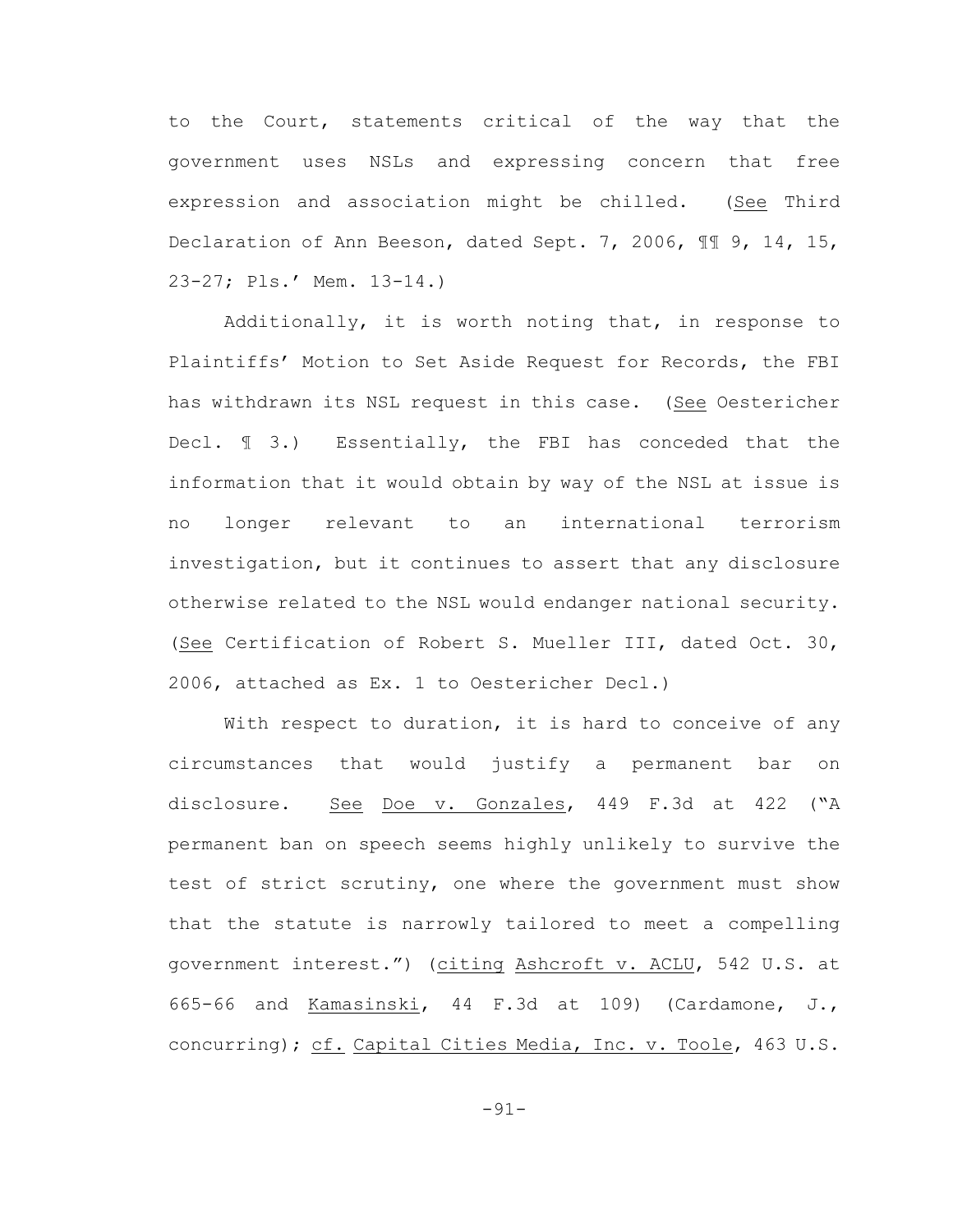to the Court, statements critical of the way that the government uses NSLs and expressing concern that free expression and association might be chilled. (See Third Declaration of Ann Beeson, dated Sept. 7, 2006, ¶¶ 9, 14, 15, 23-27; Pls.' Mem. 13-14.)

Additionally, it is worth noting that, in response to Plaintiffs' Motion to Set Aside Request for Records, the FBI has withdrawn its NSL request in this case. (See Oestericher Decl. ¶ 3.) Essentially, the FBI has conceded that the information that it would obtain by way of the NSL at issue is no longer relevant to an international terrorism investigation, but it continues to assert that any disclosure otherwise related to the NSL would endanger national security. (See Certification of Robert S. Mueller III, dated Oct. 30, 2006, attached as Ex. 1 to Oestericher Decl.)

With respect to duration, it is hard to conceive of any circumstances that would justify a permanent bar on disclosure. See Doe v. Gonzales, 449 F.3d at 422 ("A permanent ban on speech seems highly unlikely to survive the test of strict scrutiny, one where the government must show that the statute is narrowly tailored to meet a compelling government interest.") (citing Ashcroft v. ACLU, 542 U.S. at 665-66 and Kamasinski, 44 F.3d at 109) (Cardamone, J., concurring); cf. Capital Cities Media, Inc. v. Toole, 463 U.S.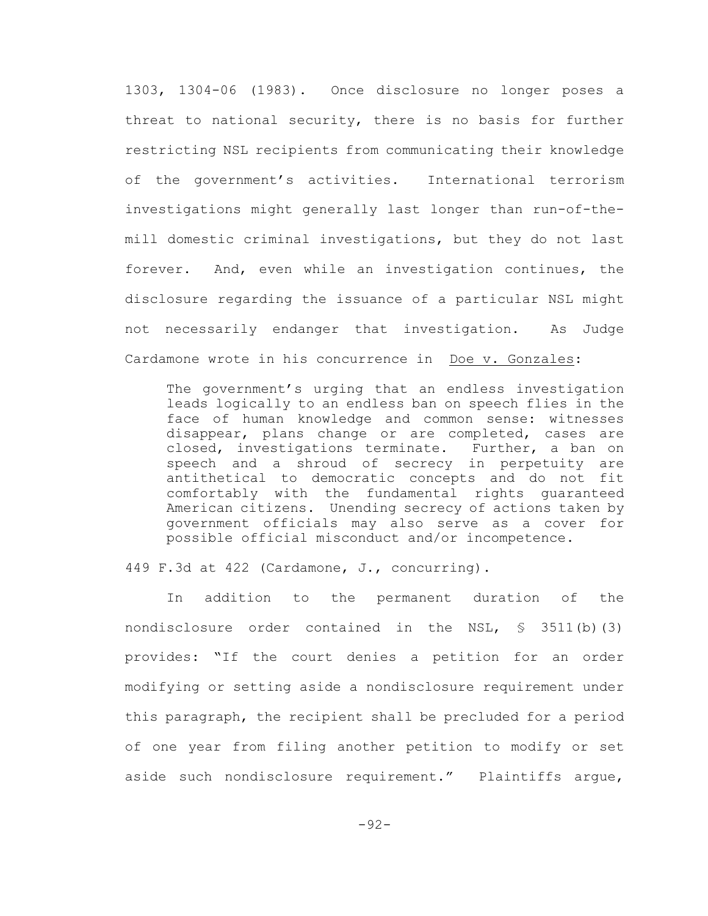1303, 1304-06 (1983). Once disclosure no longer poses a threat to national security, there is no basis for further restricting NSL recipients from communicating their knowledge of the government's activities. International terrorism investigations might generally last longer than run-of-the-mill domestic criminal investigations, but they do not last forever. And, even while an investigation continues, the disclosure regarding the issuance of a particular NSL might not necessarily endanger that investigation. As Judge Cardamone wrote in his concurrence in Doe v. Gonzales:

> The government's urging that an endless investigation leads logically to an endless ban on speech flies in the face of human knowledge and common sense: witnesses disappear, plans change or are completed, cases are closed, investigations terminate. Further, a ban on speech and a shroud of secrecy in perpetuity are antithetical to democratic concepts and do not fit comfortably with the fundamental rights guaranteed American citizens. Unending secrecy of actions taken by government officials may also serve as a cover for possible official misconduct and/or incompetence.

449 F.3d at 422 (Cardamone, J., concurring).

In addition to the permanent duration of the nondisclosure order contained in the NSL, § 3511(b)(3) provides: "If the court denies a petition for an order modifying or setting aside a nondisclosure requirement under this paragraph, the recipient shall be precluded for a period of one year from filing another petition to modify or set aside such nondisclosure requirement." Plaintiffs argue,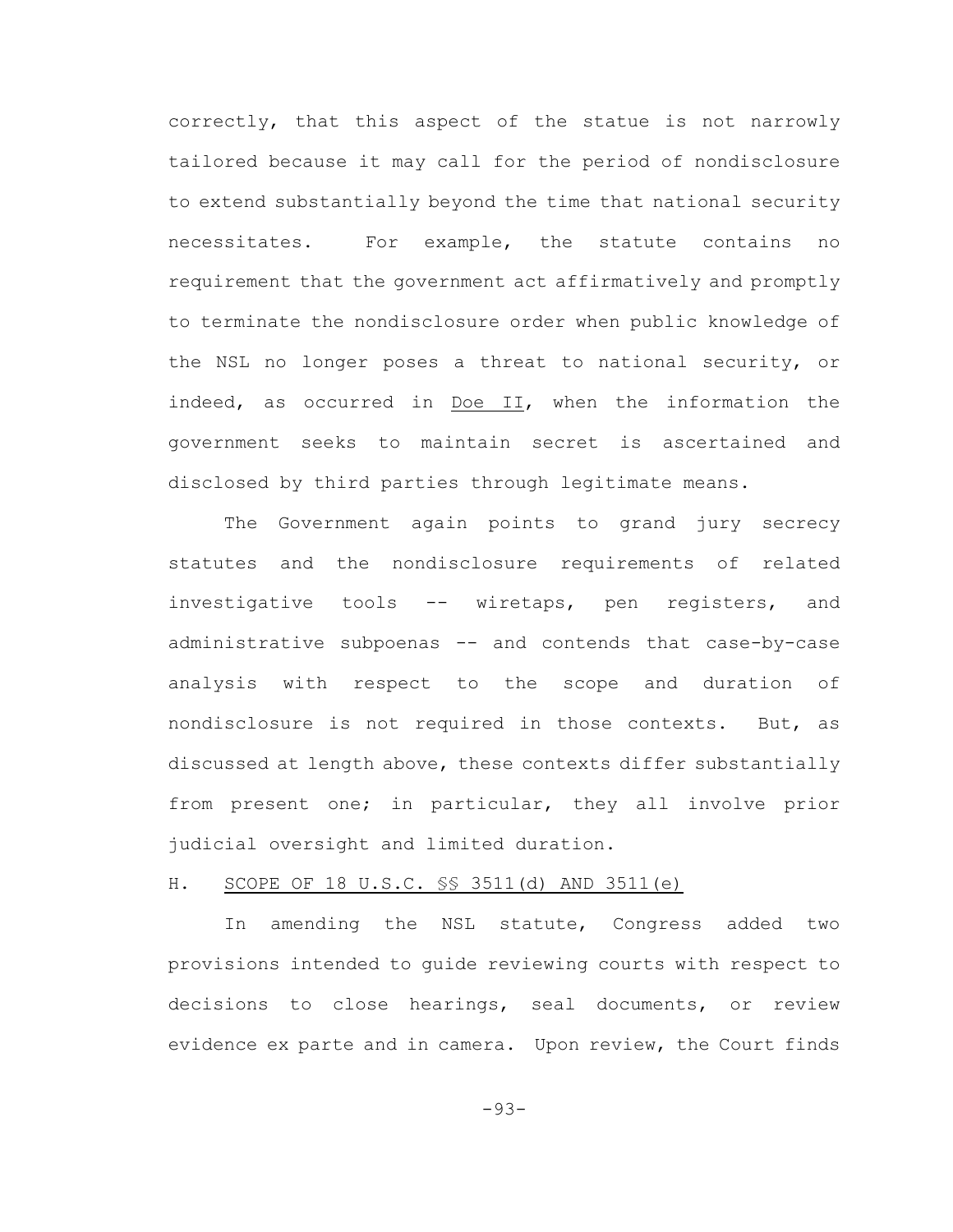correctly, that this aspect of the statue is not narrowly tailored because it may call for the period of nondisclosure to extend substantially beyond the time that national security necessitates. For example, the statute contains no requirement that the government act affirmatively and promptly to terminate the nondisclosure order when public knowledge of the NSL no longer poses a threat to national security, or indeed, as occurred in Doe II, when the information the government seeks to maintain secret is ascertained and disclosed by third parties through legitimate means.

The Government again points to grand jury secrecy statutes and the nondisclosure requirements of related investigative tools -- wiretaps, pen registers, and administrative subpoenas -- and contends that case-by-case analysis with respect to the scope and duration of nondisclosure is not required in those contexts. But, as discussed at length above, these contexts differ substantially from present one; in particular, they all involve prior judicial oversight and limited duration.

### H. SCOPE OF 18 U.S.C. §§ 3511(d) AND 3511(e)

In amending the NSL statute, Congress added two provisions intended to guide reviewing courts with respect to decisions to close hearings, seal documents, or review evidence ex parte and in camera. Upon review, the Court finds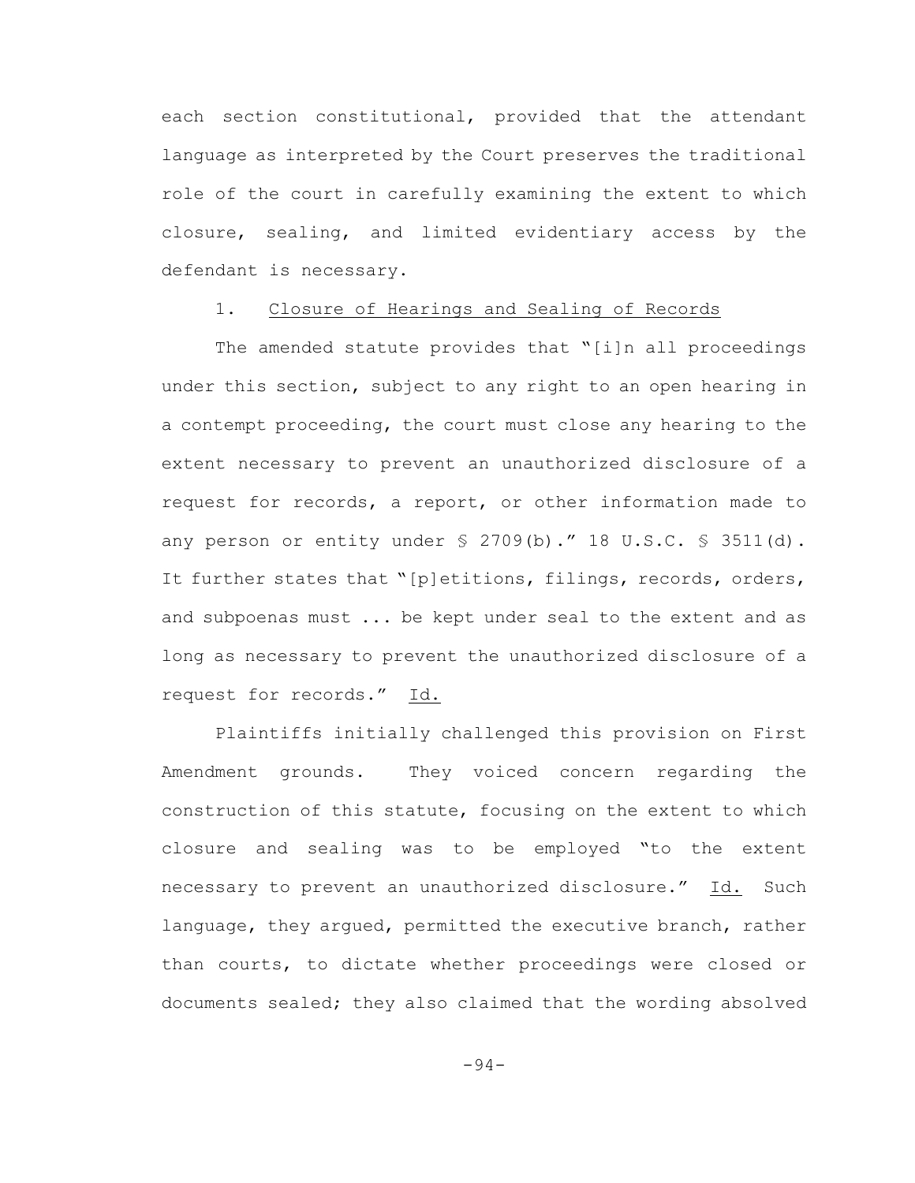each section constitutional, provided that the attendant language as interpreted by the Court preserves the traditional role of the court in carefully examining the extent to which closure, sealing, and limited evidentiary access by the defendant is necessary.

1. Closure of Hearings and Sealing of Records

The amended statute provides that "[i]n all proceedings under this section, subject to any right to an open hearing in a contempt proceeding, the court must close any hearing to the extent necessary to prevent an unauthorized disclosure of a request for records, a report, or other information made to any person or entity under § 2709(b)." 18 U.S.C. § 3511(d). It further states that "[p]etitions, filings, records, orders, and subpoenas must ... be kept under seal to the extent and as long as necessary to prevent the unauthorized disclosure of a request for records." Id.

Plaintiffs initially challenged this provision on First Amendment grounds. They voiced concern regarding the construction of this statute, focusing on the extent to which closure and sealing was to be employed "to the extent necessary to prevent an unauthorized disclosure." Id. Such language, they argued, permitted the executive branch, rather than courts, to dictate whether proceedings were closed or documents sealed; they also claimed that the wording absolved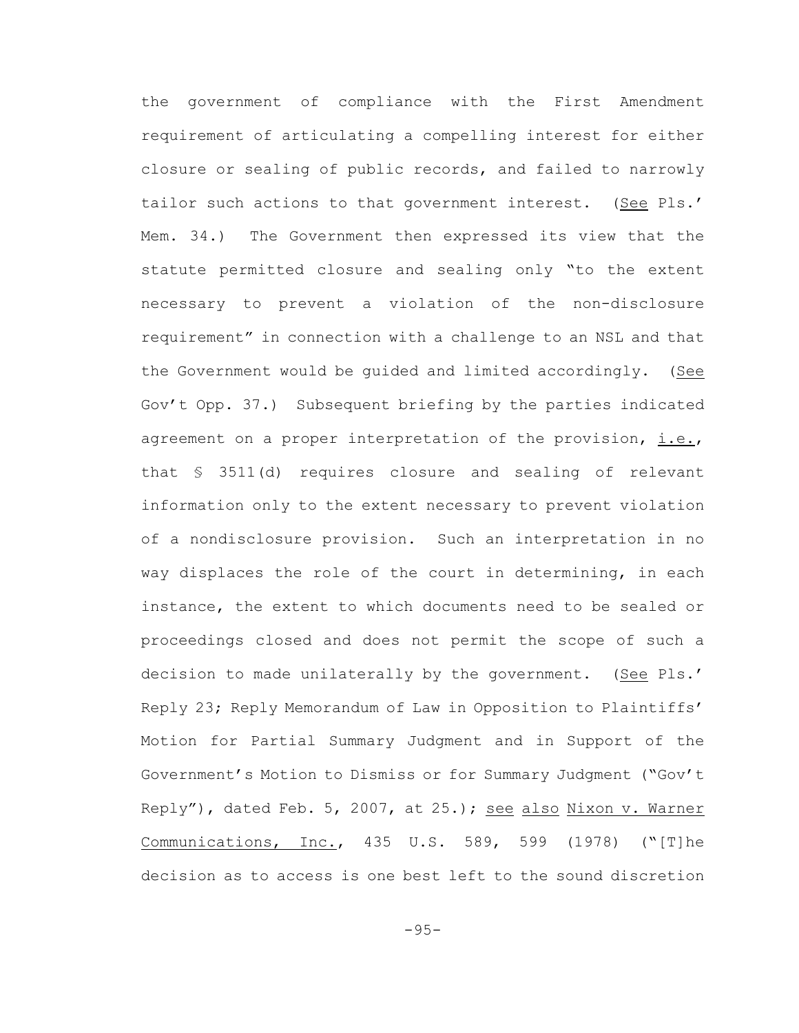the government of compliance with the First Amendment requirement of articulating a compelling interest for either closure or sealing of public records, and failed to narrowly tailor such actions to that government interest. (See Pls.' Mem. 34.) The Government then expressed its view that the statute permitted closure and sealing only "to the extent necessary to prevent a violation of the non-disclosure requirement" in connection with a challenge to an NSL and that the Government would be guided and limited accordingly. (See Gov't Opp. 37.) Subsequent briefing by the parties indicated agreement on a proper interpretation of the provision, i.e., that § 3511(d) requires closure and sealing of relevant information only to the extent necessary to prevent violation of a nondisclosure provision. Such an interpretation in no way displaces the role of the court in determining, in each instance, the extent to which documents need to be sealed or proceedings closed and does not permit the scope of such a decision to made unilaterally by the government. (See Pls.' Reply 23; Reply Memorandum of Law in Opposition to Plaintiffs' Motion for Partial Summary Judgment and in Support of the Government's Motion to Dismiss or for Summary Judgment ("Gov't Reply"), dated Feb. 5, 2007, at 25.); see also Nixon v. Warner Communications, Inc., 435 U.S. 589, 599 (1978) ("[T]he decision as to access is one best left to the sound discretion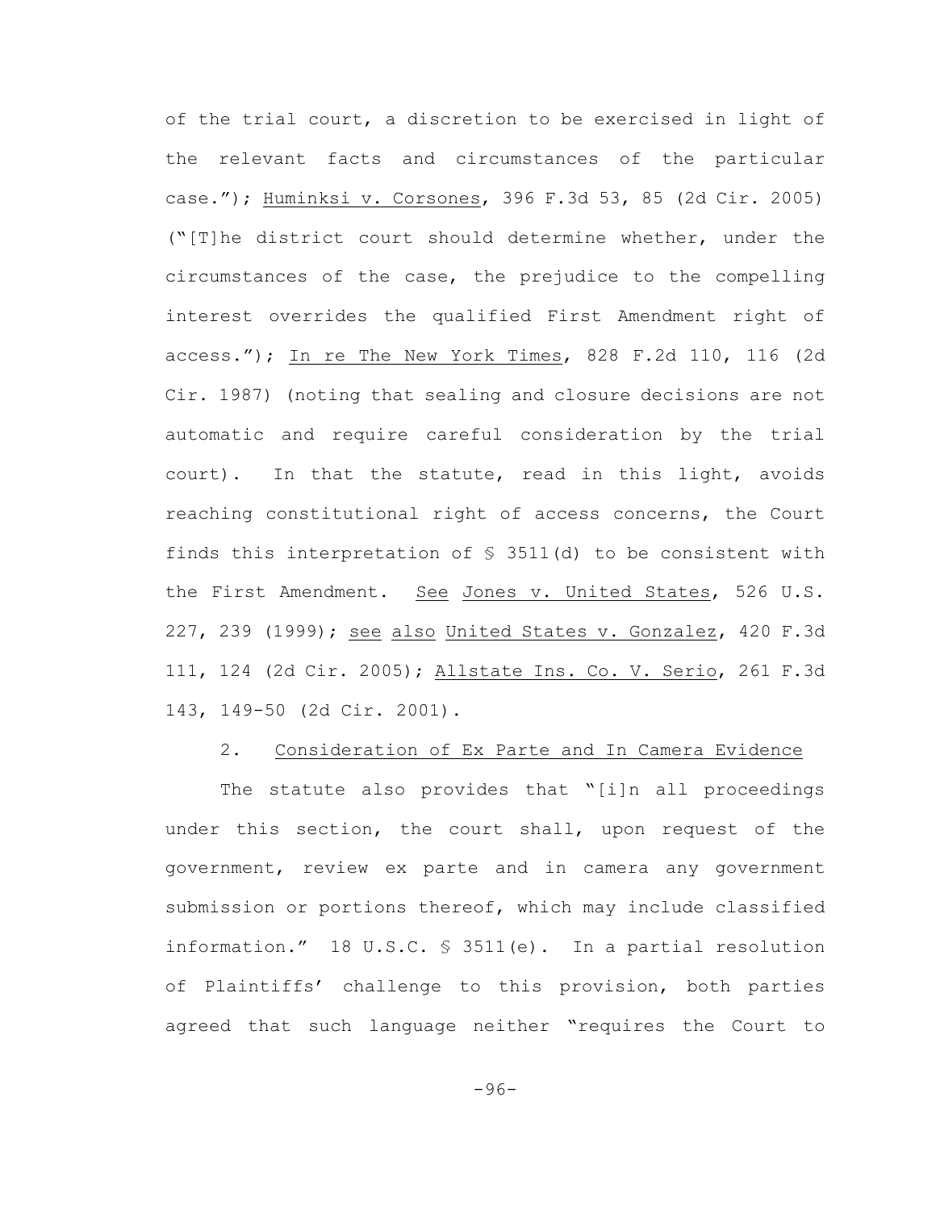of the trial court, a discretion to be exercised in light of the relevant facts and circumstances of the particular case."); Huminksi v. Corsones, 396 F.3d 53, 85 (2d Cir. 2005) ("[T]he district court should determine whether, under the circumstances of the case, the prejudice to the compelling interest overrides the qualified First Amendment right of access."); In re The New York Times, 828 F.2d 110, 116 (2d Cir. 1987) (noting that sealing and closure decisions are not automatic and require careful consideration by the trial court). In that the statute, read in this light, avoids reaching constitutional right of access concerns, the Court finds this interpretation of § 3511(d) to be consistent with the First Amendment. See Jones v. United States, 526 U.S. 227, 239 (1999); see also United States v. Gonzalez, 420 F.3d 111, 124 (2d Cir. 2005); Allstate Ins. Co. V. Serio, 261 F.3d 143, 149-50 (2d Cir. 2001).

2. Consideration of Ex Parte and In Camera Evidence

The statute also provides that "[i]n all proceedings under this section, the court shall, upon request of the government, review ex parte and in camera any government submission or portions thereof, which may include classified information." 18 U.S.C. § 3511(e). In a partial resolution of Plaintiffs' challenge to this provision, both parties agreed that such language neither "requires the Court to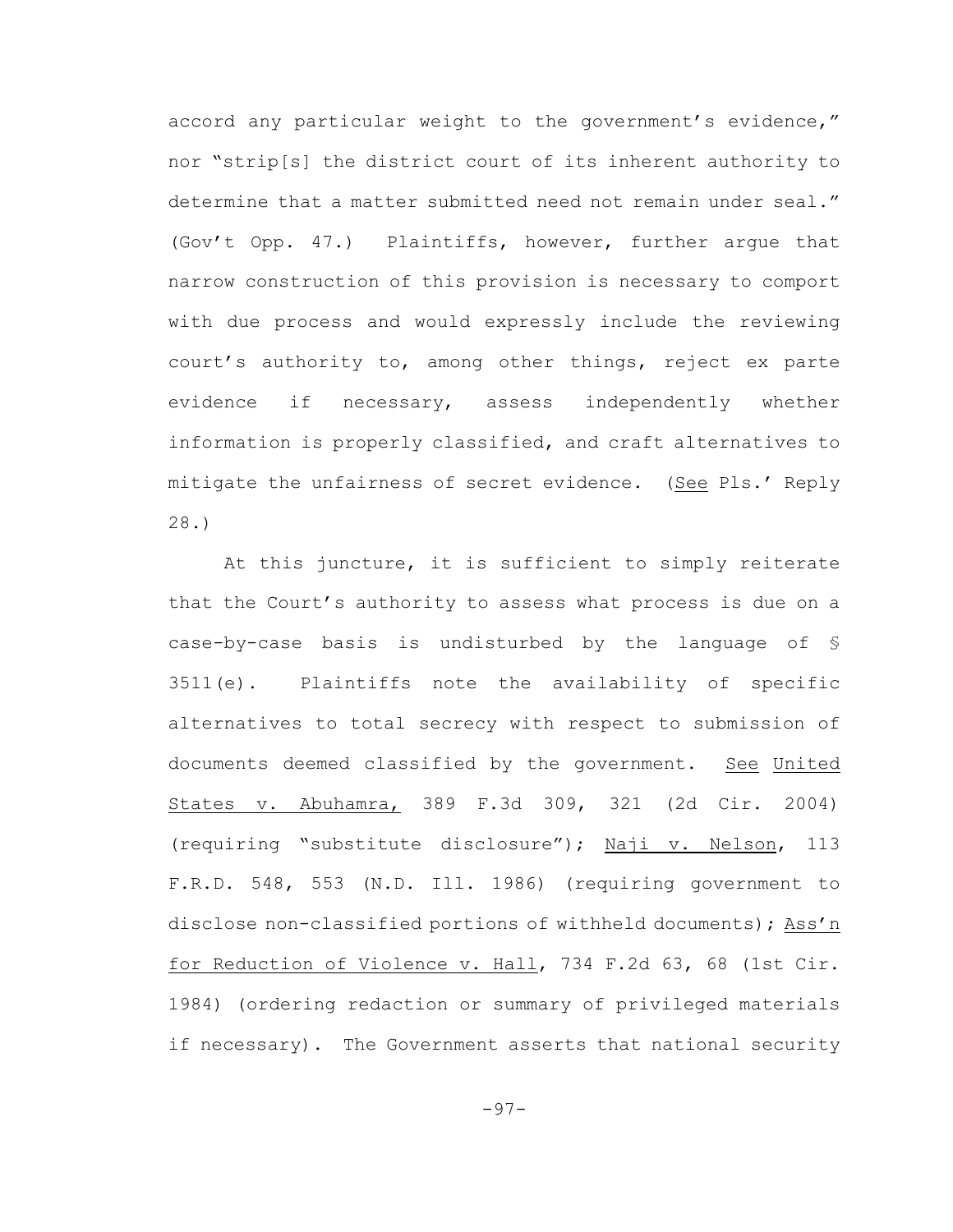accord any particular weight to the government's evidence," nor "strip[s] the district court of its inherent authority to determine that a matter submitted need not remain under seal." (Gov't Opp. 47.) Plaintiffs, however, further argue that narrow construction of this provision is necessary to comport with due process and would expressly include the reviewing court's authority to, among other things, reject ex parte evidence if necessary, assess independently whether information is properly classified, and craft alternatives to mitigate the unfairness of secret evidence. (See Pls.' Reply 28.)

At this juncture, it is sufficient to simply reiterate that the Court's authority to assess what process is due on a case-by-case basis is undisturbed by the language of § 3511(e). Plaintiffs note the availability of specific alternatives to total secrecy with respect to submission of documents deemed classified by the government. See United States v. Abuhamra, 389 F.3d 309, 321 (2d Cir. 2004) (requiring "substitute disclosure"); Naji v. Nelson, 113 F.R.D. 548, 553 (N.D. Ill. 1986) (requiring government to disclose non-classified portions of withheld documents); Ass'n for Reduction of Violence v. Hall, 734 F.2d 63, 68 (1st Cir. 1984) (ordering redaction or summary of privileged materials if necessary). The Government asserts that national security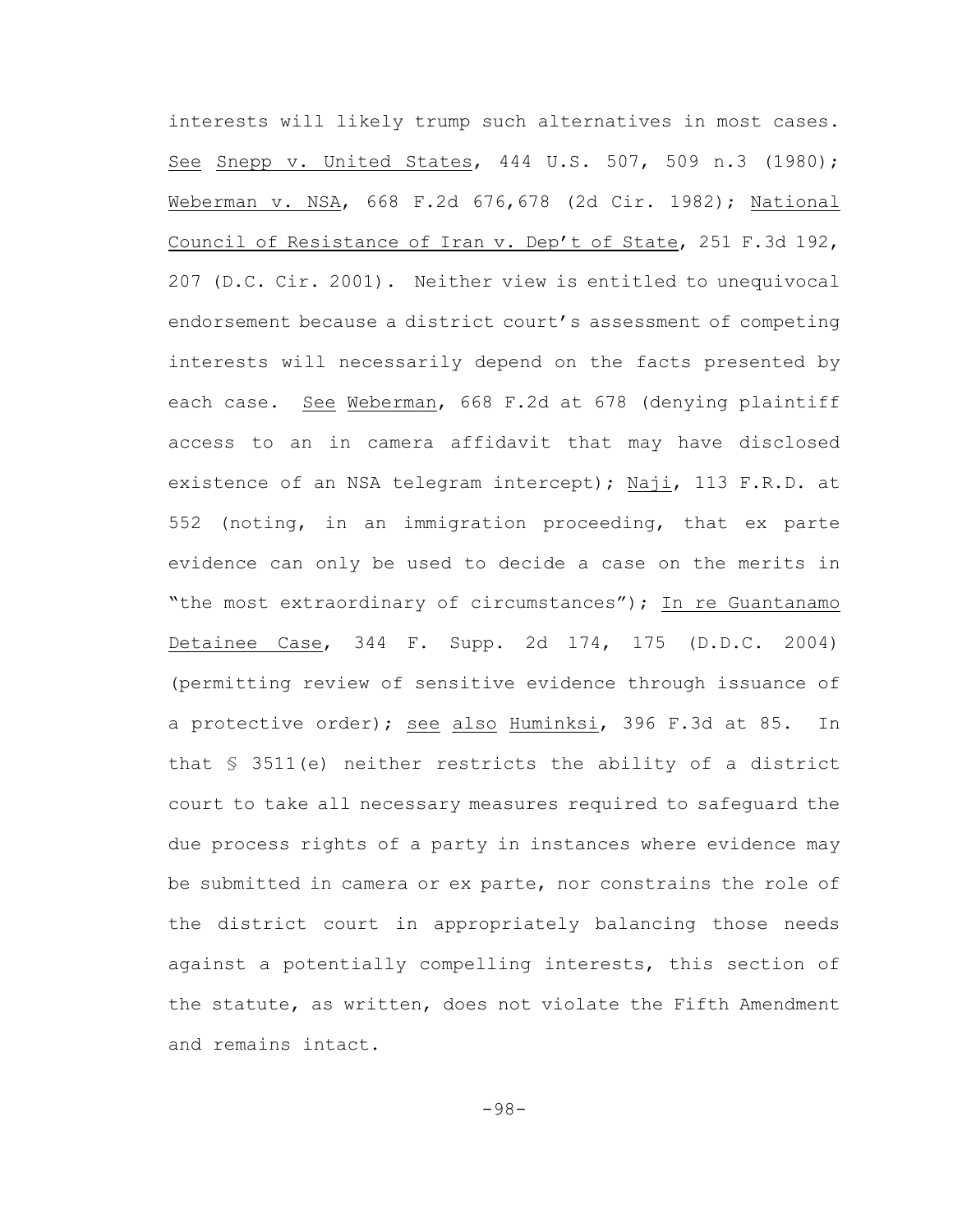interests will likely trump such alternatives in most cases. See Snepp v. United States, 444 U.S. 507, 509 n.3 (1980); Weberman v. NSA, 668 F.2d 676,678 (2d Cir. 1982); National Council of Resistance of Iran v. Dep't of State, 251 F.3d 192, 207 (D.C. Cir. 2001). Neither view is entitled to unequivocal endorsement because a district court's assessment of competing interests will necessarily depend on the facts presented by each case. See Weberman, 668 F.2d at 678 (denying plaintiff access to an in camera affidavit that may have disclosed existence of an NSA telegram intercept); Naji, 113 F.R.D. at 552 (noting, in an immigration proceeding, that ex parte evidence can only be used to decide a case on the merits in "the most extraordinary of circumstances"); In re Guantanamo Detainee Case, 344 F. Supp. 2d 174, 175 (D.D.C. 2004) (permitting review of sensitive evidence through issuance of a protective order); see also Huminksi, 396 F.3d at 85. In that § 3511(e) neither restricts the ability of a district court to take all necessary measures required to safeguard the due process rights of a party in instances where evidence may be submitted in camera or ex parte, nor constrains the role of the district court in appropriately balancing those needs against a potentially compelling interests, this section of the statute, as written, does not violate the Fifth Amendment and remains intact.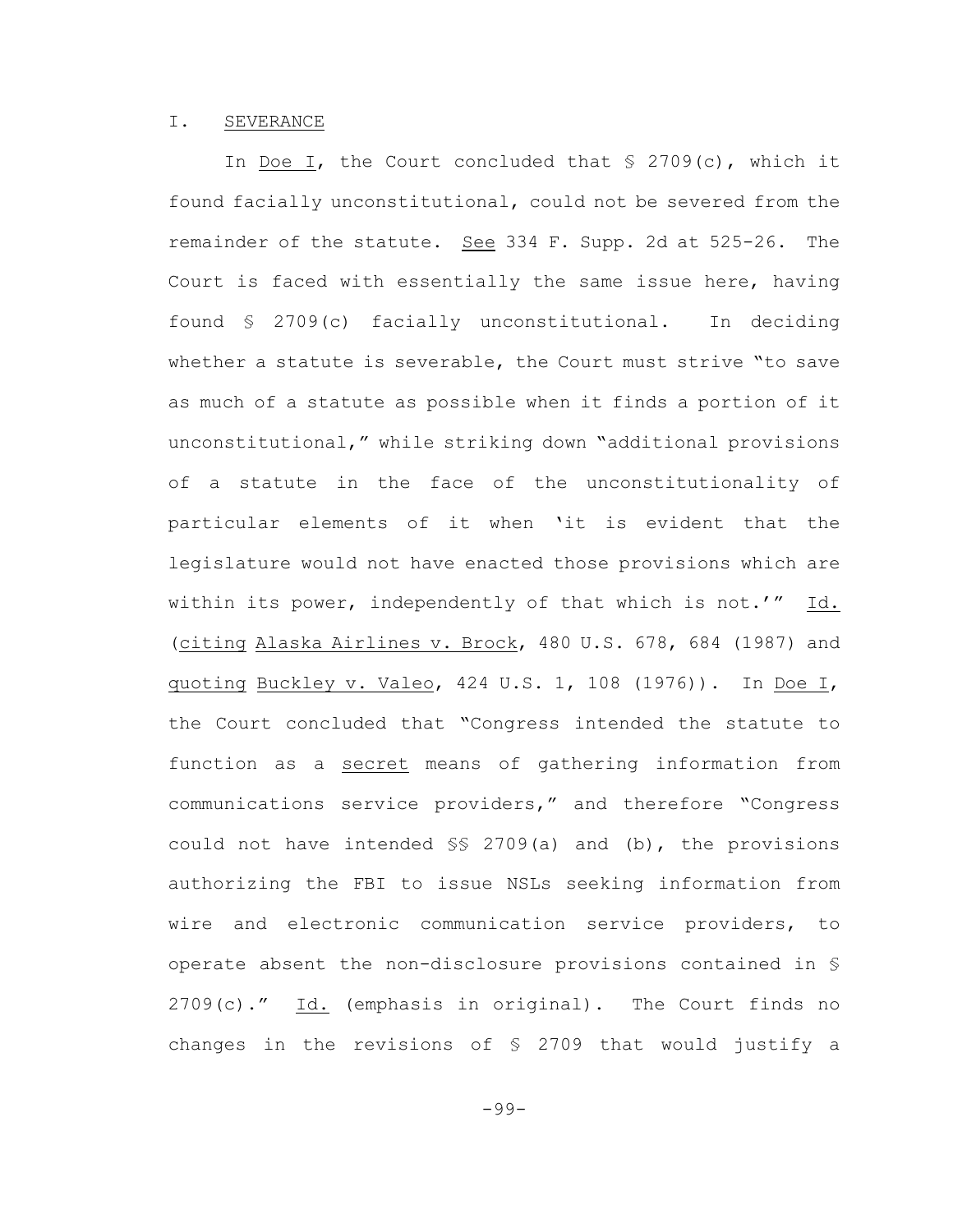## I. SEVERANCE

In Doe I, the Court concluded that § 2709(c), which it found facially unconstitutional, could not be severed from the remainder of the statute. See 334 F. Supp. 2d at 525-26. The Court is faced with essentially the same issue here, having found § 2709(c) facially unconstitutional. In deciding whether a statute is severable, the Court must strive "to save as much of a statute as possible when it finds a portion of it unconstitutional," while striking down "additional provisions of a statute in the face of the unconstitutionality of particular elements of it when 'it is evident that the legislature would not have enacted those provisions which are within its power, independently of that which is not.'" Id. (citing Alaska Airlines v. Brock, 480 U.S. 678, 684 (1987) and quoting Buckley v. Valeo, 424 U.S. 1, 108 (1976)). In Doe I, the Court concluded that "Congress intended the statute to function as a secret means of gathering information from communications service providers," and therefore "Congress could not have intended §§ 2709(a) and (b), the provisions authorizing the FBI to issue NSLs seeking information from wire and electronic communication service providers, to operate absent the non-disclosure provisions contained in § 2709(c)." Id. (emphasis in original). The Court finds no changes in the revisions of § 2709 that would justify a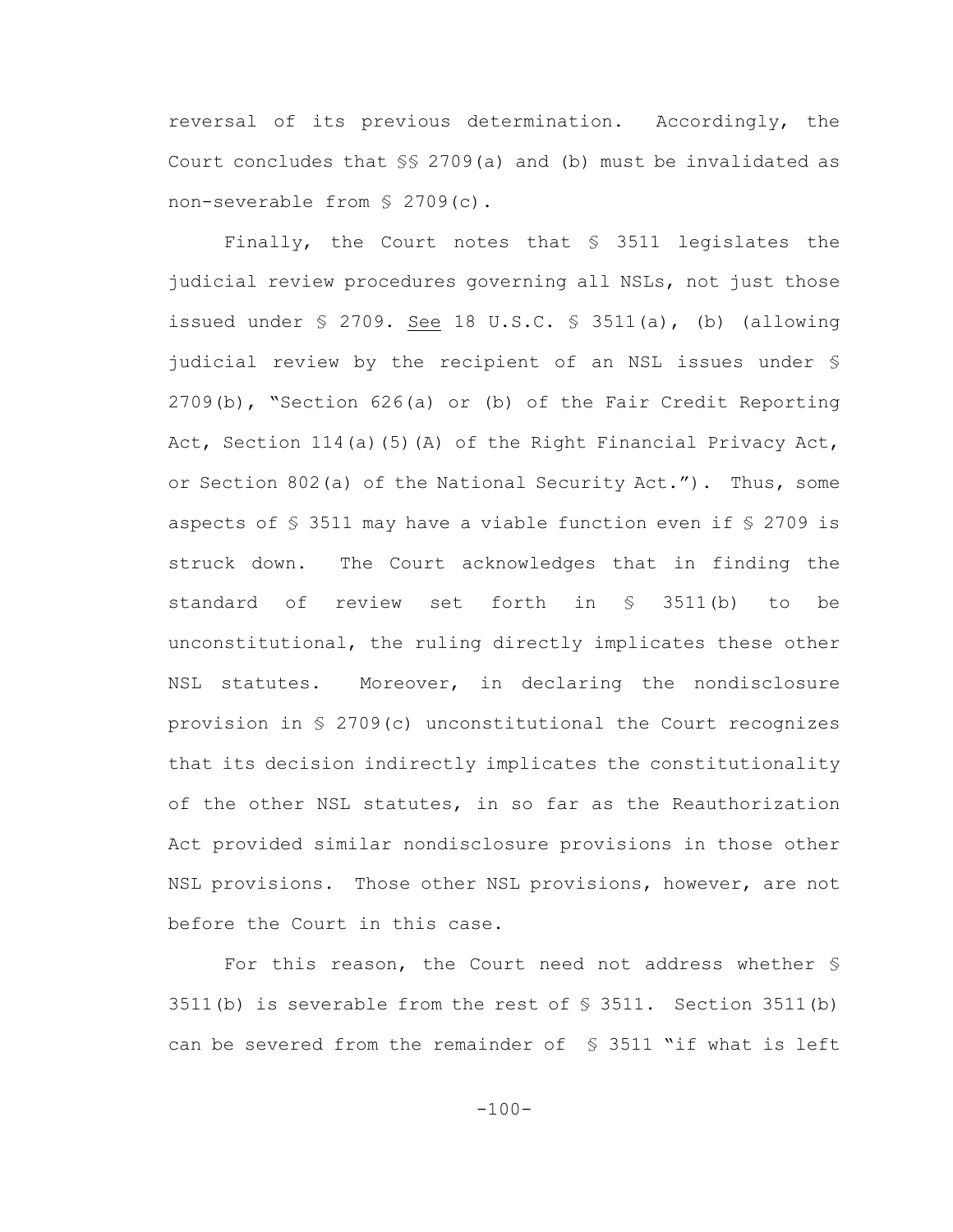reversal of its previous determination. Accordingly, the Court concludes that §§ 2709(a) and (b) must be invalidated as non-severable from § 2709(c).

Finally, the Court notes that § 3511 legislates the judicial review procedures governing all NSLs, not just those issued under § 2709. See 18 U.S.C. § 3511(a), (b) (allowing judicial review by the recipient of an NSL issues under § 2709(b), "Section 626(a) or (b) of the Fair Credit Reporting Act, Section 114(a)(5)(A) of the Right Financial Privacy Act, or Section 802(a) of the National Security Act."). Thus, some aspects of § 3511 may have a viable function even if § 2709 is struck down. The Court acknowledges that in finding the standard of review set forth in § 3511(b) to be unconstitutional, the ruling directly implicates these other NSL statutes. Moreover, in declaring the nondisclosure provision in § 2709(c) unconstitutional the Court recognizes that its decision indirectly implicates the constitutionality of the other NSL statutes, in so far as the Reauthorization Act provided similar nondisclosure provisions in those other NSL provisions. Those other NSL provisions, however, are not before the Court in this case.

For this reason, the Court need not address whether § 3511(b) is severable from the rest of § 3511. Section 3511(b) can be severed from the remainder of § 3511 "if what is left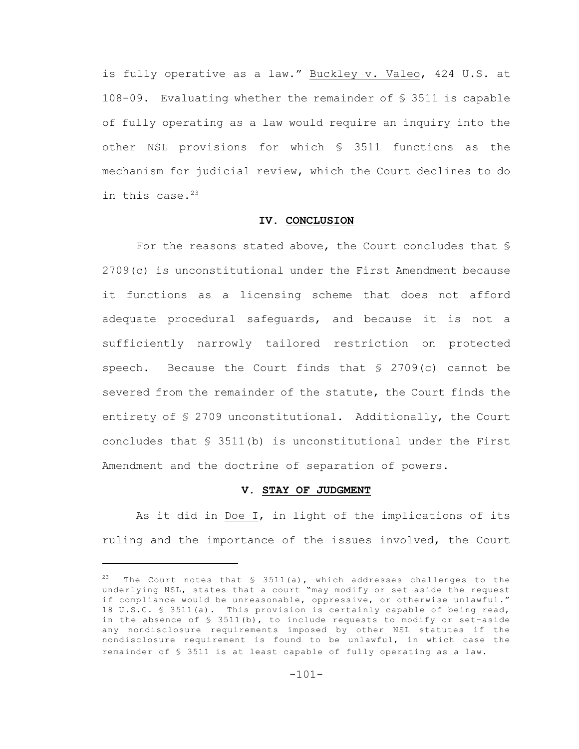is fully operative as a law." Buckley v. Valeo, 424 U.S. at 108-09. Evaluating whether the remainder of § 3511 is capable of fully operating as a law would require an inquiry into the other NSL provisions for which § 3511 functions as the mechanism for judicial review, which the Court declines to do in this case.[23]

## IV. CONCLUSION

For the reasons stated above, the Court concludes that § 2709(c) is unconstitutional under the First Amendment because it functions as a licensing scheme that does not afford adequate procedural safeguards, and because it is not a sufficiently narrowly tailored restriction on protected speech. Because the Court finds that § 2709(c) cannot be severed from the remainder of the statute, the Court finds the entirety of § 2709 unconstitutional. Additionally, the Court concludes that § 3511(b) is unconstitutional under the First Amendment and the doctrine of separation of powers.

## V. STAY OF JUDGMENT

As it did in Doe I, in light of the implications of its ruling and the importance of the issues involved, the Court

---

[23] The Court notes that § 3511(a), which addresses challenges to the underlying NSL, states that a court "may modify or set aside the request if compliance would be unreasonable, oppressive, or otherwise unlawful." 18 U.S.C. § 3511(a). This provision is certainly capable of being read, in the absence of § 3511(b), to include requests to modify or set-aside any nondisclosure requirements imposed by other NSL statutes if the nondisclosure requirement is found to be unlawful, in which case the remainder of § 3511 is at least capable of fully operating as a law.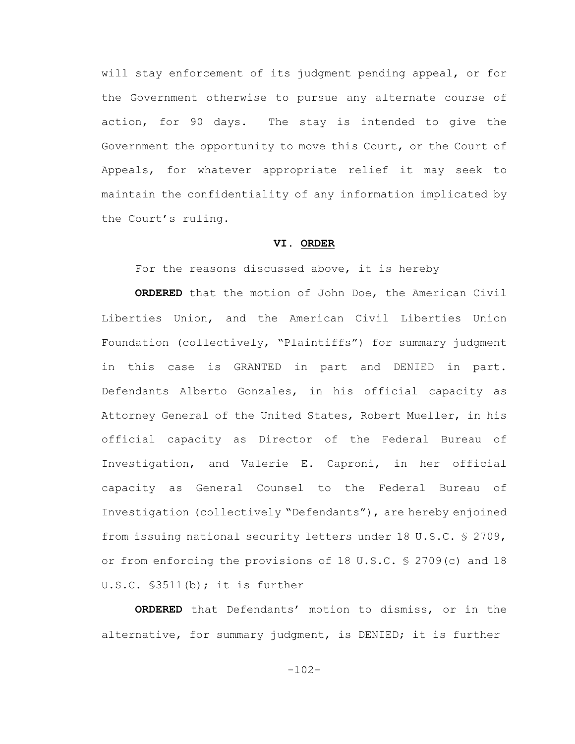will stay enforcement of its judgment pending appeal, or for the Government otherwise to pursue any alternate course of action, for 90 days. The stay is intended to give the Government the opportunity to move this Court, or the Court of Appeals, for whatever appropriate relief it may seek to maintain the confidentiality of any information implicated by the Court's ruling.

## VI. ORDER

For the reasons discussed above, it is hereby

**ORDERED** that the motion of John Doe, the American Civil Liberties Union, and the American Civil Liberties Union Foundation (collectively, "Plaintiffs") for summary judgment in this case is GRANTED in part and DENIED in part. Defendants Alberto Gonzales, in his official capacity as Attorney General of the United States, Robert Mueller, in his official capacity as Director of the Federal Bureau of Investigation, and Valerie E. Caproni, in her official capacity as General Counsel to the Federal Bureau of Investigation (collectively "Defendants"), are hereby enjoined from issuing national security letters under 18 U.S.C. § 2709, or from enforcing the provisions of 18 U.S.C. § 2709(c) and 18 U.S.C. §3511(b); it is further

**ORDERED** that Defendants' motion to dismiss, or in the alternative, for summary judgment, is DENIED; it is further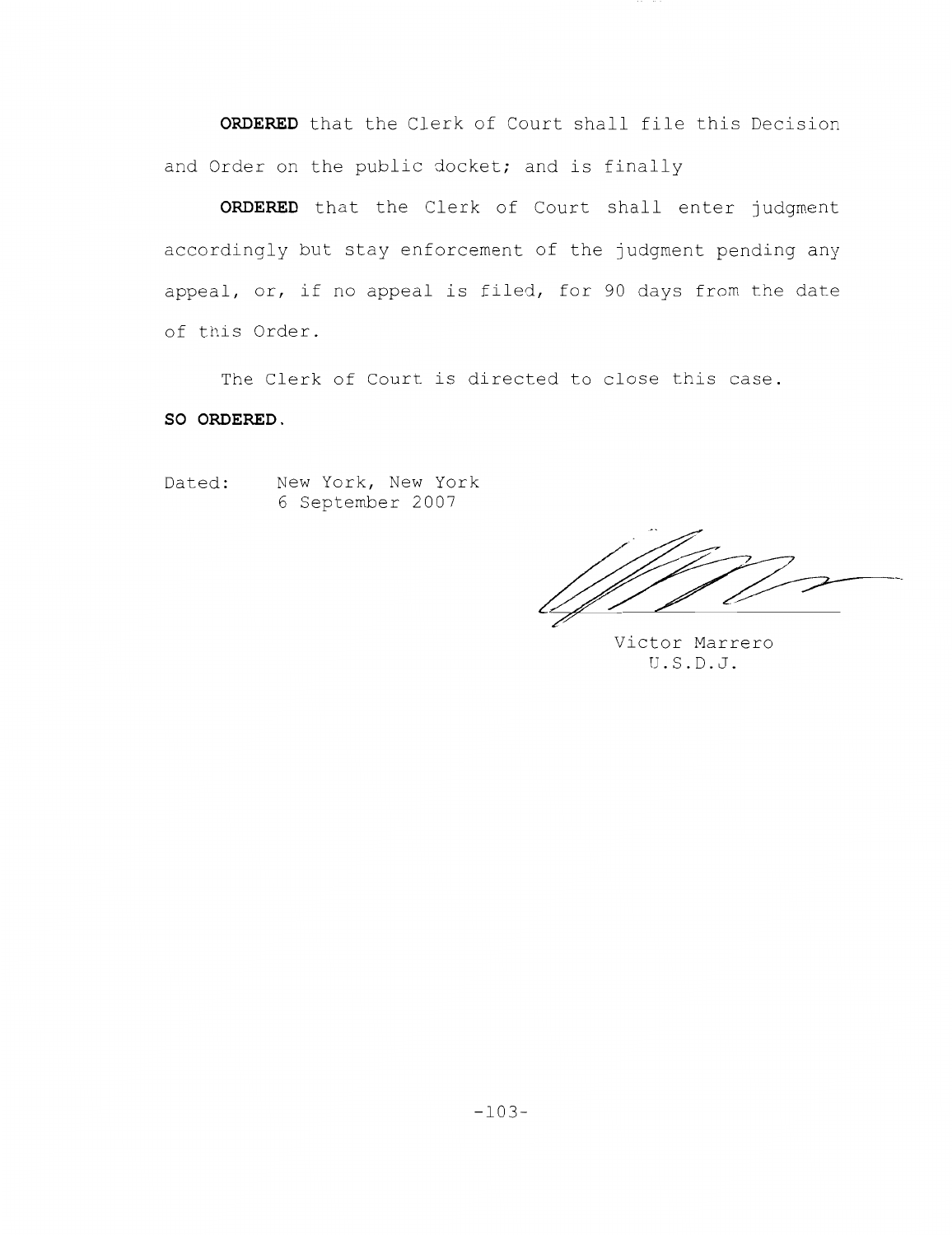**ORDERED** that the Clerk of Court shall file this Decision and Order on the public docket; and is finally

**ORDERED** that the Clerk of Court shall enter judgment accordingly but stay enforcement of the judgment pending any appeal, or, if no appeal is filed, for 90 days from the date of this Order.

The Clerk of Court is directed to close this case.

**SO ORDERED.**

Dated: New York, New York
6 September 2007

Victor Marrero
U.S.D.J.